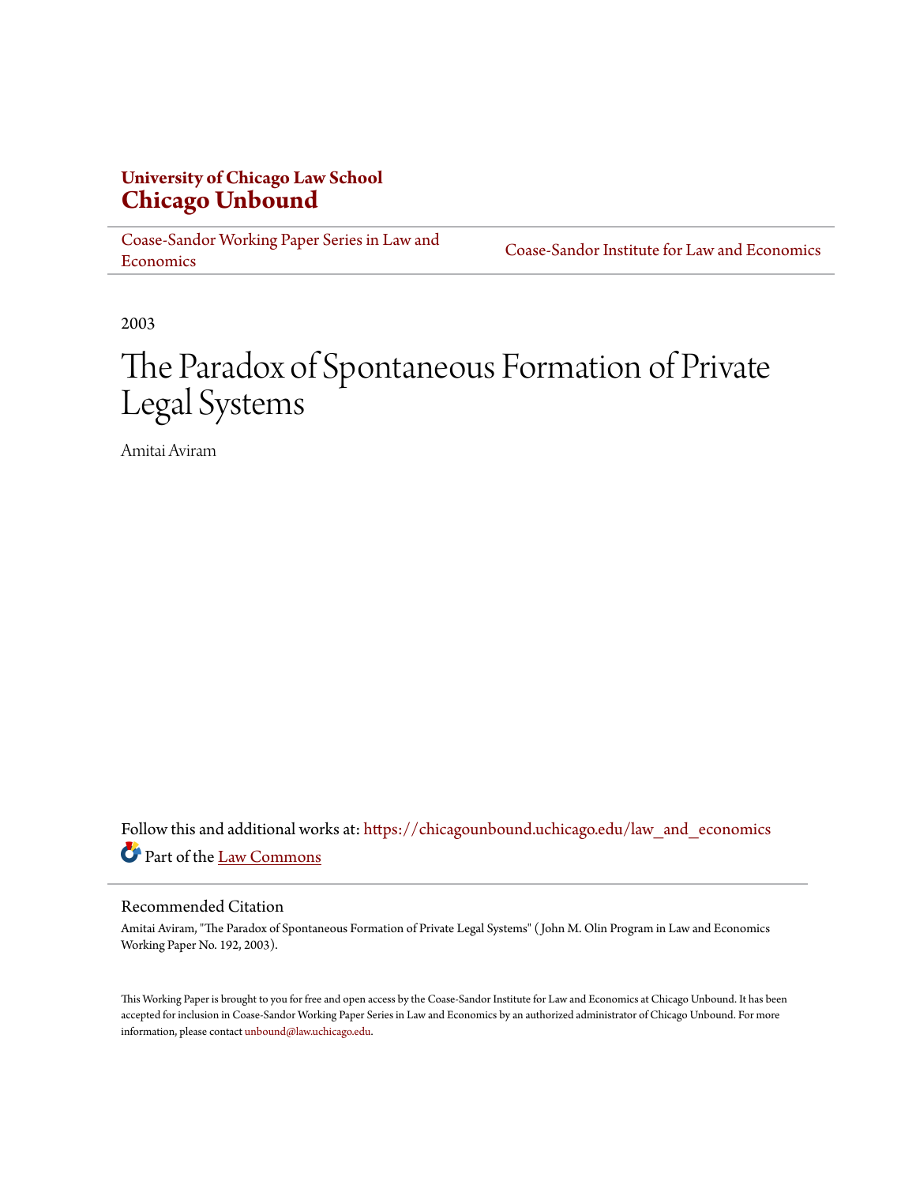**University of Chicago Law School**
# Chicago Unbound

Coase-Sandor Working Paper Series in Law and Economics | Coase-Sandor Institute for Law and Economics

2003

# The Paradox of Spontaneous Formation of Private Legal Systems

Amitai Aviram

Follow this and additional works at: https://chicagounbound.uchicago.edu/law_and_economics

Part of the Law Commons

## Recommended Citation

Amitai Aviram, "The Paradox of Spontaneous Formation of Private Legal Systems" ( John M. Olin Program in Law and Economics Working Paper No. 192, 2003).

This Working Paper is brought to you for free and open access by the Coase-Sandor Institute for Law and Economics at Chicago Unbound. It has been accepted for inclusion in Coase-Sandor Working Paper Series in Law and Economics by an authorized administrator of Chicago Unbound. For more information, please contact unbound@law.uchicago.edu.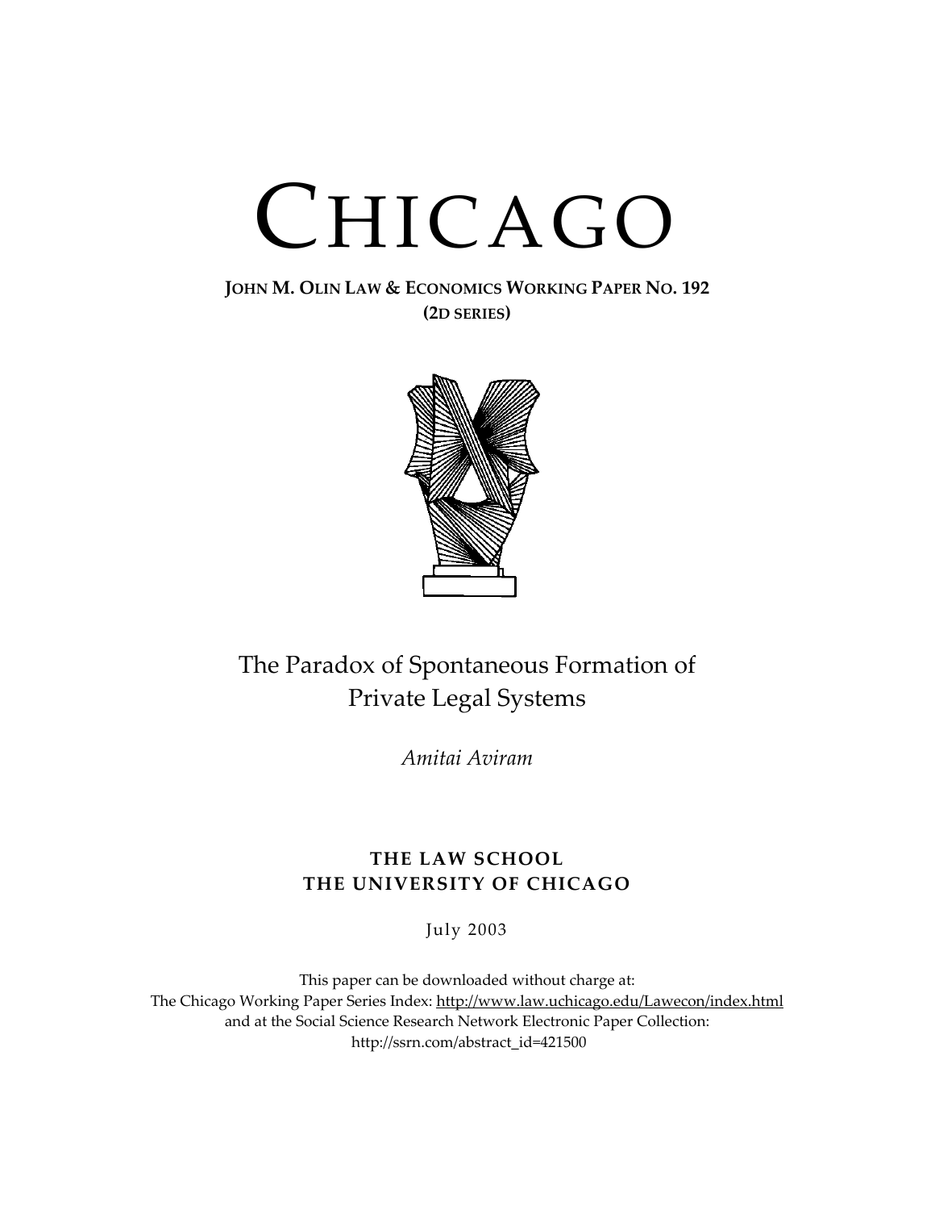# CHICAGO

**JOHN M. OLIN LAW & ECONOMICS WORKING PAPER NO. 192**
**(2D SERIES)**

## The Paradox of Spontaneous Formation of Private Legal Systems

*Amitai Aviram*

**THE LAW SCHOOL**
**THE UNIVERSITY OF CHICAGO**

July 2003

This paper can be downloaded without charge at:
The Chicago Working Paper Series Index: http://www.law.uchicago.edu/Lawecon/index.html
and at the Social Science Research Network Electronic Paper Collection:
http://ssrn.com/abstract_id=421500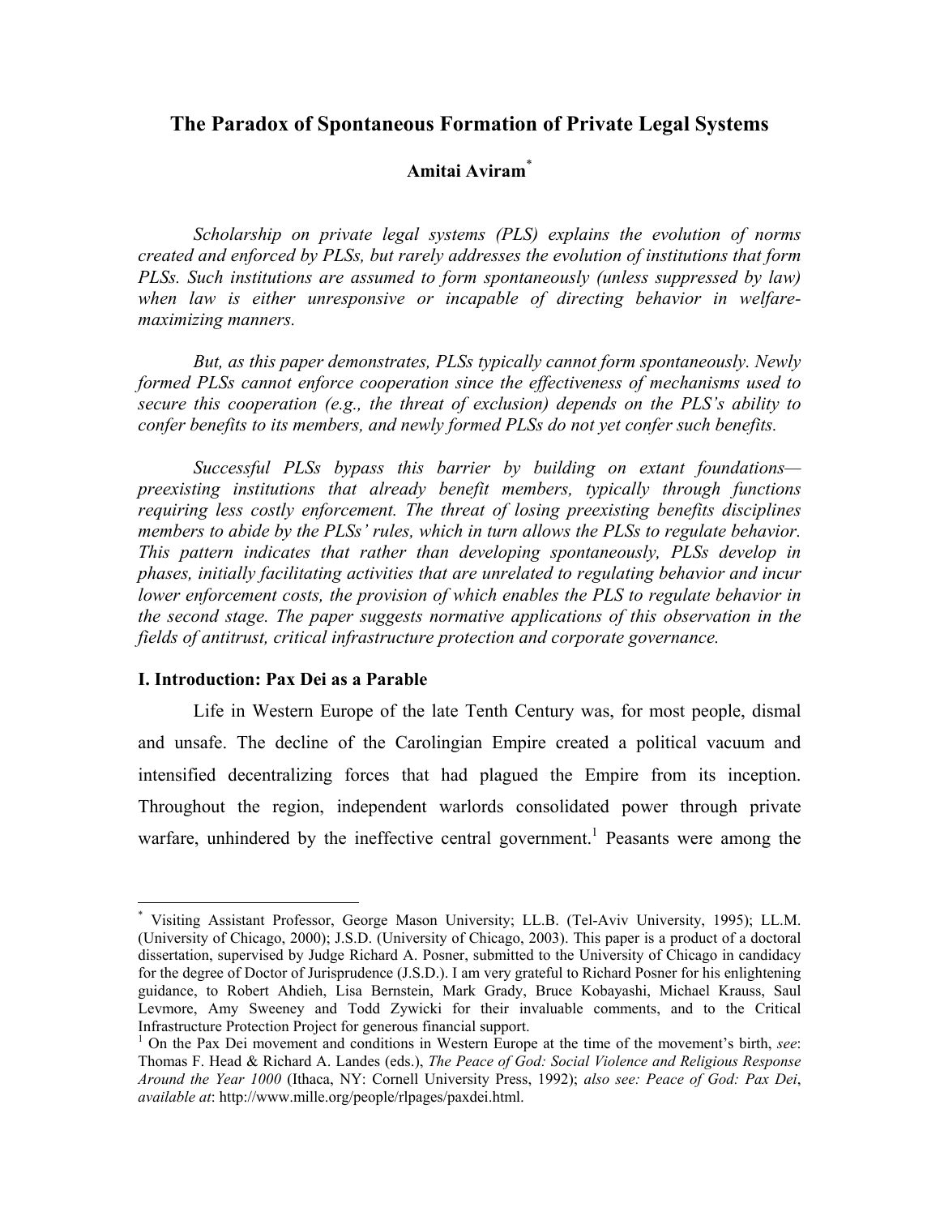# The Paradox of Spontaneous Formation of Private Legal Systems

**Amitai Aviram***

*Scholarship on private legal systems (PLS) explains the evolution of norms created and enforced by PLSs, but rarely addresses the evolution of institutions that form PLSs. Such institutions are assumed to form spontaneously (unless suppressed by law) when law is either unresponsive or incapable of directing behavior in welfare-maximizing manners.*

*But, as this paper demonstrates, PLSs typically cannot form spontaneously. Newly formed PLSs cannot enforce cooperation since the effectiveness of mechanisms used to secure this cooperation (e.g., the threat of exclusion) depends on the PLS's ability to confer benefits to its members, and newly formed PLSs do not yet confer such benefits.*

*Successful PLSs bypass this barrier by building on extant foundations—preexisting institutions that already benefit members, typically through functions requiring less costly enforcement. The threat of losing preexisting benefits disciplines members to abide by the PLSs' rules, which in turn allows the PLSs to regulate behavior. This pattern indicates that rather than developing spontaneously, PLSs develop in phases, initially facilitating activities that are unrelated to regulating behavior and incur lower enforcement costs, the provision of which enables the PLS to regulate behavior in the second stage. The paper suggests normative applications of this observation in the fields of antitrust, critical infrastructure protection and corporate governance.*

## I. Introduction: Pax Dei as a Parable

Life in Western Europe of the late Tenth Century was, for most people, dismal and unsafe. The decline of the Carolingian Empire created a political vacuum and intensified decentralizing forces that had plagued the Empire from its inception. Throughout the region, independent warlords consolidated power through private warfare, unhindered by the ineffective central government.[1] Peasants were among the

---

\* Visiting Assistant Professor, George Mason University; LL.B. (Tel-Aviv University, 1995); LL.M. (University of Chicago, 2000); J.S.D. (University of Chicago, 2003). This paper is a product of a doctoral dissertation, supervised by Judge Richard A. Posner, submitted to the University of Chicago in candidacy for the degree of Doctor of Jurisprudence (J.S.D.). I am very grateful to Richard Posner for his enlightening guidance, to Robert Ahdieh, Lisa Bernstein, Mark Grady, Bruce Kobayashi, Michael Krauss, Saul Levmore, Amy Sweeney and Todd Zywicki for their invaluable comments, and to the Critical Infrastructure Protection Project for generous financial support.

[1] On the Pax Dei movement and conditions in Western Europe at the time of the movement's birth, *see*: Thomas F. Head & Richard A. Landes (eds.), *The Peace of God: Social Violence and Religious Response Around the Year 1000* (Ithaca, NY: Cornell University Press, 1992); *also see: Peace of God: Pax Dei*, *available at*: http://www.mille.org/people/rlpages/paxdei.html.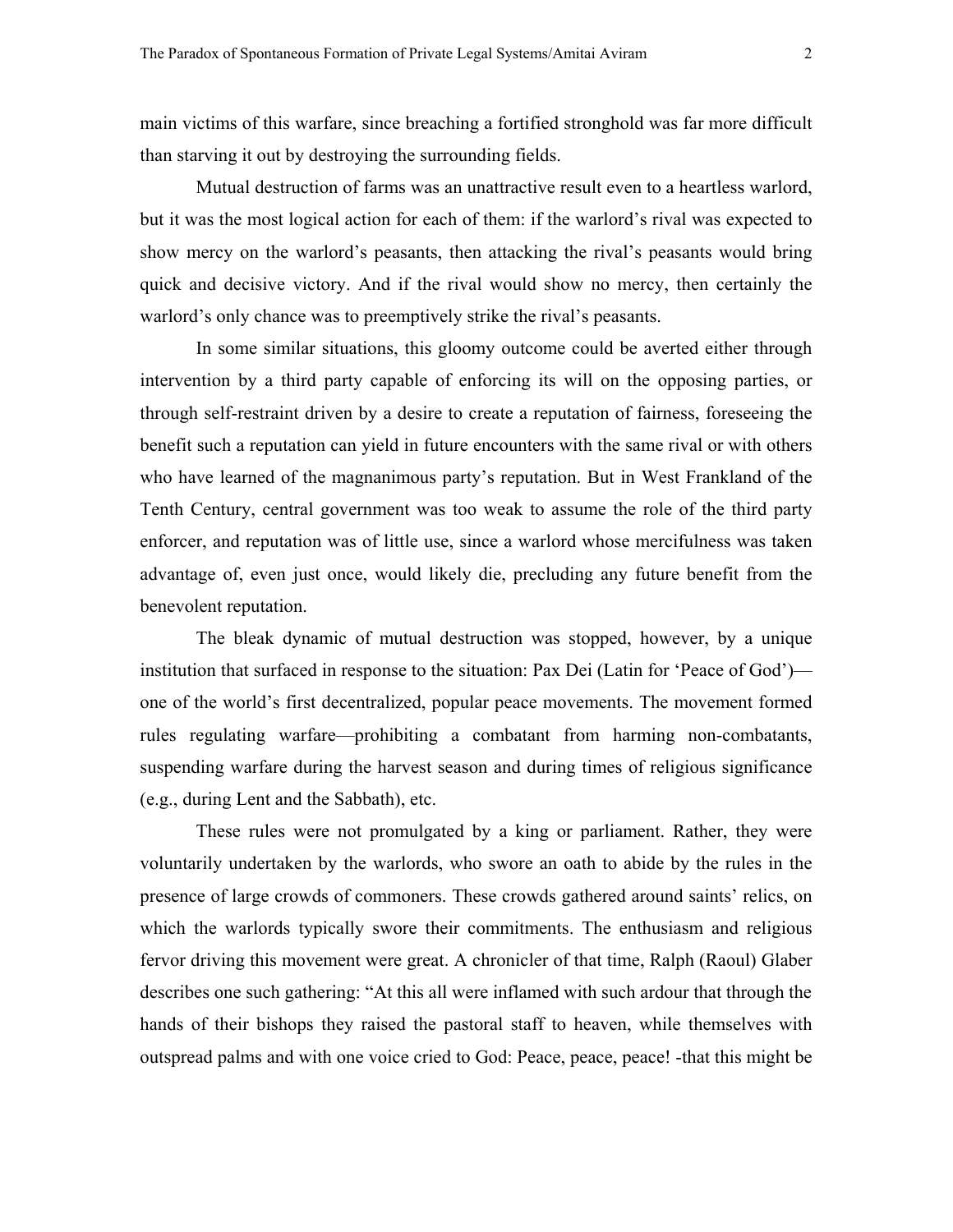main victims of this warfare, since breaching a fortified stronghold was far more difficult than starving it out by destroying the surrounding fields.

Mutual destruction of farms was an unattractive result even to a heartless warlord, but it was the most logical action for each of them: if the warlord's rival was expected to show mercy on the warlord's peasants, then attacking the rival's peasants would bring quick and decisive victory. And if the rival would show no mercy, then certainly the warlord's only chance was to preemptively strike the rival's peasants.

In some similar situations, this gloomy outcome could be averted either through intervention by a third party capable of enforcing its will on the opposing parties, or through self-restraint driven by a desire to create a reputation of fairness, foreseeing the benefit such a reputation can yield in future encounters with the same rival or with others who have learned of the magnanimous party's reputation. But in West Frankland of the Tenth Century, central government was too weak to assume the role of the third party enforcer, and reputation was of little use, since a warlord whose mercifulness was taken advantage of, even just once, would likely die, precluding any future benefit from the benevolent reputation.

The bleak dynamic of mutual destruction was stopped, however, by a unique institution that surfaced in response to the situation: Pax Dei (Latin for 'Peace of God')—one of the world's first decentralized, popular peace movements. The movement formed rules regulating warfare—prohibiting a combatant from harming non-combatants, suspending warfare during the harvest season and during times of religious significance (e.g., during Lent and the Sabbath), etc.

These rules were not promulgated by a king or parliament. Rather, they were voluntarily undertaken by the warlords, who swore an oath to abide by the rules in the presence of large crowds of commoners. These crowds gathered around saints' relics, on which the warlords typically swore their commitments. The enthusiasm and religious fervor driving this movement were great. A chronicler of that time, Ralph (Raoul) Glaber describes one such gathering: "At this all were inflamed with such ardour that through the hands of their bishops they raised the pastoral staff to heaven, while themselves with outspread palms and with one voice cried to God: Peace, peace, peace! -that this might be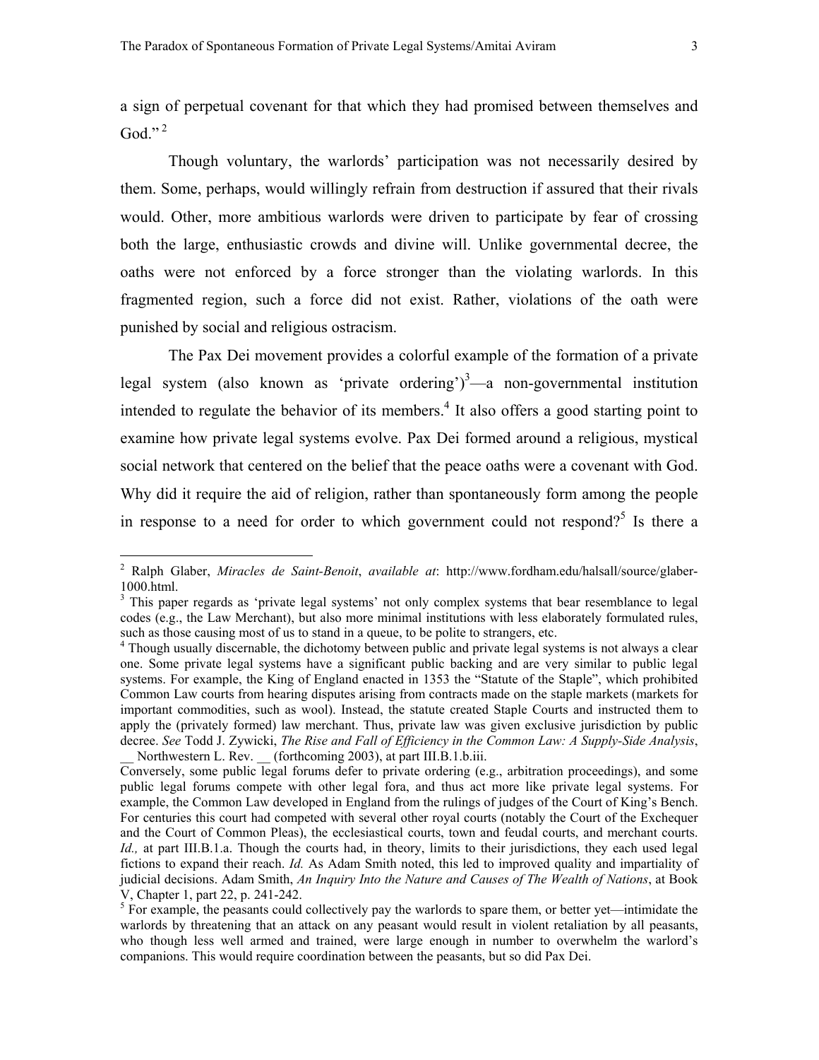a sign of perpetual covenant for that which they had promised between themselves and God."[2]

Though voluntary, the warlords' participation was not necessarily desired by them. Some, perhaps, would willingly refrain from destruction if assured that their rivals would. Other, more ambitious warlords were driven to participate by fear of crossing both the large, enthusiastic crowds and divine will. Unlike governmental decree, the oaths were not enforced by a force stronger than the violating warlords. In this fragmented region, such a force did not exist. Rather, violations of the oath were punished by social and religious ostracism.

The Pax Dei movement provides a colorful example of the formation of a private legal system (also known as 'private ordering')[3]—a non-governmental institution intended to regulate the behavior of its members.[4] It also offers a good starting point to examine how private legal systems evolve. Pax Dei formed around a religious, mystical social network that centered on the belief that the peace oaths were a covenant with God. Why did it require the aid of religion, rather than spontaneously form among the people in response to a need for order to which government could not respond?[5] Is there a

---

[2] Ralph Glaber, *Miracles de Saint-Benoit*, *available at*: http://www.fordham.edu/halsall/source/glaber-1000.html.

[3] This paper regards as 'private legal systems' not only complex systems that bear resemblance to legal codes (e.g., the Law Merchant), but also more minimal institutions with less elaborately formulated rules, such as those causing most of us to stand in a queue, to be polite to strangers, etc.

[4] Though usually discernable, the dichotomy between public and private legal systems is not always a clear one. Some private legal systems have a significant public backing and are very similar to public legal systems. For example, the King of England enacted in 1353 the "Statute of the Staple", which prohibited Common Law courts from hearing disputes arising from contracts made on the staple markets (markets for important commodities, such as wool). Instead, the statute created Staple Courts and instructed them to apply the (privately formed) law merchant. Thus, private law was given exclusive jurisdiction by public decree. *See* Todd J. Zywicki, *The Rise and Fall of Efficiency in the Common Law: A Supply-Side Analysis*, __ Northwestern L. Rev. __ (forthcoming 2003), at part III.B.1.b.iii.

Conversely, some public legal forums defer to private ordering (e.g., arbitration proceedings), and some public legal forums compete with other legal fora, and thus act more like private legal systems. For example, the Common Law developed in England from the rulings of judges of the Court of King's Bench. For centuries this court had competed with several other royal courts (notably the Court of the Exchequer and the Court of Common Pleas), the ecclesiastical courts, town and feudal courts, and merchant courts. *Id.,* at part III.B.1.a. Though the courts had, in theory, limits to their jurisdictions, they each used legal fictions to expand their reach. *Id.* As Adam Smith noted, this led to improved quality and impartiality of judicial decisions. Adam Smith, *An Inquiry Into the Nature and Causes of The Wealth of Nations*, at Book V, Chapter 1, part 22, p. 241-242.

[5] For example, the peasants could collectively pay the warlords to spare them, or better yet—intimidate the warlords by threatening that an attack on any peasant would result in violent retaliation by all peasants, who though less well armed and trained, were large enough in number to overwhelm the warlord's companions. This would require coordination between the peasants, but so did Pax Dei.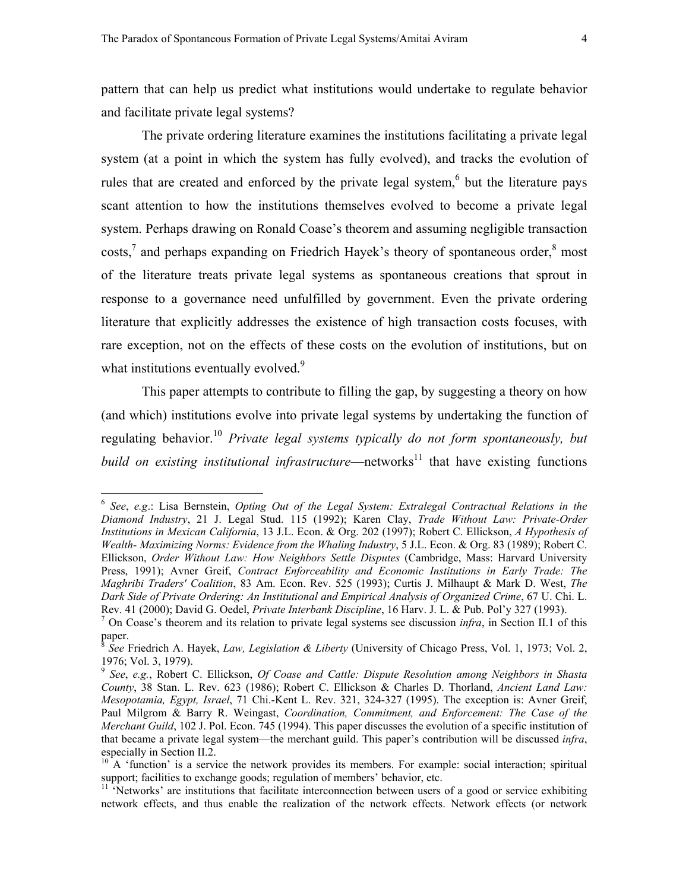pattern that can help us predict what institutions would undertake to regulate behavior and facilitate private legal systems?

The private ordering literature examines the institutions facilitating a private legal system (at a point in which the system has fully evolved), and tracks the evolution of rules that are created and enforced by the private legal system,[6] but the literature pays scant attention to how the institutions themselves evolved to become a private legal system. Perhaps drawing on Ronald Coase's theorem and assuming negligible transaction costs,[7] and perhaps expanding on Friedrich Hayek's theory of spontaneous order,[8] most of the literature treats private legal systems as spontaneous creations that sprout in response to a governance need unfulfilled by government. Even the private ordering literature that explicitly addresses the existence of high transaction costs focuses, with rare exception, not on the effects of these costs on the evolution of institutions, but on what institutions eventually evolved.[9]

This paper attempts to contribute to filling the gap, by suggesting a theory on how (and which) institutions evolve into private legal systems by undertaking the function of regulating behavior.[10] *Private legal systems typically do not form spontaneously, but build on existing institutional infrastructure*—networks[11] that have existing functions

---

[6] *See*, *e.g.*: Lisa Bernstein, *Opting Out of the Legal System: Extralegal Contractual Relations in the Diamond Industry*, 21 J. Legal Stud. 115 (1992); Karen Clay, *Trade Without Law: Private-Order Institutions in Mexican California*, 13 J.L. Econ. & Org. 202 (1997); Robert C. Ellickson, *A Hypothesis of Wealth- Maximizing Norms: Evidence from the Whaling Industry*, 5 J.L. Econ. & Org. 83 (1989); Robert C. Ellickson, *Order Without Law: How Neighbors Settle Disputes* (Cambridge, Mass: Harvard University Press, 1991); Avner Greif, *Contract Enforceability and Economic Institutions in Early Trade: The Maghribi Traders' Coalition*, 83 Am. Econ. Rev. 525 (1993); Curtis J. Milhaupt & Mark D. West, *The Dark Side of Private Ordering: An Institutional and Empirical Analysis of Organized Crime*, 67 U. Chi. L. Rev. 41 (2000); David G. Oedel, *Private Interbank Discipline*, 16 Harv. J. L. & Pub. Pol'y 327 (1993).

[7] On Coase's theorem and its relation to private legal systems see discussion *infra*, in Section II.1 of this paper.

[8] *See* Friedrich A. Hayek, *Law, Legislation & Liberty* (University of Chicago Press, Vol. 1, 1973; Vol. 2, 1976; Vol. 3, 1979).

[9] *See*, *e.g.*, Robert C. Ellickson, *Of Coase and Cattle: Dispute Resolution among Neighbors in Shasta County*, 38 Stan. L. Rev. 623 (1986); Robert C. Ellickson & Charles D. Thorland, *Ancient Land Law: Mesopotamia, Egypt, Israel*, 71 Chi.-Kent L. Rev. 321, 324-327 (1995). The exception is: Avner Greif, Paul Milgrom & Barry R. Weingast, *Coordination, Commitment, and Enforcement: The Case of the Merchant Guild*, 102 J. Pol. Econ. 745 (1994). This paper discusses the evolution of a specific institution of that became a private legal system—the merchant guild. This paper's contribution will be discussed *infra*, especially in Section II.2.

[10] A 'function' is a service the network provides its members. For example: social interaction; spiritual support; facilities to exchange goods; regulation of members' behavior, etc.

[11] 'Networks' are institutions that facilitate interconnection between users of a good or service exhibiting network effects, and thus enable the realization of the network effects. Network effects (or network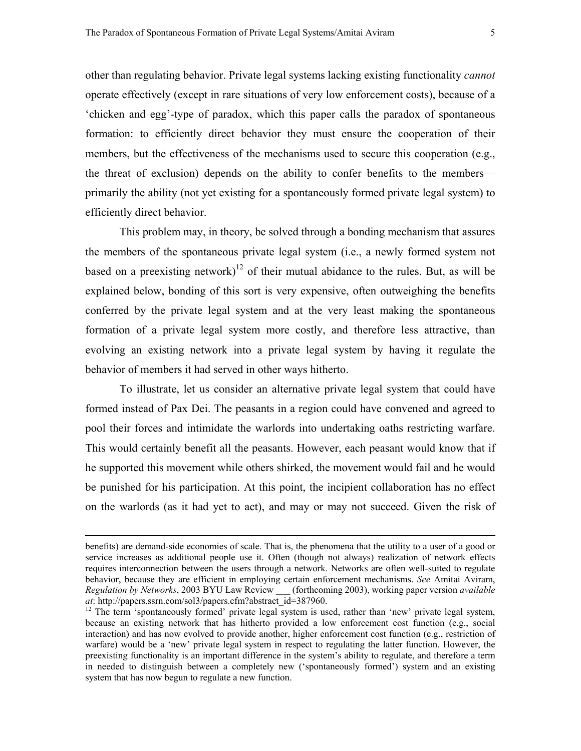other than regulating behavior. Private legal systems lacking existing functionality *cannot* operate effectively (except in rare situations of very low enforcement costs), because of a 'chicken and egg'-type of paradox, which this paper calls the paradox of spontaneous formation: to efficiently direct behavior they must ensure the cooperation of their members, but the effectiveness of the mechanisms used to secure this cooperation (e.g., the threat of exclusion) depends on the ability to confer benefits to the members—primarily the ability (not yet existing for a spontaneously formed private legal system) to efficiently direct behavior.

This problem may, in theory, be solved through a bonding mechanism that assures the members of the spontaneous private legal system (i.e., a newly formed system not based on a preexisting network)[12] of their mutual abidance to the rules. But, as will be explained below, bonding of this sort is very expensive, often outweighing the benefits conferred by the private legal system and at the very least making the spontaneous formation of a private legal system more costly, and therefore less attractive, than evolving an existing network into a private legal system by having it regulate the behavior of members it had served in other ways hitherto.

To illustrate, let us consider an alternative private legal system that could have formed instead of Pax Dei. The peasants in a region could have convened and agreed to pool their forces and intimidate the warlords into undertaking oaths restricting warfare. This would certainly benefit all the peasants. However, each peasant would know that if he supported this movement while others shirked, the movement would fail and he would be punished for his participation. At this point, the incipient collaboration has no effect on the warlords (as it had yet to act), and may or may not succeed. Given the risk of

---

benefits) are demand-side economies of scale. That is, the phenomena that the utility to a user of a good or service increases as additional people use it. Often (though not always) realization of network effects requires interconnection between the users through a network. Networks are often well-suited to regulate behavior, because they are efficient in employing certain enforcement mechanisms. *See* Amitai Aviram, *Regulation by Networks*, 2003 BYU Law Review ___ (forthcoming 2003), working paper version *available at*: http://papers.ssrn.com/sol3/papers.cfm?abstract_id=387960.

[12] The term 'spontaneously formed' private legal system is used, rather than 'new' private legal system, because an existing network that has hitherto provided a low enforcement cost function (e.g., social interaction) and has now evolved to provide another, higher enforcement cost function (e.g., restriction of warfare) would be a 'new' private legal system in respect to regulating the latter function. However, the preexisting functionality is an important difference in the system's ability to regulate, and therefore a term in needed to distinguish between a completely new ('spontaneously formed') system and an existing system that has now begun to regulate a new function.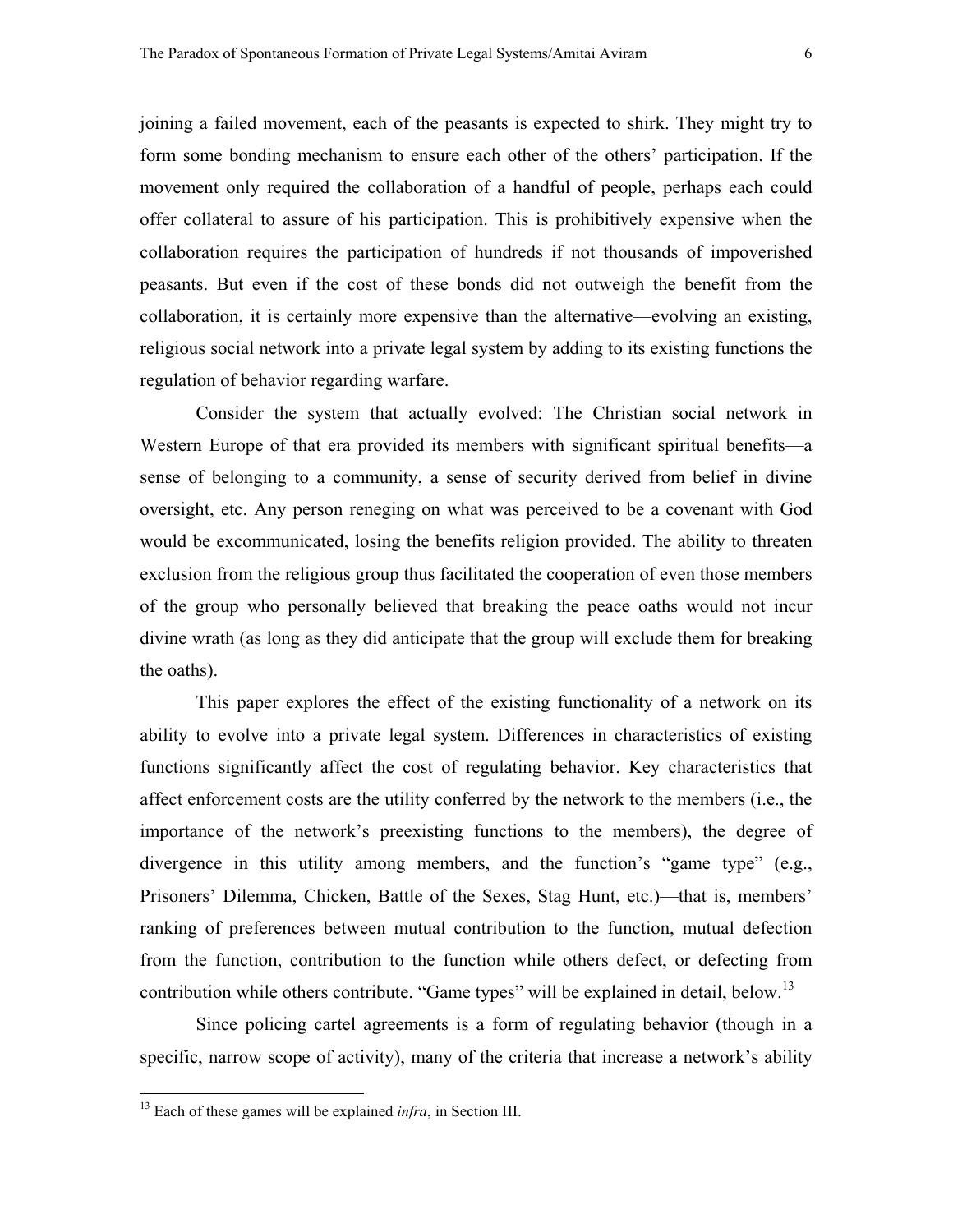joining a failed movement, each of the peasants is expected to shirk. They might try to form some bonding mechanism to ensure each other of the others' participation. If the movement only required the collaboration of a handful of people, perhaps each could offer collateral to assure of his participation. This is prohibitively expensive when the collaboration requires the participation of hundreds if not thousands of impoverished peasants. But even if the cost of these bonds did not outweigh the benefit from the collaboration, it is certainly more expensive than the alternative—evolving an existing, religious social network into a private legal system by adding to its existing functions the regulation of behavior regarding warfare.

Consider the system that actually evolved: The Christian social network in Western Europe of that era provided its members with significant spiritual benefits—a sense of belonging to a community, a sense of security derived from belief in divine oversight, etc. Any person reneging on what was perceived to be a covenant with God would be excommunicated, losing the benefits religion provided. The ability to threaten exclusion from the religious group thus facilitated the cooperation of even those members of the group who personally believed that breaking the peace oaths would not incur divine wrath (as long as they did anticipate that the group will exclude them for breaking the oaths).

This paper explores the effect of the existing functionality of a network on its ability to evolve into a private legal system. Differences in characteristics of existing functions significantly affect the cost of regulating behavior. Key characteristics that affect enforcement costs are the utility conferred by the network to the members (i.e., the importance of the network's preexisting functions to the members), the degree of divergence in this utility among members, and the function's "game type" (e.g., Prisoners' Dilemma, Chicken, Battle of the Sexes, Stag Hunt, etc.)—that is, members' ranking of preferences between mutual contribution to the function, mutual defection from the function, contribution to the function while others defect, or defecting from contribution while others contribute. "Game types" will be explained in detail, below.[13]

Since policing cartel agreements is a form of regulating behavior (though in a specific, narrow scope of activity), many of the criteria that increase a network's ability

[13] Each of these games will be explained *infra*, in Section III.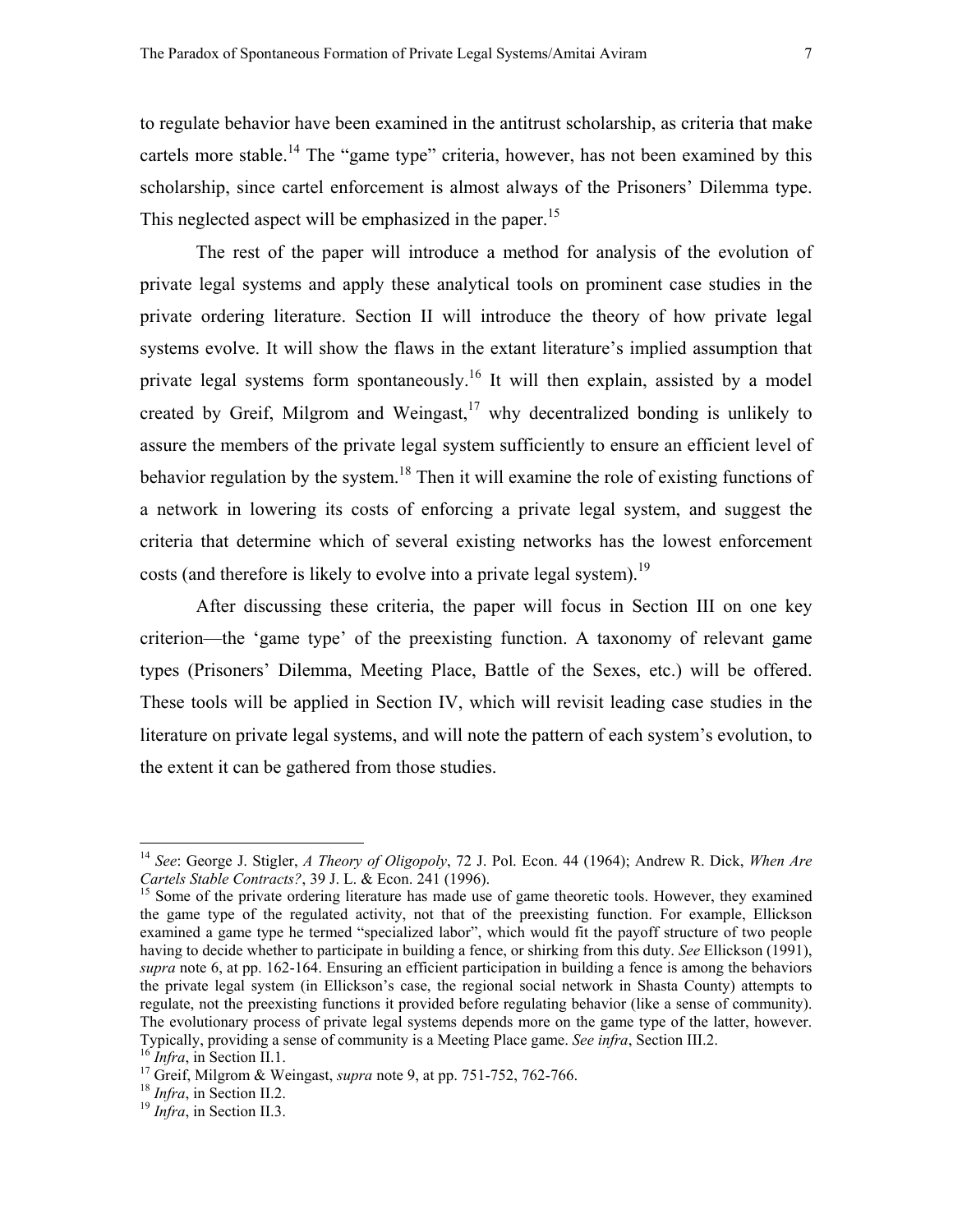to regulate behavior have been examined in the antitrust scholarship, as criteria that make cartels more stable.[14] The "game type" criteria, however, has not been examined by this scholarship, since cartel enforcement is almost always of the Prisoners' Dilemma type. This neglected aspect will be emphasized in the paper.[15]

The rest of the paper will introduce a method for analysis of the evolution of private legal systems and apply these analytical tools on prominent case studies in the private ordering literature. Section II will introduce the theory of how private legal systems evolve. It will show the flaws in the extant literature's implied assumption that private legal systems form spontaneously.[16] It will then explain, assisted by a model created by Greif, Milgrom and Weingast,[17] why decentralized bonding is unlikely to assure the members of the private legal system sufficiently to ensure an efficient level of behavior regulation by the system.[18] Then it will examine the role of existing functions of a network in lowering its costs of enforcing a private legal system, and suggest the criteria that determine which of several existing networks has the lowest enforcement costs (and therefore is likely to evolve into a private legal system).[19]

After discussing these criteria, the paper will focus in Section III on one key criterion—the 'game type' of the preexisting function. A taxonomy of relevant game types (Prisoners' Dilemma, Meeting Place, Battle of the Sexes, etc.) will be offered. These tools will be applied in Section IV, which will revisit leading case studies in the literature on private legal systems, and will note the pattern of each system's evolution, to the extent it can be gathered from those studies.

---

[14] *See*: George J. Stigler, *A Theory of Oligopoly*, 72 J. Pol. Econ. 44 (1964); Andrew R. Dick, *When Are Cartels Stable Contracts?*, 39 J. L. & Econ. 241 (1996).

[15] Some of the private ordering literature has made use of game theoretic tools. However, they examined the game type of the regulated activity, not that of the preexisting function. For example, Ellickson examined a game type he termed "specialized labor", which would fit the payoff structure of two people having to decide whether to participate in building a fence, or shirking from this duty. *See* Ellickson (1991), *supra* note 6, at pp. 162-164. Ensuring an efficient participation in building a fence is among the behaviors the private legal system (in Ellickson's case, the regional social network in Shasta County) attempts to regulate, not the preexisting functions it provided before regulating behavior (like a sense of community). The evolutionary process of private legal systems depends more on the game type of the latter, however. Typically, providing a sense of community is a Meeting Place game. *See infra*, Section III.2.

[16] *Infra*, in Section II.1.

[17] Greif, Milgrom & Weingast, *supra* note 9, at pp. 751-752, 762-766.

[18] *Infra*, in Section II.2.

[19] *Infra*, in Section II.3.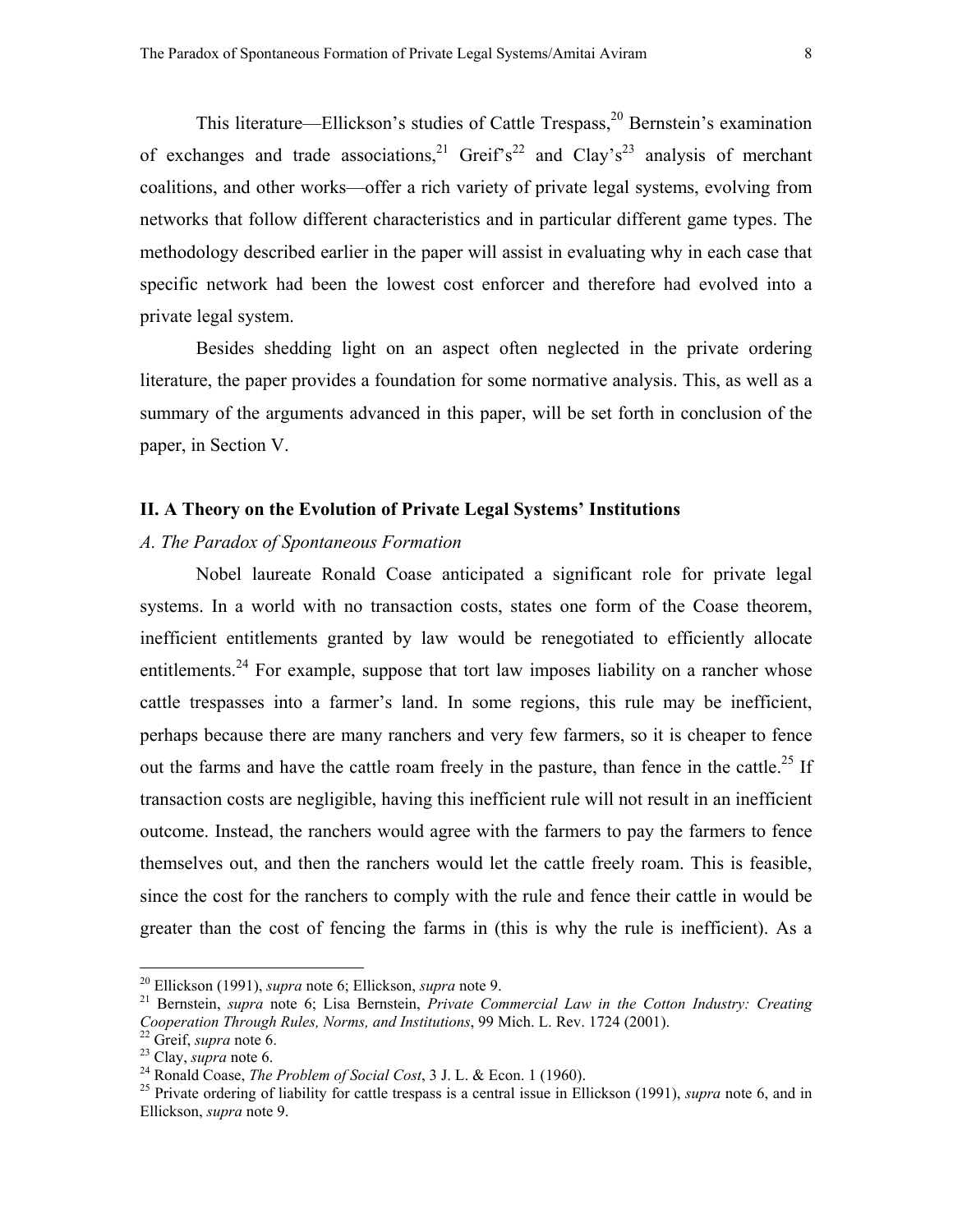This literature—Ellickson's studies of Cattle Trespass,[20] Bernstein's examination of exchanges and trade associations,[21] Greif's[22] and Clay's[23] analysis of merchant coalitions, and other works—offer a rich variety of private legal systems, evolving from networks that follow different characteristics and in particular different game types. The methodology described earlier in the paper will assist in evaluating why in each case that specific network had been the lowest cost enforcer and therefore had evolved into a private legal system.

Besides shedding light on an aspect often neglected in the private ordering literature, the paper provides a foundation for some normative analysis. This, as well as a summary of the arguments advanced in this paper, will be set forth in conclusion of the paper, in Section V.

## II. A Theory on the Evolution of Private Legal Systems' Institutions

### *A. The Paradox of Spontaneous Formation*

Nobel laureate Ronald Coase anticipated a significant role for private legal systems. In a world with no transaction costs, states one form of the Coase theorem, inefficient entitlements granted by law would be renegotiated to efficiently allocate entitlements.[24] For example, suppose that tort law imposes liability on a rancher whose cattle trespasses into a farmer's land. In some regions, this rule may be inefficient, perhaps because there are many ranchers and very few farmers, so it is cheaper to fence out the farms and have the cattle roam freely in the pasture, than fence in the cattle.[25] If transaction costs are negligible, having this inefficient rule will not result in an inefficient outcome. Instead, the ranchers would agree with the farmers to pay the farmers to fence themselves out, and then the ranchers would let the cattle freely roam. This is feasible, since the cost for the ranchers to comply with the rule and fence their cattle in would be greater than the cost of fencing the farms in (this is why the rule is inefficient). As a

---

[20] Ellickson (1991), *supra* note 6; Ellickson, *supra* note 9.

[21] Bernstein, *supra* note 6; Lisa Bernstein, *Private Commercial Law in the Cotton Industry: Creating Cooperation Through Rules, Norms, and Institutions*, 99 Mich. L. Rev. 1724 (2001).

[22] Greif, *supra* note 6.

[23] Clay, *supra* note 6.

[24] Ronald Coase, *The Problem of Social Cost*, 3 J. L. & Econ. 1 (1960).

[25] Private ordering of liability for cattle trespass is a central issue in Ellickson (1991), *supra* note 6, and in Ellickson, *supra* note 9.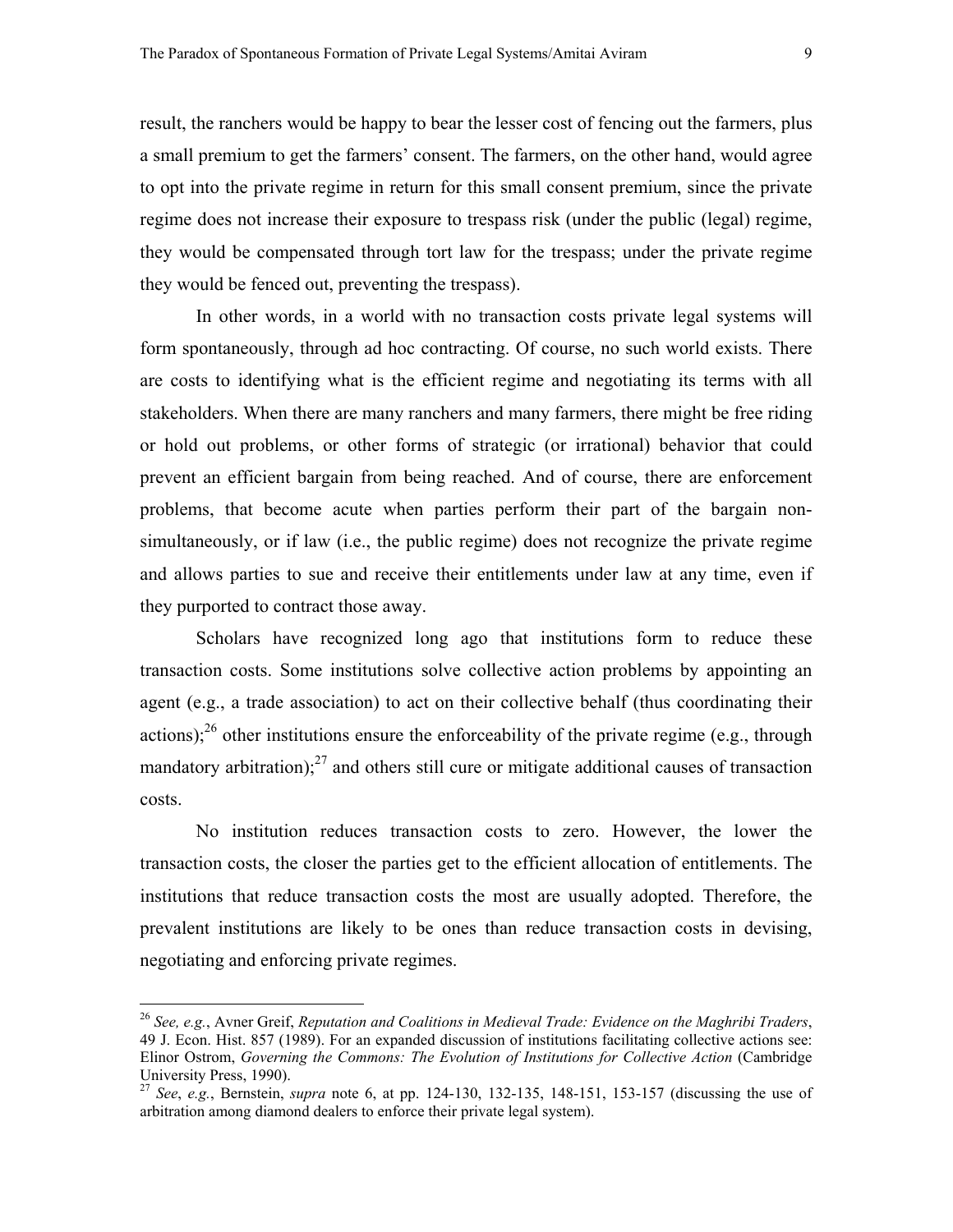result, the ranchers would be happy to bear the lesser cost of fencing out the farmers, plus a small premium to get the farmers' consent. The farmers, on the other hand, would agree to opt into the private regime in return for this small consent premium, since the private regime does not increase their exposure to trespass risk (under the public (legal) regime, they would be compensated through tort law for the trespass; under the private regime they would be fenced out, preventing the trespass).

In other words, in a world with no transaction costs private legal systems will form spontaneously, through ad hoc contracting. Of course, no such world exists. There are costs to identifying what is the efficient regime and negotiating its terms with all stakeholders. When there are many ranchers and many farmers, there might be free riding or hold out problems, or other forms of strategic (or irrational) behavior that could prevent an efficient bargain from being reached. And of course, there are enforcement problems, that become acute when parties perform their part of the bargain non-simultaneously, or if law (i.e., the public regime) does not recognize the private regime and allows parties to sue and receive their entitlements under law at any time, even if they purported to contract those away.

Scholars have recognized long ago that institutions form to reduce these transaction costs. Some institutions solve collective action problems by appointing an agent (e.g., a trade association) to act on their collective behalf (thus coordinating their actions);[26] other institutions ensure the enforceability of the private regime (e.g., through mandatory arbitration);[27] and others still cure or mitigate additional causes of transaction costs.

No institution reduces transaction costs to zero. However, the lower the transaction costs, the closer the parties get to the efficient allocation of entitlements. The institutions that reduce transaction costs the most are usually adopted. Therefore, the prevalent institutions are likely to be ones than reduce transaction costs in devising, negotiating and enforcing private regimes.

---

[26] *See, e.g.*, Avner Greif, *Reputation and Coalitions in Medieval Trade: Evidence on the Maghribi Traders*, 49 J. Econ. Hist. 857 (1989). For an expanded discussion of institutions facilitating collective actions see: Elinor Ostrom, *Governing the Commons: The Evolution of Institutions for Collective Action* (Cambridge University Press, 1990).

[27] *See*, *e.g.*, Bernstein, *supra* note 6, at pp. 124-130, 132-135, 148-151, 153-157 (discussing the use of arbitration among diamond dealers to enforce their private legal system).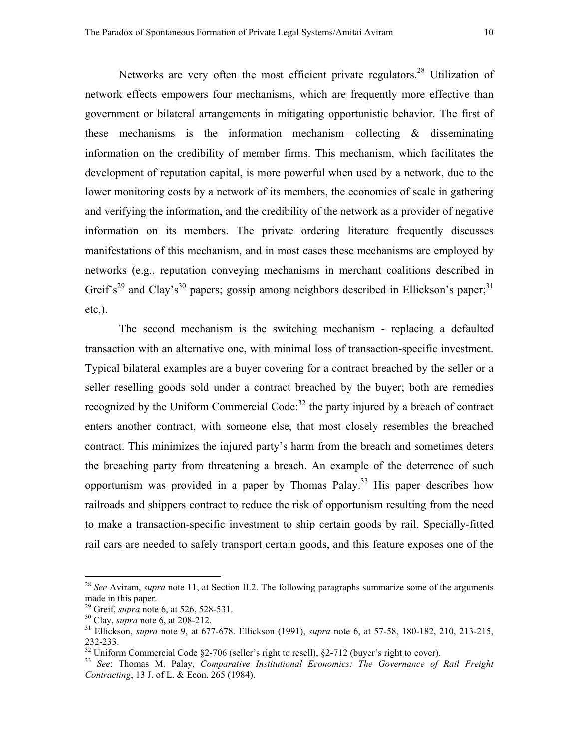Networks are very often the most efficient private regulators.[28] Utilization of network effects empowers four mechanisms, which are frequently more effective than government or bilateral arrangements in mitigating opportunistic behavior. The first of these mechanisms is the information mechanism—collecting & disseminating information on the credibility of member firms. This mechanism, which facilitates the development of reputation capital, is more powerful when used by a network, due to the lower monitoring costs by a network of its members, the economies of scale in gathering and verifying the information, and the credibility of the network as a provider of negative information on its members. The private ordering literature frequently discusses manifestations of this mechanism, and in most cases these mechanisms are employed by networks (e.g., reputation conveying mechanisms in merchant coalitions described in Greif's[29] and Clay's[30] papers; gossip among neighbors described in Ellickson's paper;[31] etc.).

The second mechanism is the switching mechanism - replacing a defaulted transaction with an alternative one, with minimal loss of transaction-specific investment. Typical bilateral examples are a buyer covering for a contract breached by the seller or a seller reselling goods sold under a contract breached by the buyer; both are remedies recognized by the Uniform Commercial Code:[32] the party injured by a breach of contract enters another contract, with someone else, that most closely resembles the breached contract. This minimizes the injured party's harm from the breach and sometimes deters the breaching party from threatening a breach. An example of the deterrence of such opportunism was provided in a paper by Thomas Palay.[33] His paper describes how railroads and shippers contract to reduce the risk of opportunism resulting from the need to make a transaction-specific investment to ship certain goods by rail. Specially-fitted rail cars are needed to safely transport certain goods, and this feature exposes one of the

---

[28] *See* Aviram, *supra* note 11, at Section II.2. The following paragraphs summarize some of the arguments made in this paper.

[29] Greif, *supra* note 6, at 526, 528-531.

[30] Clay, *supra* note 6, at 208-212.

[31] Ellickson, *supra* note 9, at 677-678. Ellickson (1991), *supra* note 6, at 57-58, 180-182, 210, 213-215, 232-233.

[32] Uniform Commercial Code §2-706 (seller's right to resell), §2-712 (buyer's right to cover).

[33] *See*: Thomas M. Palay, *Comparative Institutional Economics: The Governance of Rail Freight Contracting*, 13 J. of L. & Econ. 265 (1984).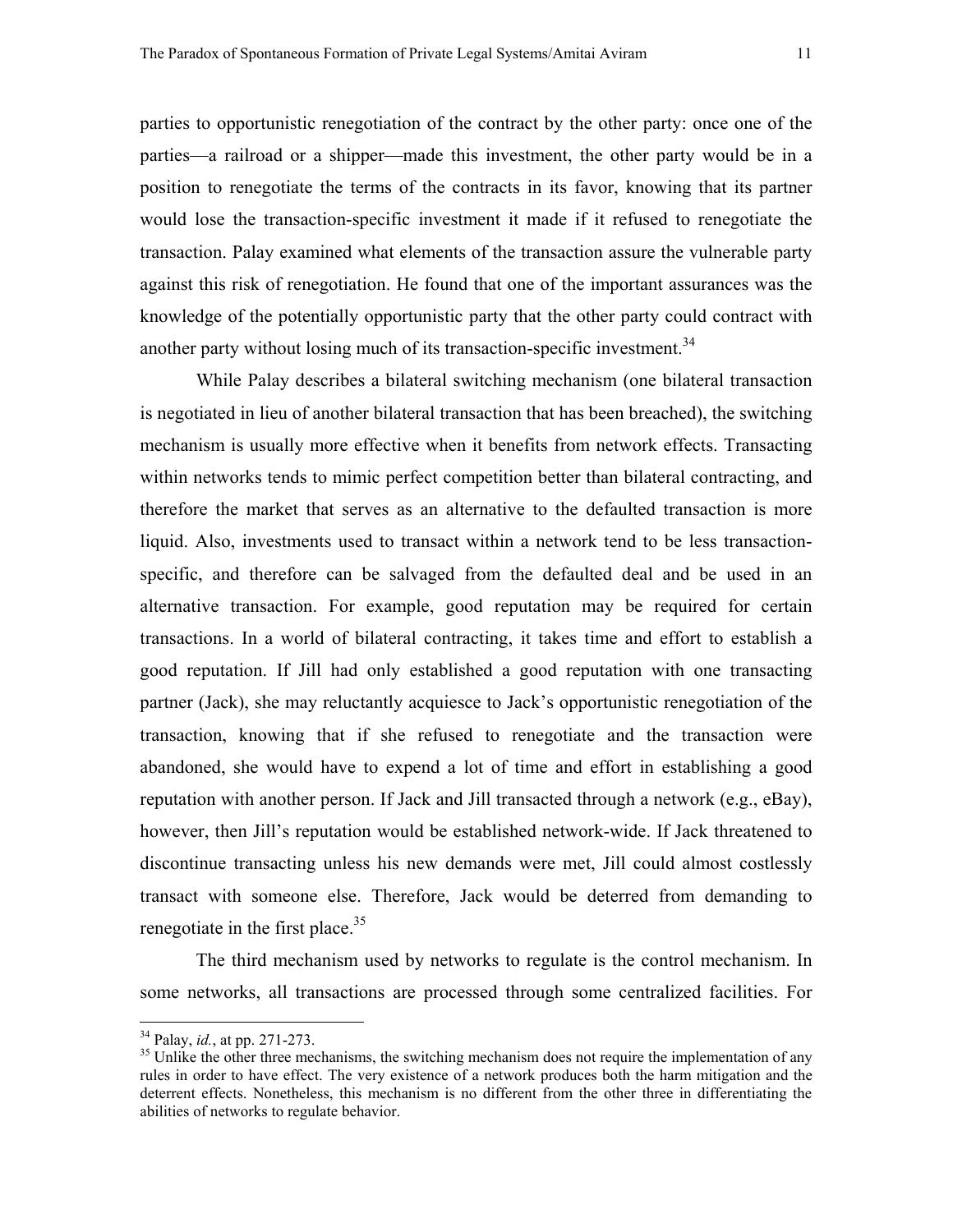parties to opportunistic renegotiation of the contract by the other party: once one of the parties—a railroad or a shipper—made this investment, the other party would be in a position to renegotiate the terms of the contracts in its favor, knowing that its partner would lose the transaction-specific investment it made if it refused to renegotiate the transaction. Palay examined what elements of the transaction assure the vulnerable party against this risk of renegotiation. He found that one of the important assurances was the knowledge of the potentially opportunistic party that the other party could contract with another party without losing much of its transaction-specific investment.[34]

While Palay describes a bilateral switching mechanism (one bilateral transaction is negotiated in lieu of another bilateral transaction that has been breached), the switching mechanism is usually more effective when it benefits from network effects. Transacting within networks tends to mimic perfect competition better than bilateral contracting, and therefore the market that serves as an alternative to the defaulted transaction is more liquid. Also, investments used to transact within a network tend to be less transaction-specific, and therefore can be salvaged from the defaulted deal and be used in an alternative transaction. For example, good reputation may be required for certain transactions. In a world of bilateral contracting, it takes time and effort to establish a good reputation. If Jill had only established a good reputation with one transacting partner (Jack), she may reluctantly acquiesce to Jack's opportunistic renegotiation of the transaction, knowing that if she refused to renegotiate and the transaction were abandoned, she would have to expend a lot of time and effort in establishing a good reputation with another person. If Jack and Jill transacted through a network (e.g., eBay), however, then Jill's reputation would be established network-wide. If Jack threatened to discontinue transacting unless his new demands were met, Jill could almost costlessly transact with someone else. Therefore, Jack would be deterred from demanding to renegotiate in the first place.[35]

The third mechanism used by networks to regulate is the control mechanism. In some networks, all transactions are processed through some centralized facilities. For

---

[34] Palay, *id.*, at pp. 271-273.

[35] Unlike the other three mechanisms, the switching mechanism does not require the implementation of any rules in order to have effect. The very existence of a network produces both the harm mitigation and the deterrent effects. Nonetheless, this mechanism is no different from the other three in differentiating the abilities of networks to regulate behavior.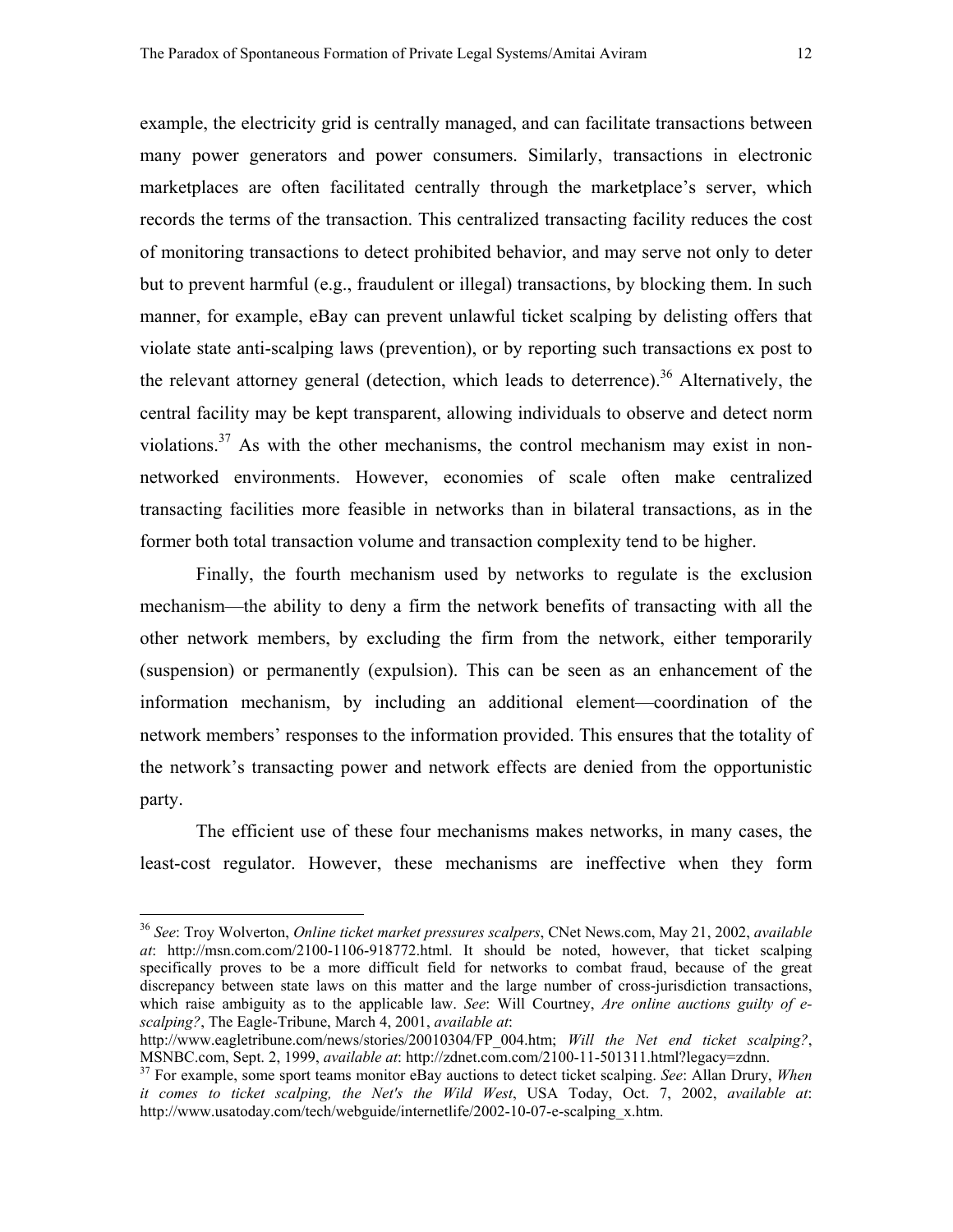example, the electricity grid is centrally managed, and can facilitate transactions between many power generators and power consumers. Similarly, transactions in electronic marketplaces are often facilitated centrally through the marketplace's server, which records the terms of the transaction. This centralized transacting facility reduces the cost of monitoring transactions to detect prohibited behavior, and may serve not only to deter but to prevent harmful (e.g., fraudulent or illegal) transactions, by blocking them. In such manner, for example, eBay can prevent unlawful ticket scalping by delisting offers that violate state anti-scalping laws (prevention), or by reporting such transactions ex post to the relevant attorney general (detection, which leads to deterrence).[36] Alternatively, the central facility may be kept transparent, allowing individuals to observe and detect norm violations.[37] As with the other mechanisms, the control mechanism may exist in non-networked environments. However, economies of scale often make centralized transacting facilities more feasible in networks than in bilateral transactions, as in the former both total transaction volume and transaction complexity tend to be higher.

Finally, the fourth mechanism used by networks to regulate is the exclusion mechanism—the ability to deny a firm the network benefits of transacting with all the other network members, by excluding the firm from the network, either temporarily (suspension) or permanently (expulsion). This can be seen as an enhancement of the information mechanism, by including an additional element—coordination of the network members' responses to the information provided. This ensures that the totality of the network's transacting power and network effects are denied from the opportunistic party.

The efficient use of these four mechanisms makes networks, in many cases, the least-cost regulator. However, these mechanisms are ineffective when they form

---

[36] *See*: Troy Wolverton, *Online ticket market pressures scalpers*, CNet News.com, May 21, 2002, *available at*: http://msn.com.com/2100-1106-918772.html. It should be noted, however, that ticket scalping specifically proves to be a more difficult field for networks to combat fraud, because of the great discrepancy between state laws on this matter and the large number of cross-jurisdiction transactions, which raise ambiguity as to the applicable law. *See*: Will Courtney, *Are online auctions guilty of e-scalping?*, The Eagle-Tribune, March 4, 2001, *available at*: http://www.eagletribune.com/news/stories/20010304/FP_004.htm; *Will the Net end ticket scalping?*, MSNBC.com, Sept. 2, 1999, *available at*: http://zdnet.com.com/2100-11-501311.html?legacy=zdnn.

[37] For example, some sport teams monitor eBay auctions to detect ticket scalping. *See*: Allan Drury, *When it comes to ticket scalping, the Net's the Wild West*, USA Today, Oct. 7, 2002, *available at*: http://www.usatoday.com/tech/webguide/internetlife/2002-10-07-e-scalping_x.htm.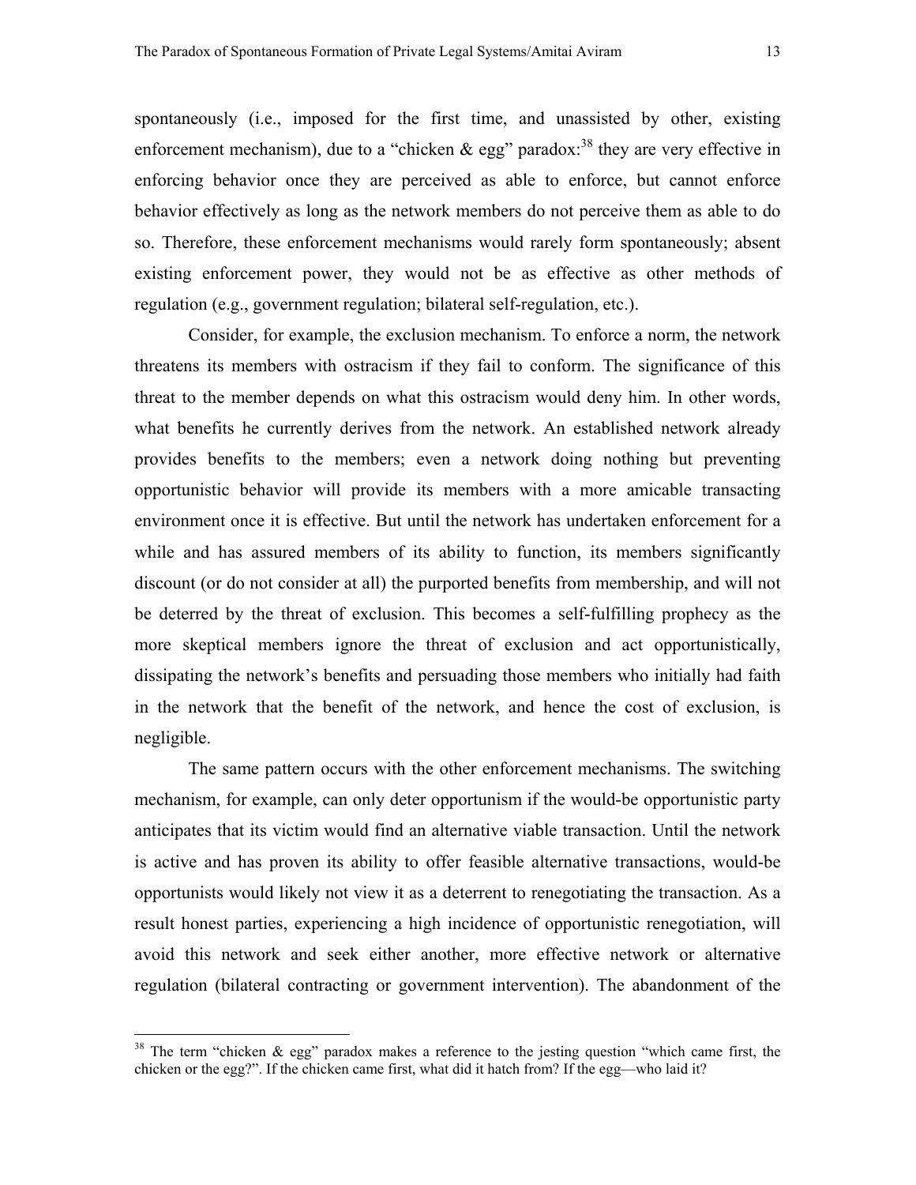spontaneously (i.e., imposed for the first time, and unassisted by other, existing enforcement mechanism), due to a "chicken & egg" paradox:[38] they are very effective in enforcing behavior once they are perceived as able to enforce, but cannot enforce behavior effectively as long as the network members do not perceive them as able to do so. Therefore, these enforcement mechanisms would rarely form spontaneously; absent existing enforcement power, they would not be as effective as other methods of regulation (e.g., government regulation; bilateral self-regulation, etc.).

Consider, for example, the exclusion mechanism. To enforce a norm, the network threatens its members with ostracism if they fail to conform. The significance of this threat to the member depends on what this ostracism would deny him. In other words, what benefits he currently derives from the network. An established network already provides benefits to the members; even a network doing nothing but preventing opportunistic behavior will provide its members with a more amicable transacting environment once it is effective. But until the network has undertaken enforcement for a while and has assured members of its ability to function, its members significantly discount (or do not consider at all) the purported benefits from membership, and will not be deterred by the threat of exclusion. This becomes a self-fulfilling prophecy as the more skeptical members ignore the threat of exclusion and act opportunistically, dissipating the network's benefits and persuading those members who initially had faith in the network that the benefit of the network, and hence the cost of exclusion, is negligible.

The same pattern occurs with the other enforcement mechanisms. The switching mechanism, for example, can only deter opportunism if the would-be opportunistic party anticipates that its victim would find an alternative viable transaction. Until the network is active and has proven its ability to offer feasible alternative transactions, would-be opportunists would likely not view it as a deterrent to renegotiating the transaction. As a result honest parties, experiencing a high incidence of opportunistic renegotiation, will avoid this network and seek either another, more effective network or alternative regulation (bilateral contracting or government intervention). The abandonment of the

---

[38] The term "chicken & egg" paradox makes a reference to the jesting question "which came first, the chicken or the egg?". If the chicken came first, what did it hatch from? If the egg—who laid it?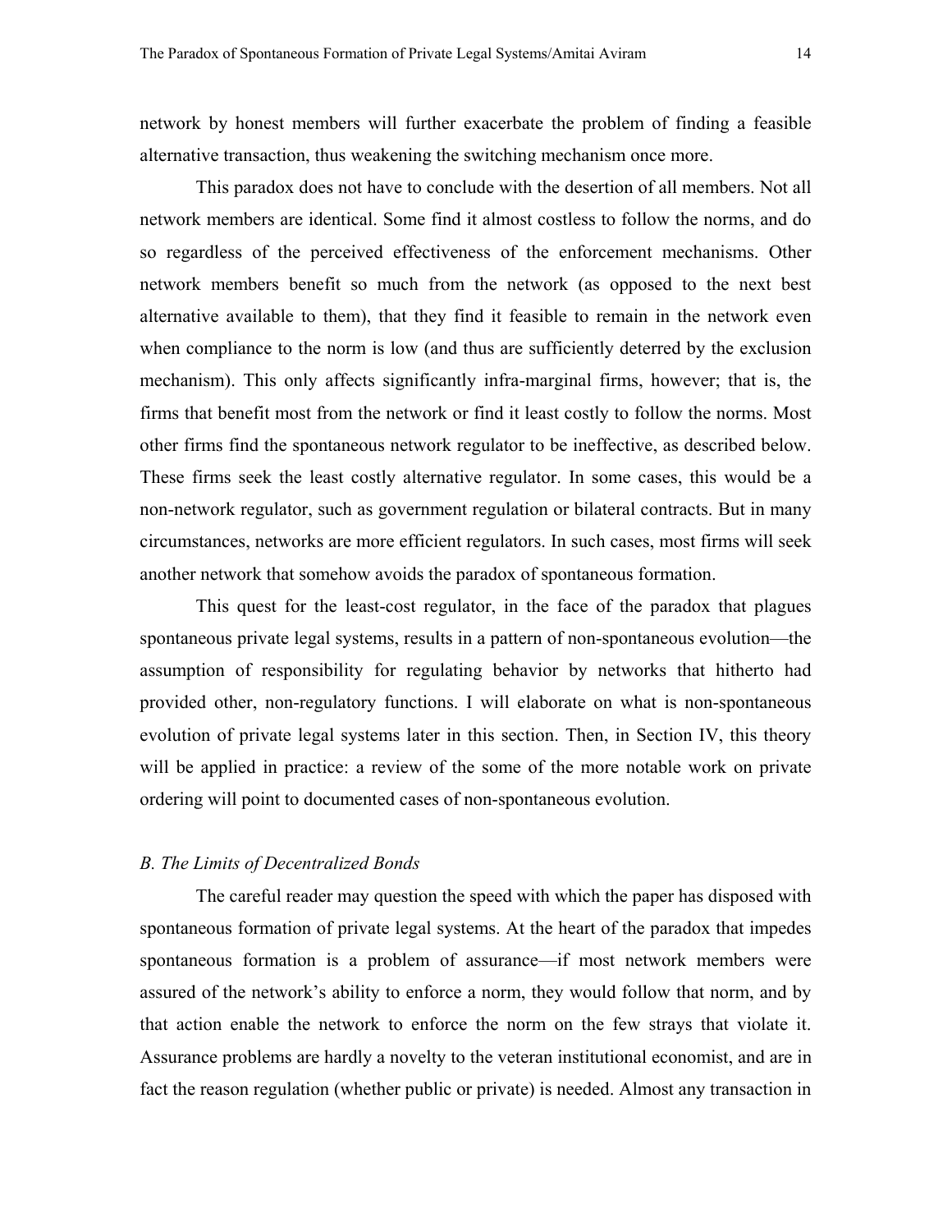network by honest members will further exacerbate the problem of finding a feasible alternative transaction, thus weakening the switching mechanism once more.

This paradox does not have to conclude with the desertion of all members. Not all network members are identical. Some find it almost costless to follow the norms, and do so regardless of the perceived effectiveness of the enforcement mechanisms. Other network members benefit so much from the network (as opposed to the next best alternative available to them), that they find it feasible to remain in the network even when compliance to the norm is low (and thus are sufficiently deterred by the exclusion mechanism). This only affects significantly infra-marginal firms, however; that is, the firms that benefit most from the network or find it least costly to follow the norms. Most other firms find the spontaneous network regulator to be ineffective, as described below. These firms seek the least costly alternative regulator. In some cases, this would be a non-network regulator, such as government regulation or bilateral contracts. But in many circumstances, networks are more efficient regulators. In such cases, most firms will seek another network that somehow avoids the paradox of spontaneous formation.

This quest for the least-cost regulator, in the face of the paradox that plagues spontaneous private legal systems, results in a pattern of non-spontaneous evolution—the assumption of responsibility for regulating behavior by networks that hitherto had provided other, non-regulatory functions. I will elaborate on what is non-spontaneous evolution of private legal systems later in this section. Then, in Section IV, this theory will be applied in practice: a review of the some of the more notable work on private ordering will point to documented cases of non-spontaneous evolution.

### *B. The Limits of Decentralized Bonds*

The careful reader may question the speed with which the paper has disposed with spontaneous formation of private legal systems. At the heart of the paradox that impedes spontaneous formation is a problem of assurance—if most network members were assured of the network's ability to enforce a norm, they would follow that norm, and by that action enable the network to enforce the norm on the few strays that violate it. Assurance problems are hardly a novelty to the veteran institutional economist, and are in fact the reason regulation (whether public or private) is needed. Almost any transaction in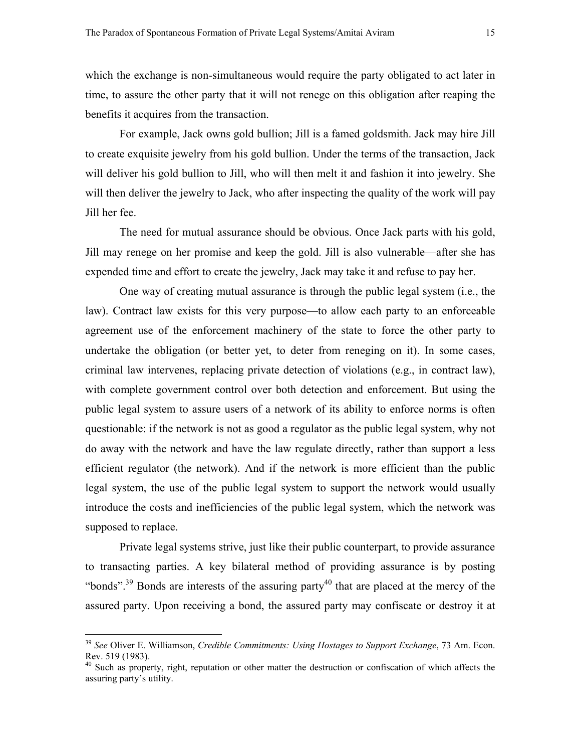which the exchange is non-simultaneous would require the party obligated to act later in time, to assure the other party that it will not renege on this obligation after reaping the benefits it acquires from the transaction.

For example, Jack owns gold bullion; Jill is a famed goldsmith. Jack may hire Jill to create exquisite jewelry from his gold bullion. Under the terms of the transaction, Jack will deliver his gold bullion to Jill, who will then melt it and fashion it into jewelry. She will then deliver the jewelry to Jack, who after inspecting the quality of the work will pay Jill her fee.

The need for mutual assurance should be obvious. Once Jack parts with his gold, Jill may renege on her promise and keep the gold. Jill is also vulnerable—after she has expended time and effort to create the jewelry, Jack may take it and refuse to pay her.

One way of creating mutual assurance is through the public legal system (i.e., the law). Contract law exists for this very purpose—to allow each party to an enforceable agreement use of the enforcement machinery of the state to force the other party to undertake the obligation (or better yet, to deter from reneging on it). In some cases, criminal law intervenes, replacing private detection of violations (e.g., in contract law), with complete government control over both detection and enforcement. But using the public legal system to assure users of a network of its ability to enforce norms is often questionable: if the network is not as good a regulator as the public legal system, why not do away with the network and have the law regulate directly, rather than support a less efficient regulator (the network). And if the network is more efficient than the public legal system, the use of the public legal system to support the network would usually introduce the costs and inefficiencies of the public legal system, which the network was supposed to replace.

Private legal systems strive, just like their public counterpart, to provide assurance to transacting parties. A key bilateral method of providing assurance is by posting "bonds".[39] Bonds are interests of the assuring party[40] that are placed at the mercy of the assured party. Upon receiving a bond, the assured party may confiscate or destroy it at

---

[39] *See* Oliver E. Williamson, *Credible Commitments: Using Hostages to Support Exchange*, 73 Am. Econ. Rev. 519 (1983).

[40] Such as property, right, reputation or other matter the destruction or confiscation of which affects the assuring party's utility.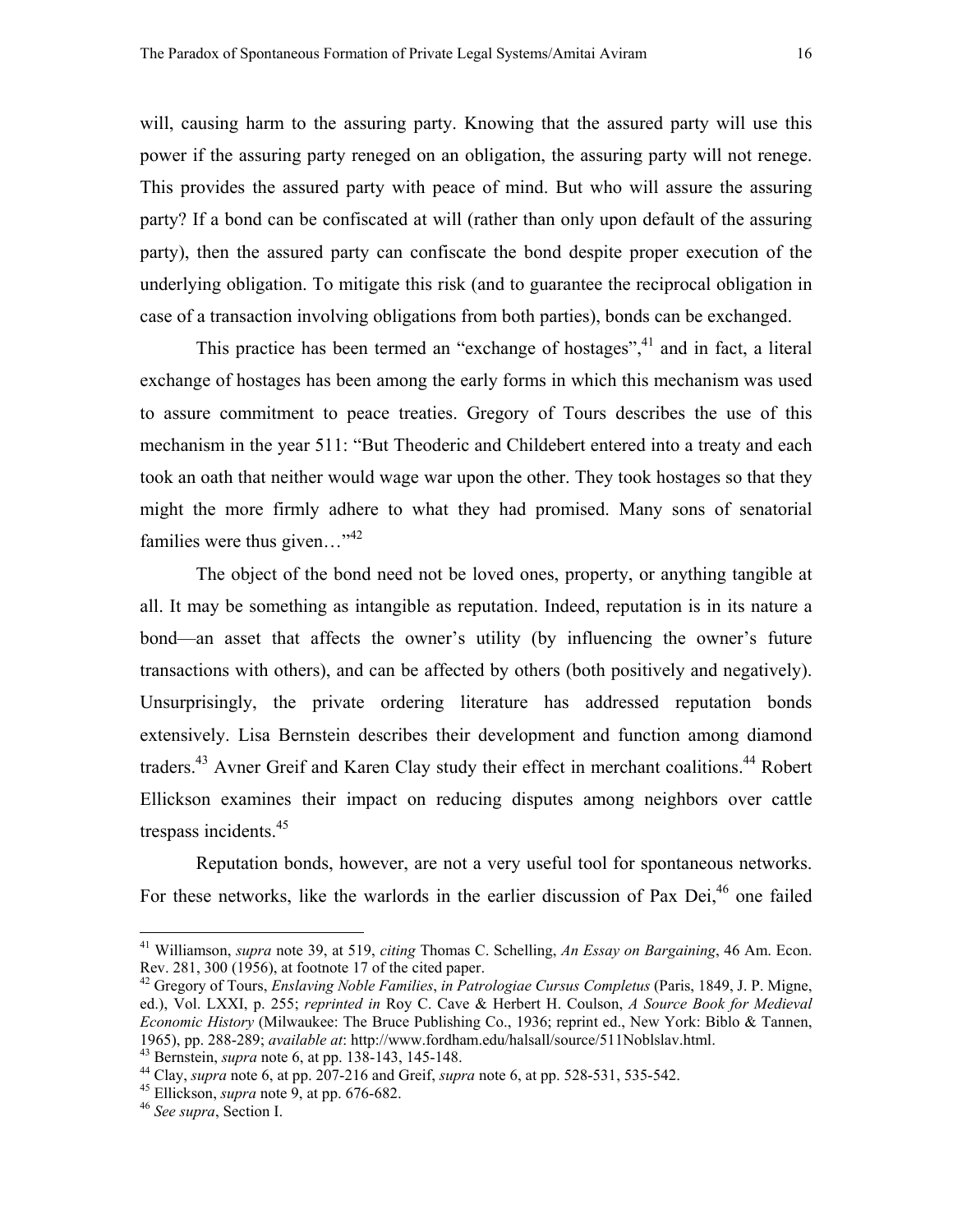will, causing harm to the assuring party. Knowing that the assured party will use this power if the assuring party reneged on an obligation, the assuring party will not renege. This provides the assured party with peace of mind. But who will assure the assuring party? If a bond can be confiscated at will (rather than only upon default of the assuring party), then the assured party can confiscate the bond despite proper execution of the underlying obligation. To mitigate this risk (and to guarantee the reciprocal obligation in case of a transaction involving obligations from both parties), bonds can be exchanged.

This practice has been termed an "exchange of hostages",[41] and in fact, a literal exchange of hostages has been among the early forms in which this mechanism was used to assure commitment to peace treaties. Gregory of Tours describes the use of this mechanism in the year 511: "But Theoderic and Childebert entered into a treaty and each took an oath that neither would wage war upon the other. They took hostages so that they might the more firmly adhere to what they had promised. Many sons of senatorial families were thus given…"[42]

The object of the bond need not be loved ones, property, or anything tangible at all. It may be something as intangible as reputation. Indeed, reputation is in its nature a bond—an asset that affects the owner's utility (by influencing the owner's future transactions with others), and can be affected by others (both positively and negatively). Unsurprisingly, the private ordering literature has addressed reputation bonds extensively. Lisa Bernstein describes their development and function among diamond traders.[43] Avner Greif and Karen Clay study their effect in merchant coalitions.[44] Robert Ellickson examines their impact on reducing disputes among neighbors over cattle trespass incidents.[45]

Reputation bonds, however, are not a very useful tool for spontaneous networks. For these networks, like the warlords in the earlier discussion of Pax Dei,[46] one failed

---

[41] Williamson, *supra* note 39, at 519, *citing* Thomas C. Schelling, *An Essay on Bargaining*, 46 Am. Econ. Rev. 281, 300 (1956), at footnote 17 of the cited paper.

[42] Gregory of Tours, *Enslaving Noble Families*, *in Patrologiae Cursus Completus* (Paris, 1849, J. P. Migne, ed.), Vol. LXXI, p. 255; *reprinted in* Roy C. Cave & Herbert H. Coulson, *A Source Book for Medieval Economic History* (Milwaukee: The Bruce Publishing Co., 1936; reprint ed., New York: Biblo & Tannen, 1965), pp. 288-289; *available at*: http://www.fordham.edu/halsall/source/511Noblslav.html.

[43] Bernstein, *supra* note 6, at pp. 138-143, 145-148.

[44] Clay, *supra* note 6, at pp. 207-216 and Greif, *supra* note 6, at pp. 528-531, 535-542.

[45] Ellickson, *supra* note 9, at pp. 676-682.

[46] *See supra*, Section I.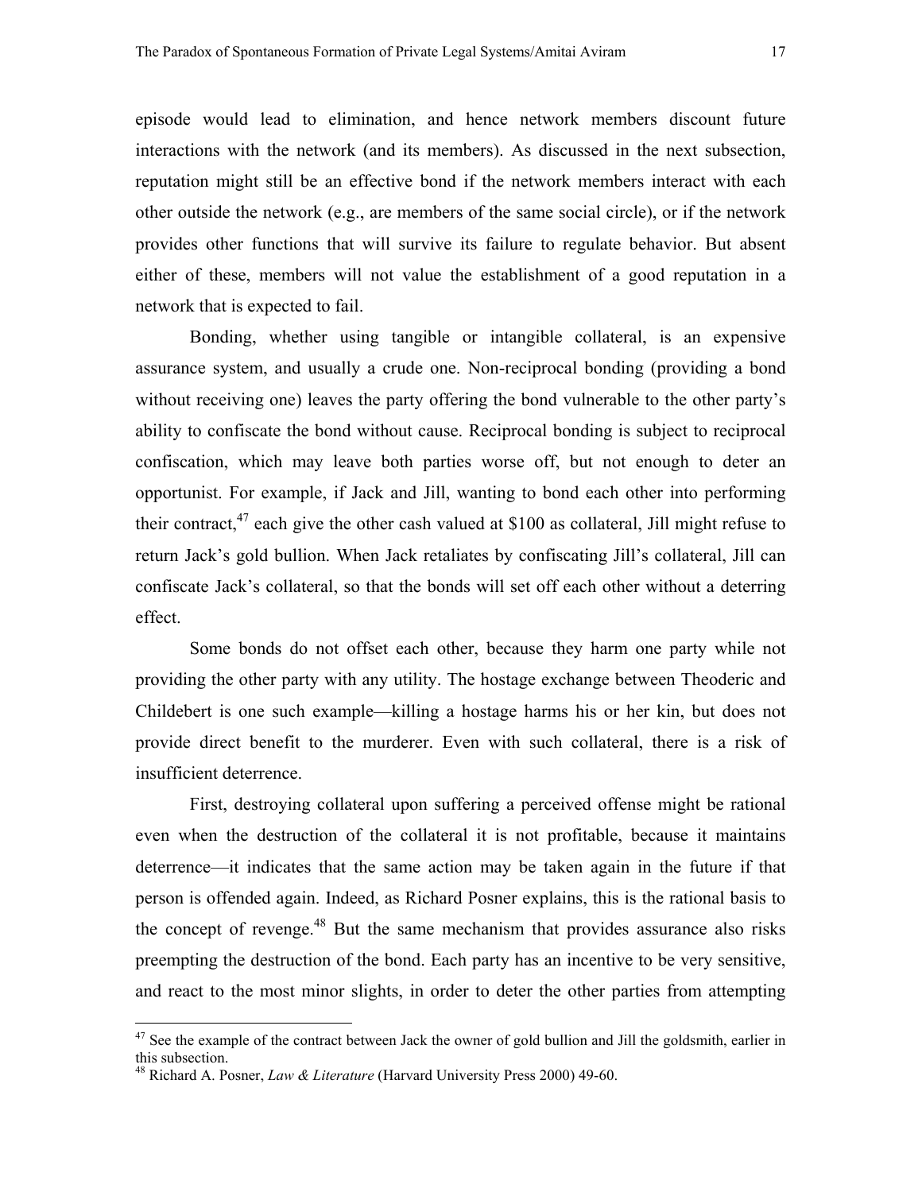episode would lead to elimination, and hence network members discount future interactions with the network (and its members). As discussed in the next subsection, reputation might still be an effective bond if the network members interact with each other outside the network (e.g., are members of the same social circle), or if the network provides other functions that will survive its failure to regulate behavior. But absent either of these, members will not value the establishment of a good reputation in a network that is expected to fail.

Bonding, whether using tangible or intangible collateral, is an expensive assurance system, and usually a crude one. Non-reciprocal bonding (providing a bond without receiving one) leaves the party offering the bond vulnerable to the other party's ability to confiscate the bond without cause. Reciprocal bonding is subject to reciprocal confiscation, which may leave both parties worse off, but not enough to deter an opportunist. For example, if Jack and Jill, wanting to bond each other into performing their contract,[47] each give the other cash valued at $100 as collateral, Jill might refuse to return Jack's gold bullion. When Jack retaliates by confiscating Jill's collateral, Jill can confiscate Jack's collateral, so that the bonds will set off each other without a deterring effect.

Some bonds do not offset each other, because they harm one party while not providing the other party with any utility. The hostage exchange between Theoderic and Childebert is one such example—killing a hostage harms his or her kin, but does not provide direct benefit to the murderer. Even with such collateral, there is a risk of insufficient deterrence.

First, destroying collateral upon suffering a perceived offense might be rational even when the destruction of the collateral it is not profitable, because it maintains deterrence—it indicates that the same action may be taken again in the future if that person is offended again. Indeed, as Richard Posner explains, this is the rational basis to the concept of revenge.[48] But the same mechanism that provides assurance also risks preempting the destruction of the bond. Each party has an incentive to be very sensitive, and react to the most minor slights, in order to deter the other parties from attempting

[47] See the example of the contract between Jack the owner of gold bullion and Jill the goldsmith, earlier in this subsection.

[48] Richard A. Posner, *Law & Literature* (Harvard University Press 2000) 49-60.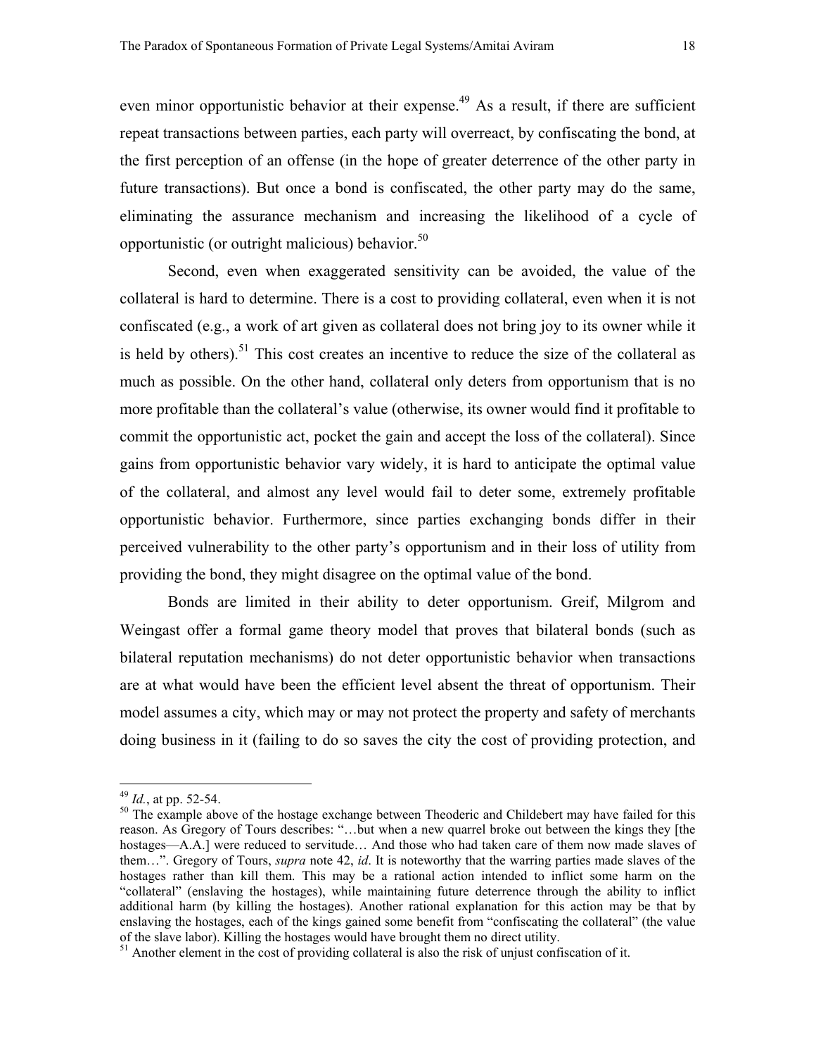even minor opportunistic behavior at their expense.[49] As a result, if there are sufficient repeat transactions between parties, each party will overreact, by confiscating the bond, at the first perception of an offense (in the hope of greater deterrence of the other party in future transactions). But once a bond is confiscated, the other party may do the same, eliminating the assurance mechanism and increasing the likelihood of a cycle of opportunistic (or outright malicious) behavior.[50]

Second, even when exaggerated sensitivity can be avoided, the value of the collateral is hard to determine. There is a cost to providing collateral, even when it is not confiscated (e.g., a work of art given as collateral does not bring joy to its owner while it is held by others).[51] This cost creates an incentive to reduce the size of the collateral as much as possible. On the other hand, collateral only deters from opportunism that is no more profitable than the collateral's value (otherwise, its owner would find it profitable to commit the opportunistic act, pocket the gain and accept the loss of the collateral). Since gains from opportunistic behavior vary widely, it is hard to anticipate the optimal value of the collateral, and almost any level would fail to deter some, extremely profitable opportunistic behavior. Furthermore, since parties exchanging bonds differ in their perceived vulnerability to the other party's opportunism and in their loss of utility from providing the bond, they might disagree on the optimal value of the bond.

Bonds are limited in their ability to deter opportunism. Greif, Milgrom and Weingast offer a formal game theory model that proves that bilateral bonds (such as bilateral reputation mechanisms) do not deter opportunistic behavior when transactions are at what would have been the efficient level absent the threat of opportunism. Their model assumes a city, which may or may not protect the property and safety of merchants doing business in it (failing to do so saves the city the cost of providing protection, and

---

[49] *Id.*, at pp. 52-54.

[50] The example above of the hostage exchange between Theoderic and Childebert may have failed for this reason. As Gregory of Tours describes: "…but when a new quarrel broke out between the kings they [the hostages—A.A.] were reduced to servitude… And those who had taken care of them now made slaves of them…". Gregory of Tours, *supra* note 42, *id*. It is noteworthy that the warring parties made slaves of the hostages rather than kill them. This may be a rational action intended to inflict some harm on the "collateral" (enslaving the hostages), while maintaining future deterrence through the ability to inflict additional harm (by killing the hostages). Another rational explanation for this action may be that by enslaving the hostages, each of the kings gained some benefit from "confiscating the collateral" (the value of the slave labor). Killing the hostages would have brought them no direct utility.

[51] Another element in the cost of providing collateral is also the risk of unjust confiscation of it.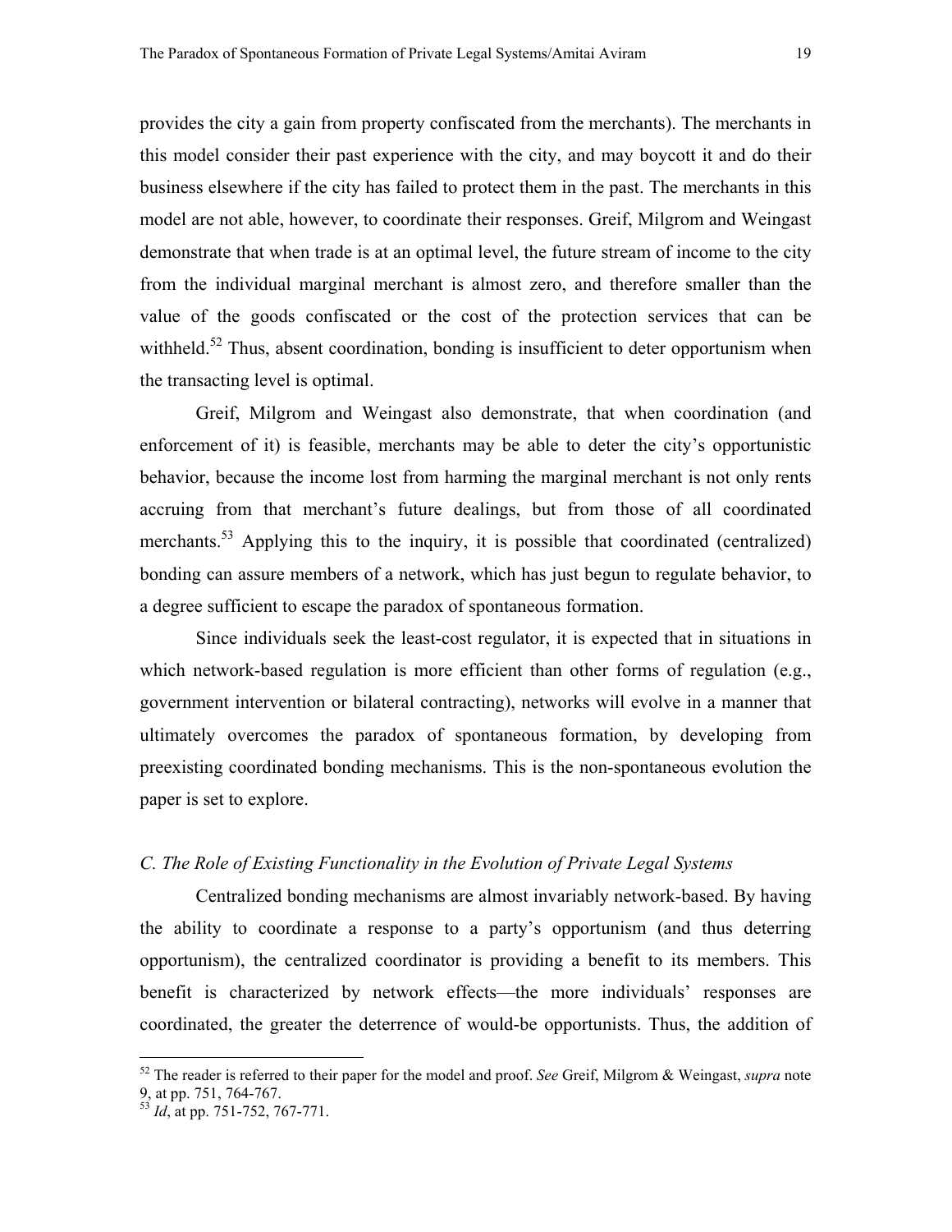provides the city a gain from property confiscated from the merchants). The merchants in this model consider their past experience with the city, and may boycott it and do their business elsewhere if the city has failed to protect them in the past. The merchants in this model are not able, however, to coordinate their responses. Greif, Milgrom and Weingast demonstrate that when trade is at an optimal level, the future stream of income to the city from the individual marginal merchant is almost zero, and therefore smaller than the value of the goods confiscated or the cost of the protection services that can be withheld.[52] Thus, absent coordination, bonding is insufficient to deter opportunism when the transacting level is optimal.

Greif, Milgrom and Weingast also demonstrate, that when coordination (and enforcement of it) is feasible, merchants may be able to deter the city's opportunistic behavior, because the income lost from harming the marginal merchant is not only rents accruing from that merchant's future dealings, but from those of all coordinated merchants.[53] Applying this to the inquiry, it is possible that coordinated (centralized) bonding can assure members of a network, which has just begun to regulate behavior, to a degree sufficient to escape the paradox of spontaneous formation.

Since individuals seek the least-cost regulator, it is expected that in situations in which network-based regulation is more efficient than other forms of regulation (e.g., government intervention or bilateral contracting), networks will evolve in a manner that ultimately overcomes the paradox of spontaneous formation, by developing from preexisting coordinated bonding mechanisms. This is the non-spontaneous evolution the paper is set to explore.

### *C. The Role of Existing Functionality in the Evolution of Private Legal Systems*

Centralized bonding mechanisms are almost invariably network-based. By having the ability to coordinate a response to a party's opportunism (and thus deterring opportunism), the centralized coordinator is providing a benefit to its members. This benefit is characterized by network effects—the more individuals' responses are coordinated, the greater the deterrence of would-be opportunists. Thus, the addition of

---

[52] The reader is referred to their paper for the model and proof. *See* Greif, Milgrom & Weingast, *supra* note 9, at pp. 751, 764-767.

[53] *Id*, at pp. 751-752, 767-771.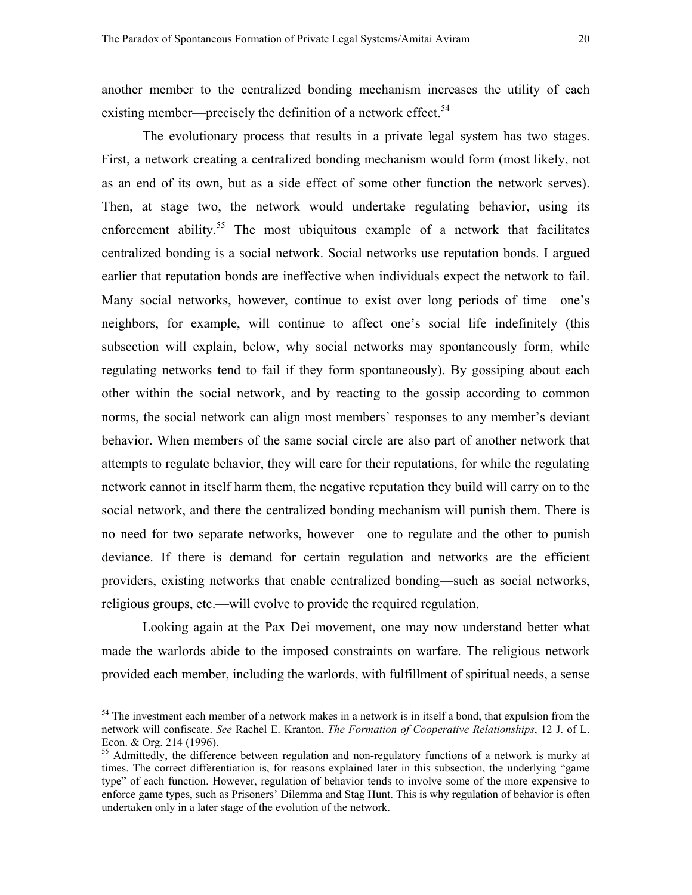another member to the centralized bonding mechanism increases the utility of each existing member—precisely the definition of a network effect.[54]

The evolutionary process that results in a private legal system has two stages. First, a network creating a centralized bonding mechanism would form (most likely, not as an end of its own, but as a side effect of some other function the network serves). Then, at stage two, the network would undertake regulating behavior, using its enforcement ability.[55] The most ubiquitous example of a network that facilitates centralized bonding is a social network. Social networks use reputation bonds. I argued earlier that reputation bonds are ineffective when individuals expect the network to fail. Many social networks, however, continue to exist over long periods of time—one's neighbors, for example, will continue to affect one's social life indefinitely (this subsection will explain, below, why social networks may spontaneously form, while regulating networks tend to fail if they form spontaneously). By gossiping about each other within the social network, and by reacting to the gossip according to common norms, the social network can align most members' responses to any member's deviant behavior. When members of the same social circle are also part of another network that attempts to regulate behavior, they will care for their reputations, for while the regulating network cannot in itself harm them, the negative reputation they build will carry on to the social network, and there the centralized bonding mechanism will punish them. There is no need for two separate networks, however—one to regulate and the other to punish deviance. If there is demand for certain regulation and networks are the efficient providers, existing networks that enable centralized bonding—such as social networks, religious groups, etc.—will evolve to provide the required regulation.

Looking again at the Pax Dei movement, one may now understand better what made the warlords abide to the imposed constraints on warfare. The religious network provided each member, including the warlords, with fulfillment of spiritual needs, a sense

[54] The investment each member of a network makes in a network is in itself a bond, that expulsion from the network will confiscate. *See* Rachel E. Kranton, *The Formation of Cooperative Relationships*, 12 J. of L. Econ. & Org. 214 (1996).

[55] Admittedly, the difference between regulation and non-regulatory functions of a network is murky at times. The correct differentiation is, for reasons explained later in this subsection, the underlying "game type" of each function. However, regulation of behavior tends to involve some of the more expensive to enforce game types, such as Prisoners' Dilemma and Stag Hunt. This is why regulation of behavior is often undertaken only in a later stage of the evolution of the network.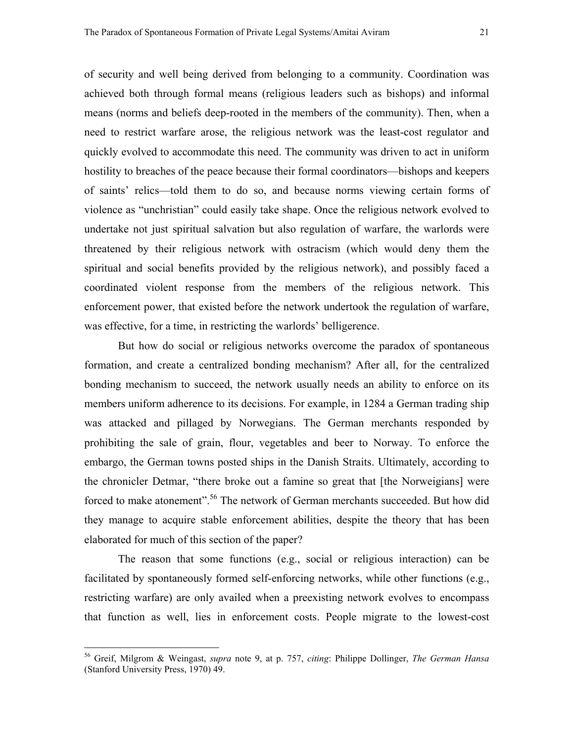of security and well being derived from belonging to a community. Coordination was achieved both through formal means (religious leaders such as bishops) and informal means (norms and beliefs deep-rooted in the members of the community). Then, when a need to restrict warfare arose, the religious network was the least-cost regulator and quickly evolved to accommodate this need. The community was driven to act in uniform hostility to breaches of the peace because their formal coordinators—bishops and keepers of saints' relics—told them to do so, and because norms viewing certain forms of violence as "unchristian" could easily take shape. Once the religious network evolved to undertake not just spiritual salvation but also regulation of warfare, the warlords were threatened by their religious network with ostracism (which would deny them the spiritual and social benefits provided by the religious network), and possibly faced a coordinated violent response from the members of the religious network. This enforcement power, that existed before the network undertook the regulation of warfare, was effective, for a time, in restricting the warlords' belligerence.

But how do social or religious networks overcome the paradox of spontaneous formation, and create a centralized bonding mechanism? After all, for the centralized bonding mechanism to succeed, the network usually needs an ability to enforce on its members uniform adherence to its decisions. For example, in 1284 a German trading ship was attacked and pillaged by Norwegians. The German merchants responded by prohibiting the sale of grain, flour, vegetables and beer to Norway. To enforce the embargo, the German towns posted ships in the Danish Straits. Ultimately, according to the chronicler Detmar, "there broke out a famine so great that [the Norweigians] were forced to make atonement".[56] The network of German merchants succeeded. But how did they manage to acquire stable enforcement abilities, despite the theory that has been elaborated for much of this section of the paper?

The reason that some functions (e.g., social or religious interaction) can be facilitated by spontaneously formed self-enforcing networks, while other functions (e.g., restricting warfare) are only availed when a preexisting network evolves to encompass that function as well, lies in enforcement costs. People migrate to the lowest-cost

[56] Greif, Milgrom & Weingast, *supra* note 9, at p. 757, *citing*: Philippe Dollinger, *The German Hansa* (Stanford University Press, 1970) 49.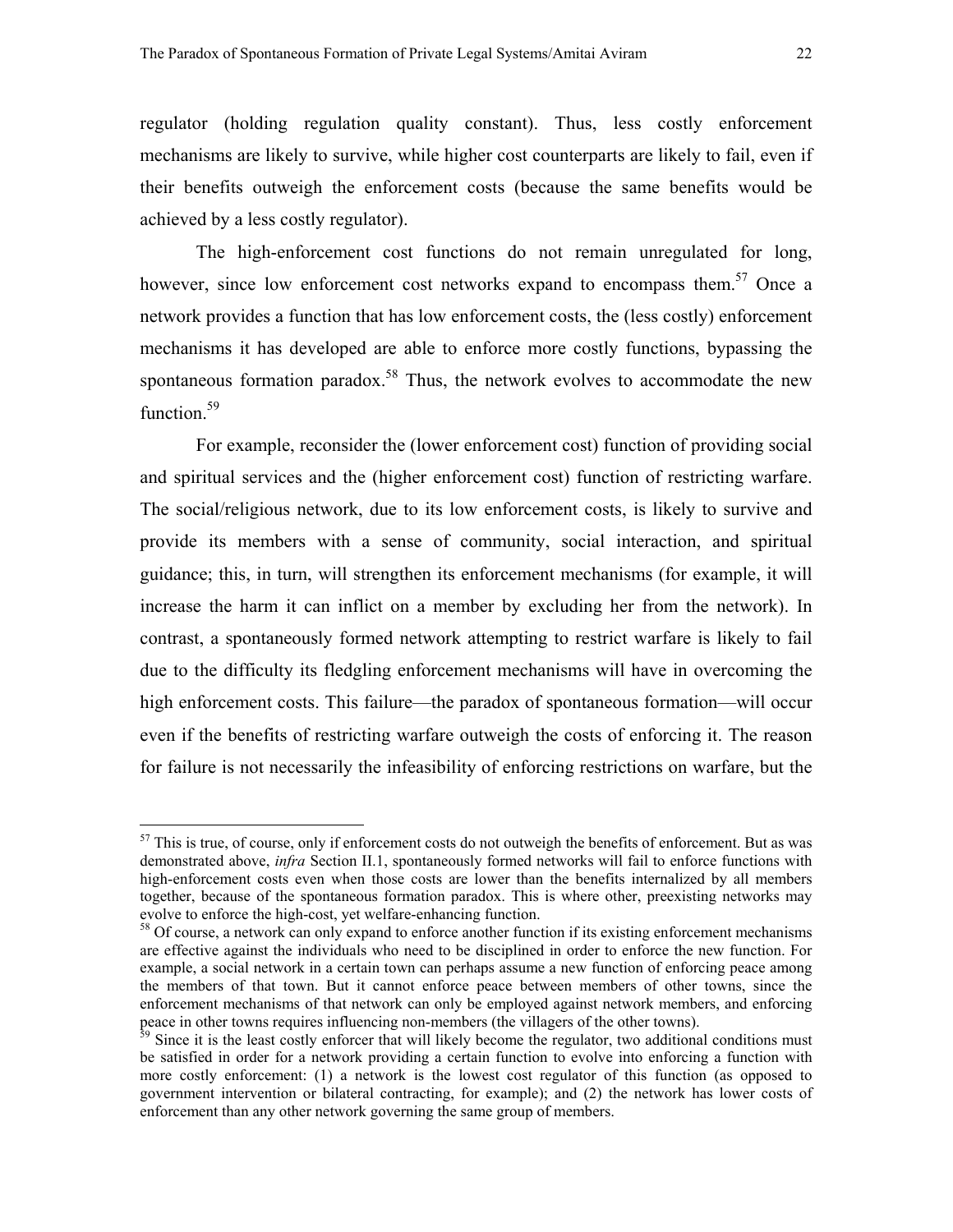regulator (holding regulation quality constant). Thus, less costly enforcement mechanisms are likely to survive, while higher cost counterparts are likely to fail, even if their benefits outweigh the enforcement costs (because the same benefits would be achieved by a less costly regulator).

The high-enforcement cost functions do not remain unregulated for long, however, since low enforcement cost networks expand to encompass them.[57] Once a network provides a function that has low enforcement costs, the (less costly) enforcement mechanisms it has developed are able to enforce more costly functions, bypassing the spontaneous formation paradox.[58] Thus, the network evolves to accommodate the new function.[59]

For example, reconsider the (lower enforcement cost) function of providing social and spiritual services and the (higher enforcement cost) function of restricting warfare. The social/religious network, due to its low enforcement costs, is likely to survive and provide its members with a sense of community, social interaction, and spiritual guidance; this, in turn, will strengthen its enforcement mechanisms (for example, it will increase the harm it can inflict on a member by excluding her from the network). In contrast, a spontaneously formed network attempting to restrict warfare is likely to fail due to the difficulty its fledgling enforcement mechanisms will have in overcoming the high enforcement costs. This failure—the paradox of spontaneous formation—will occur even if the benefits of restricting warfare outweigh the costs of enforcing it. The reason for failure is not necessarily the infeasibility of enforcing restrictions on warfare, but the

---

[57] This is true, of course, only if enforcement costs do not outweigh the benefits of enforcement. But as was demonstrated above, *infra* Section II.1, spontaneously formed networks will fail to enforce functions with high-enforcement costs even when those costs are lower than the benefits internalized by all members together, because of the spontaneous formation paradox. This is where other, preexisting networks may evolve to enforce the high-cost, yet welfare-enhancing function.

[58] Of course, a network can only expand to enforce another function if its existing enforcement mechanisms are effective against the individuals who need to be disciplined in order to enforce the new function. For example, a social network in a certain town can perhaps assume a new function of enforcing peace among the members of that town. But it cannot enforce peace between members of other towns, since the enforcement mechanisms of that network can only be employed against network members, and enforcing peace in other towns requires influencing non-members (the villagers of the other towns).

[59] Since it is the least costly enforcer that will likely become the regulator, two additional conditions must be satisfied in order for a network providing a certain function to evolve into enforcing a function with more costly enforcement: (1) a network is the lowest cost regulator of this function (as opposed to government intervention or bilateral contracting, for example); and (2) the network has lower costs of enforcement than any other network governing the same group of members.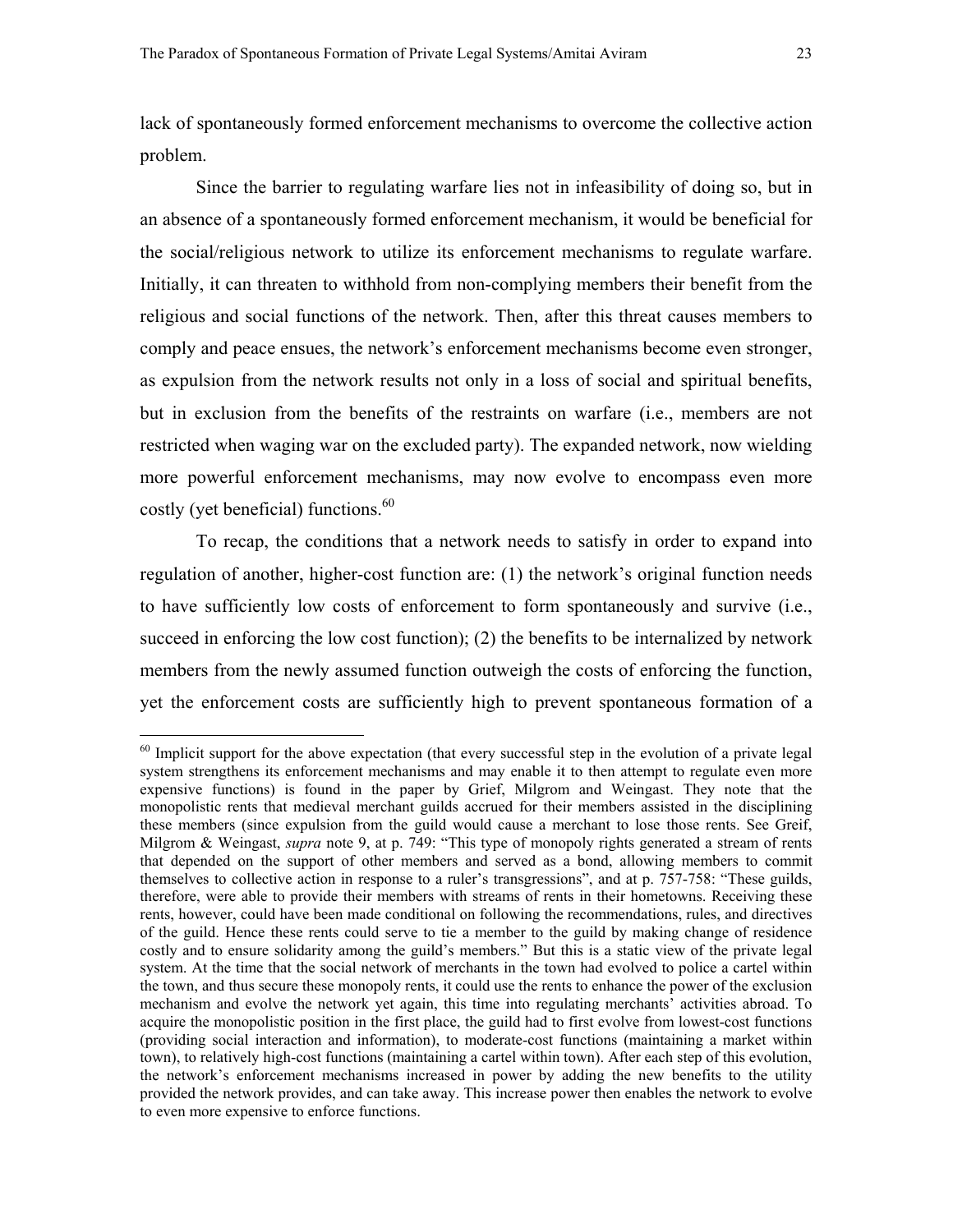lack of spontaneously formed enforcement mechanisms to overcome the collective action problem.

Since the barrier to regulating warfare lies not in infeasibility of doing so, but in an absence of a spontaneously formed enforcement mechanism, it would be beneficial for the social/religious network to utilize its enforcement mechanisms to regulate warfare. Initially, it can threaten to withhold from non-complying members their benefit from the religious and social functions of the network. Then, after this threat causes members to comply and peace ensues, the network's enforcement mechanisms become even stronger, as expulsion from the network results not only in a loss of social and spiritual benefits, but in exclusion from the benefits of the restraints on warfare (i.e., members are not restricted when waging war on the excluded party). The expanded network, now wielding more powerful enforcement mechanisms, may now evolve to encompass even more costly (yet beneficial) functions.[60]

To recap, the conditions that a network needs to satisfy in order to expand into regulation of another, higher-cost function are: (1) the network's original function needs to have sufficiently low costs of enforcement to form spontaneously and survive (i.e., succeed in enforcing the low cost function); (2) the benefits to be internalized by network members from the newly assumed function outweigh the costs of enforcing the function, yet the enforcement costs are sufficiently high to prevent spontaneous formation of a

---

[60] Implicit support for the above expectation (that every successful step in the evolution of a private legal system strengthens its enforcement mechanisms and may enable it to then attempt to regulate even more expensive functions) is found in the paper by Grief, Milgrom and Weingast. They note that the monopolistic rents that medieval merchant guilds accrued for their members assisted in the disciplining these members (since expulsion from the guild would cause a merchant to lose those rents. See Greif, Milgrom & Weingast, *supra* note 9, at p. 749: "This type of monopoly rights generated a stream of rents that depended on the support of other members and served as a bond, allowing members to commit themselves to collective action in response to a ruler's transgressions", and at p. 757-758: "These guilds, therefore, were able to provide their members with streams of rents in their hometowns. Receiving these rents, however, could have been made conditional on following the recommendations, rules, and directives of the guild. Hence these rents could serve to tie a member to the guild by making change of residence costly and to ensure solidarity among the guild's members." But this is a static view of the private legal system. At the time that the social network of merchants in the town had evolved to police a cartel within the town, and thus secure these monopoly rents, it could use the rents to enhance the power of the exclusion mechanism and evolve the network yet again, this time into regulating merchants' activities abroad. To acquire the monopolistic position in the first place, the guild had to first evolve from lowest-cost functions (providing social interaction and information), to moderate-cost functions (maintaining a market within town), to relatively high-cost functions (maintaining a cartel within town). After each step of this evolution, the network's enforcement mechanisms increased in power by adding the new benefits to the utility provided the network provides, and can take away. This increase power then enables the network to evolve to even more expensive to enforce functions.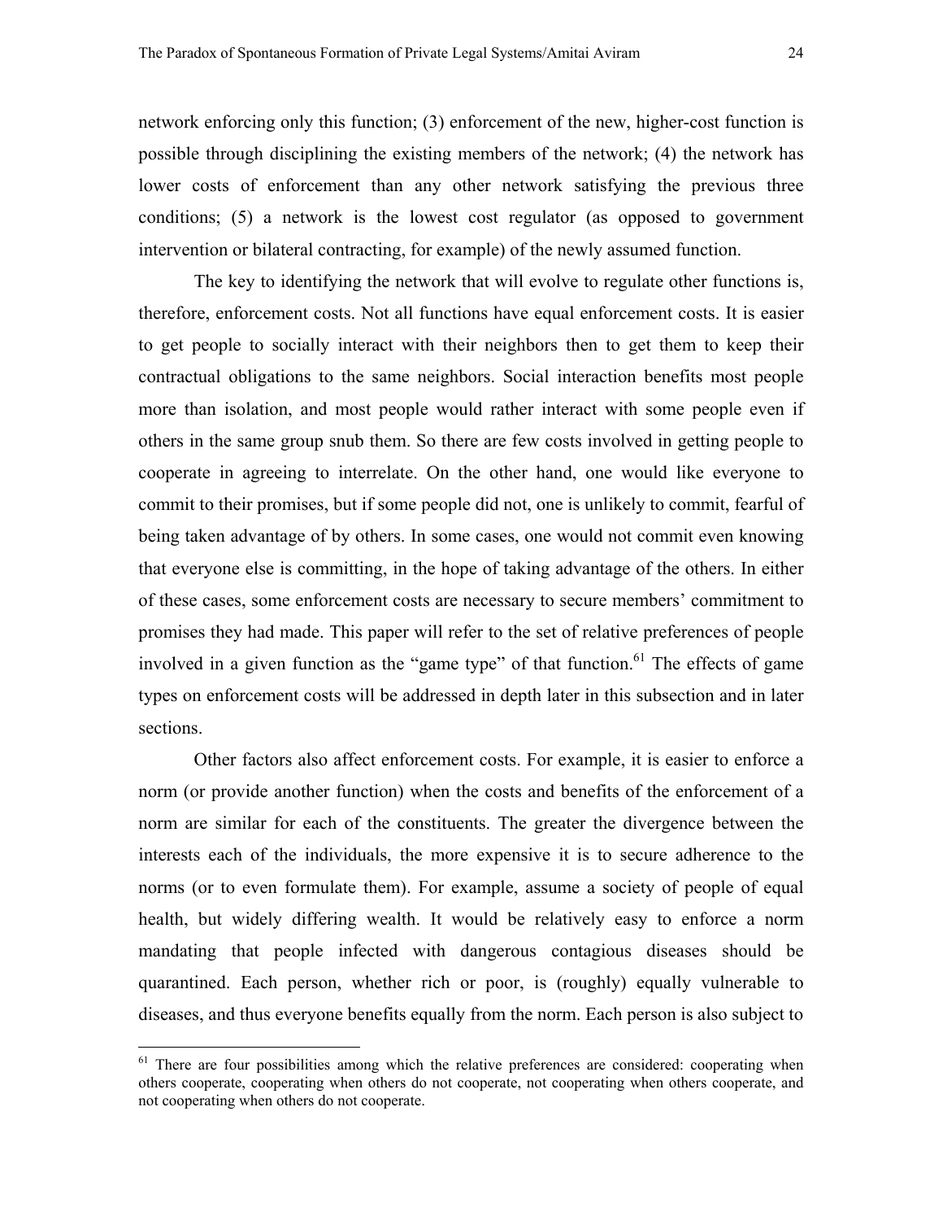network enforcing only this function; (3) enforcement of the new, higher-cost function is possible through disciplining the existing members of the network; (4) the network has lower costs of enforcement than any other network satisfying the previous three conditions; (5) a network is the lowest cost regulator (as opposed to government intervention or bilateral contracting, for example) of the newly assumed function.

The key to identifying the network that will evolve to regulate other functions is, therefore, enforcement costs. Not all functions have equal enforcement costs. It is easier to get people to socially interact with their neighbors then to get them to keep their contractual obligations to the same neighbors. Social interaction benefits most people more than isolation, and most people would rather interact with some people even if others in the same group snub them. So there are few costs involved in getting people to cooperate in agreeing to interrelate. On the other hand, one would like everyone to commit to their promises, but if some people did not, one is unlikely to commit, fearful of being taken advantage of by others. In some cases, one would not commit even knowing that everyone else is committing, in the hope of taking advantage of the others. In either of these cases, some enforcement costs are necessary to secure members' commitment to promises they had made. This paper will refer to the set of relative preferences of people involved in a given function as the "game type" of that function.[61] The effects of game types on enforcement costs will be addressed in depth later in this subsection and in later sections.

Other factors also affect enforcement costs. For example, it is easier to enforce a norm (or provide another function) when the costs and benefits of the enforcement of a norm are similar for each of the constituents. The greater the divergence between the interests each of the individuals, the more expensive it is to secure adherence to the norms (or to even formulate them). For example, assume a society of people of equal health, but widely differing wealth. It would be relatively easy to enforce a norm mandating that people infected with dangerous contagious diseases should be quarantined. Each person, whether rich or poor, is (roughly) equally vulnerable to diseases, and thus everyone benefits equally from the norm. Each person is also subject to

---

[61] There are four possibilities among which the relative preferences are considered: cooperating when others cooperate, cooperating when others do not cooperate, not cooperating when others cooperate, and not cooperating when others do not cooperate.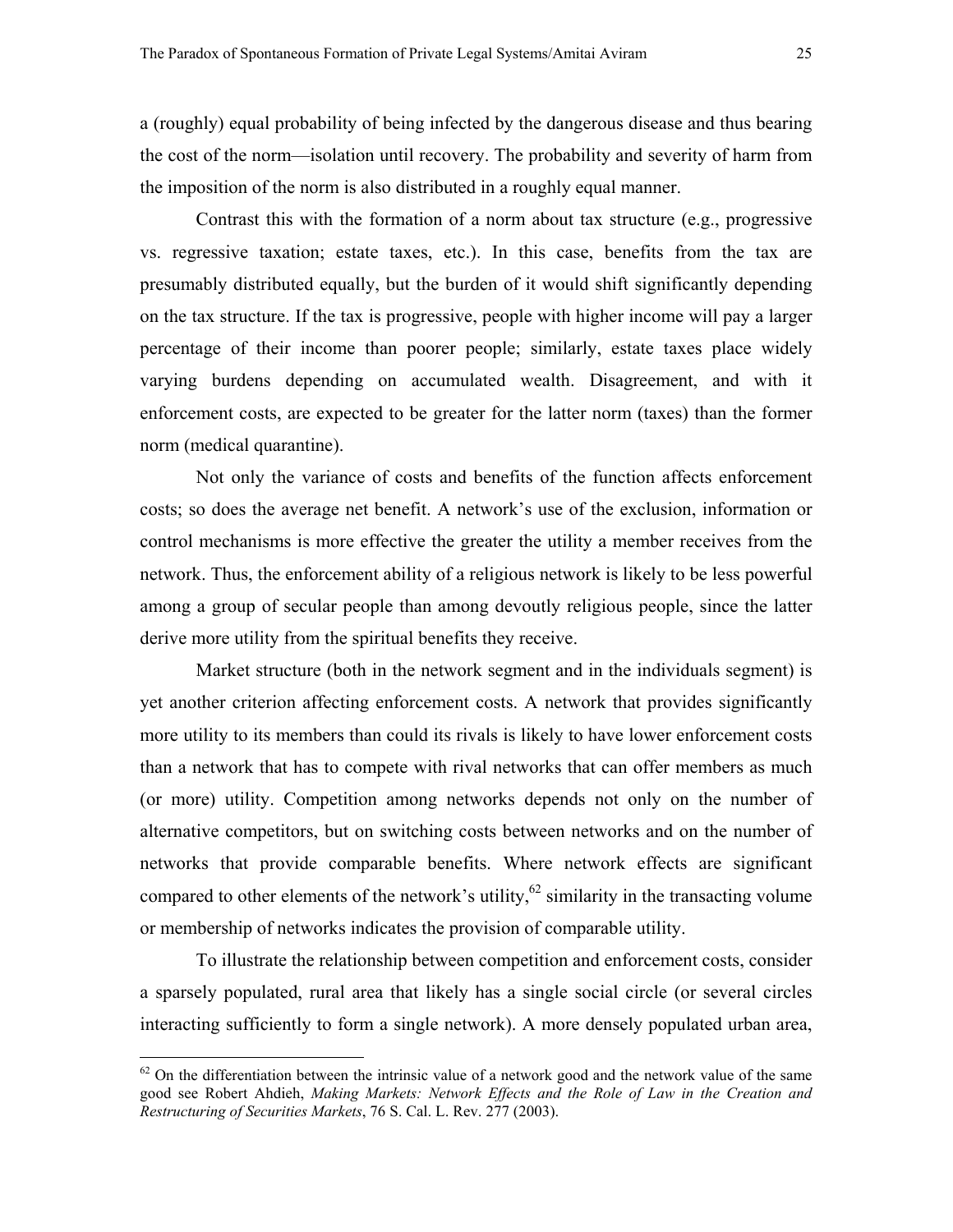a (roughly) equal probability of being infected by the dangerous disease and thus bearing the cost of the norm—isolation until recovery. The probability and severity of harm from the imposition of the norm is also distributed in a roughly equal manner.

Contrast this with the formation of a norm about tax structure (e.g., progressive vs. regressive taxation; estate taxes, etc.). In this case, benefits from the tax are presumably distributed equally, but the burden of it would shift significantly depending on the tax structure. If the tax is progressive, people with higher income will pay a larger percentage of their income than poorer people; similarly, estate taxes place widely varying burdens depending on accumulated wealth. Disagreement, and with it enforcement costs, are expected to be greater for the latter norm (taxes) than the former norm (medical quarantine).

Not only the variance of costs and benefits of the function affects enforcement costs; so does the average net benefit. A network's use of the exclusion, information or control mechanisms is more effective the greater the utility a member receives from the network. Thus, the enforcement ability of a religious network is likely to be less powerful among a group of secular people than among devoutly religious people, since the latter derive more utility from the spiritual benefits they receive.

Market structure (both in the network segment and in the individuals segment) is yet another criterion affecting enforcement costs. A network that provides significantly more utility to its members than could its rivals is likely to have lower enforcement costs than a network that has to compete with rival networks that can offer members as much (or more) utility. Competition among networks depends not only on the number of alternative competitors, but on switching costs between networks and on the number of networks that provide comparable benefits. Where network effects are significant compared to other elements of the network's utility,[62] similarity in the transacting volume or membership of networks indicates the provision of comparable utility.

To illustrate the relationship between competition and enforcement costs, consider a sparsely populated, rural area that likely has a single social circle (or several circles interacting sufficiently to form a single network). A more densely populated urban area,

---

[62] On the differentiation between the intrinsic value of a network good and the network value of the same good see Robert Ahdieh, *Making Markets: Network Effects and the Role of Law in the Creation and Restructuring of Securities Markets*, 76 S. Cal. L. Rev. 277 (2003).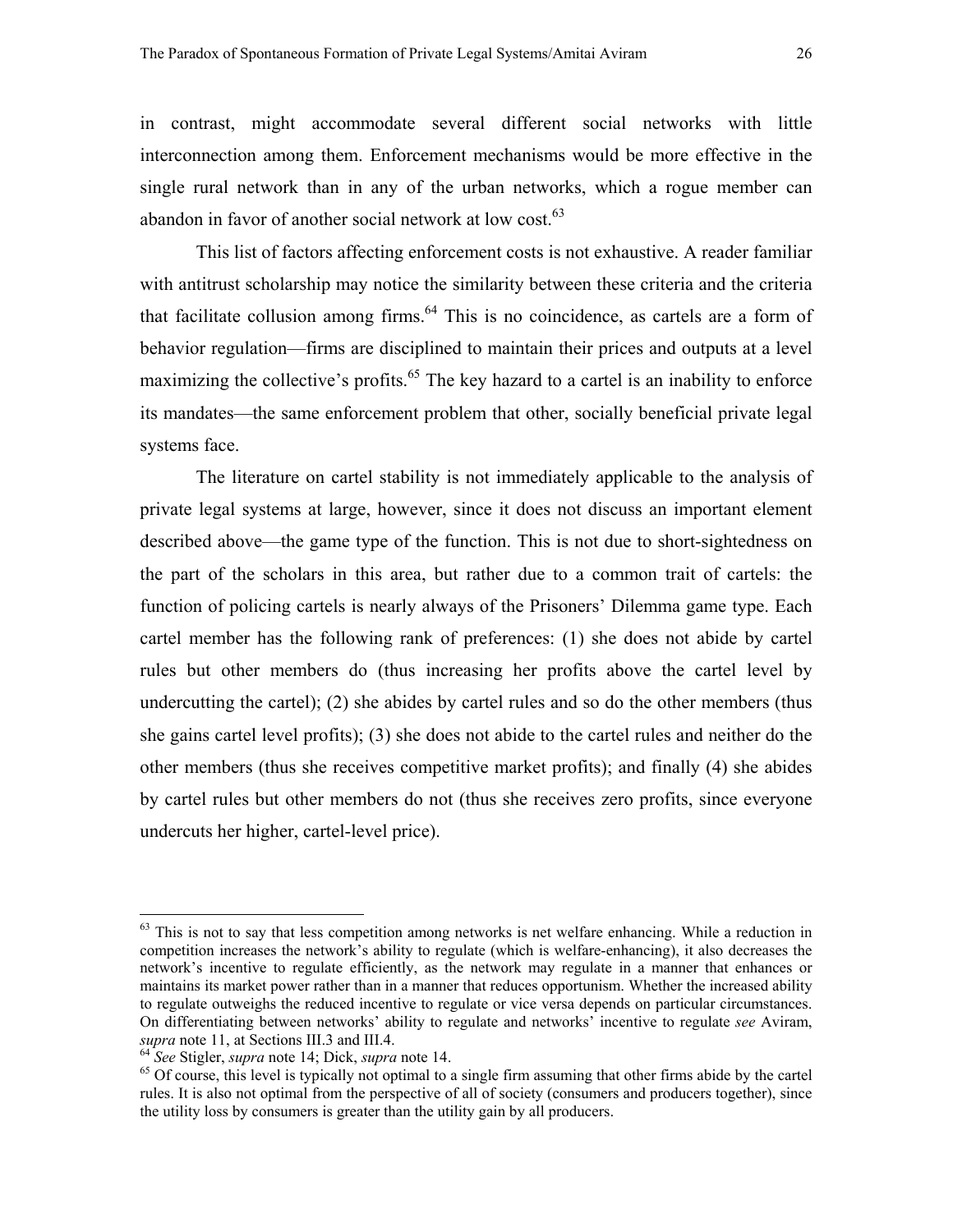in contrast, might accommodate several different social networks with little interconnection among them. Enforcement mechanisms would be more effective in the single rural network than in any of the urban networks, which a rogue member can abandon in favor of another social network at low cost.[63]

This list of factors affecting enforcement costs is not exhaustive. A reader familiar with antitrust scholarship may notice the similarity between these criteria and the criteria that facilitate collusion among firms.[64] This is no coincidence, as cartels are a form of behavior regulation—firms are disciplined to maintain their prices and outputs at a level maximizing the collective's profits.[65] The key hazard to a cartel is an inability to enforce its mandates—the same enforcement problem that other, socially beneficial private legal systems face.

The literature on cartel stability is not immediately applicable to the analysis of private legal systems at large, however, since it does not discuss an important element described above—the game type of the function. This is not due to short-sightedness on the part of the scholars in this area, but rather due to a common trait of cartels: the function of policing cartels is nearly always of the Prisoners' Dilemma game type. Each cartel member has the following rank of preferences: (1) she does not abide by cartel rules but other members do (thus increasing her profits above the cartel level by undercutting the cartel); (2) she abides by cartel rules and so do the other members (thus she gains cartel level profits); (3) she does not abide to the cartel rules and neither do the other members (thus she receives competitive market profits); and finally (4) she abides by cartel rules but other members do not (thus she receives zero profits, since everyone undercuts her higher, cartel-level price).

---

[63] This is not to say that less competition among networks is net welfare enhancing. While a reduction in competition increases the network's ability to regulate (which is welfare-enhancing), it also decreases the network's incentive to regulate efficiently, as the network may regulate in a manner that enhances or maintains its market power rather than in a manner that reduces opportunism. Whether the increased ability to regulate outweighs the reduced incentive to regulate or vice versa depends on particular circumstances. On differentiating between networks' ability to regulate and networks' incentive to regulate *see* Aviram, *supra* note 11, at Sections III.3 and III.4.

[64] *See* Stigler, *supra* note 14; Dick, *supra* note 14.

[65] Of course, this level is typically not optimal to a single firm assuming that other firms abide by the cartel rules. It is also not optimal from the perspective of all of society (consumers and producers together), since the utility loss by consumers is greater than the utility gain by all producers.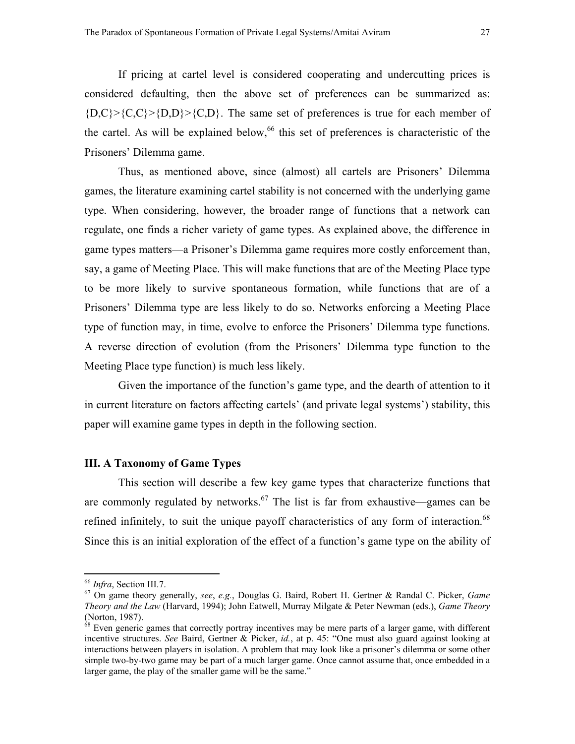If pricing at cartel level is considered cooperating and undercutting prices is considered defaulting, then the above set of preferences can be summarized as: {D,C}>{C,C}>{D,D}>{C,D}. The same set of preferences is true for each member of the cartel. As will be explained below,[66] this set of preferences is characteristic of the Prisoners' Dilemma game.

Thus, as mentioned above, since (almost) all cartels are Prisoners' Dilemma games, the literature examining cartel stability is not concerned with the underlying game type. When considering, however, the broader range of functions that a network can regulate, one finds a richer variety of game types. As explained above, the difference in game types matters—a Prisoner's Dilemma game requires more costly enforcement than, say, a game of Meeting Place. This will make functions that are of the Meeting Place type to be more likely to survive spontaneous formation, while functions that are of a Prisoners' Dilemma type are less likely to do so. Networks enforcing a Meeting Place type of function may, in time, evolve to enforce the Prisoners' Dilemma type functions. A reverse direction of evolution (from the Prisoners' Dilemma type function to the Meeting Place type function) is much less likely.

Given the importance of the function's game type, and the dearth of attention to it in current literature on factors affecting cartels' (and private legal systems') stability, this paper will examine game types in depth in the following section.

## III. A Taxonomy of Game Types

This section will describe a few key game types that characterize functions that are commonly regulated by networks.[67] The list is far from exhaustive—games can be refined infinitely, to suit the unique payoff characteristics of any form of interaction.[68] Since this is an initial exploration of the effect of a function's game type on the ability of

---

[66] *Infra*, Section III.7.

[67] On game theory generally, *see*, *e.g.*, Douglas G. Baird, Robert H. Gertner & Randal C. Picker, *Game Theory and the Law* (Harvard, 1994); John Eatwell, Murray Milgate & Peter Newman (eds.), *Game Theory* (Norton, 1987).

[68] Even generic games that correctly portray incentives may be mere parts of a larger game, with different incentive structures. *See* Baird, Gertner & Picker, *id.*, at p. 45: "One must also guard against looking at interactions between players in isolation. A problem that may look like a prisoner's dilemma or some other simple two-by-two game may be part of a much larger game. Once cannot assume that, once embedded in a larger game, the play of the smaller game will be the same."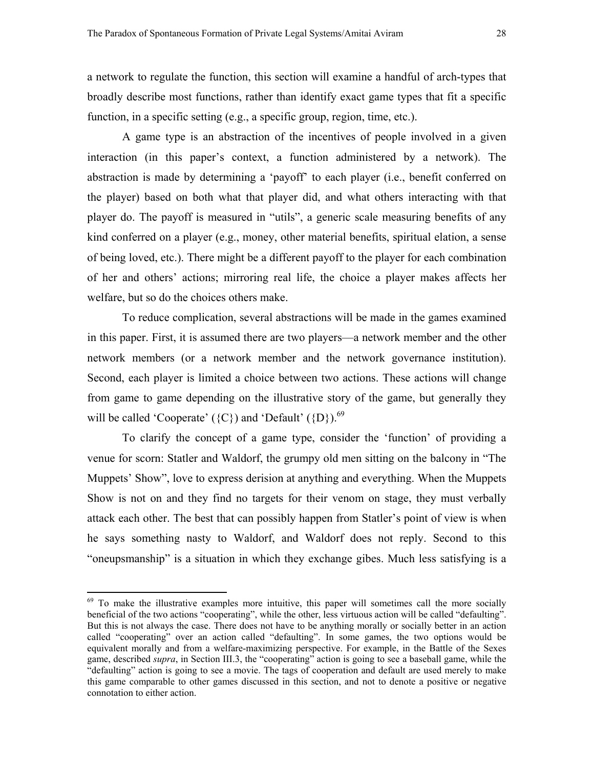a network to regulate the function, this section will examine a handful of arch-types that broadly describe most functions, rather than identify exact game types that fit a specific function, in a specific setting (e.g., a specific group, region, time, etc.).

A game type is an abstraction of the incentives of people involved in a given interaction (in this paper's context, a function administered by a network). The abstraction is made by determining a 'payoff' to each player (i.e., benefit conferred on the player) based on both what that player did, and what others interacting with that player do. The payoff is measured in "utils", a generic scale measuring benefits of any kind conferred on a player (e.g., money, other material benefits, spiritual elation, a sense of being loved, etc.). There might be a different payoff to the player for each combination of her and others' actions; mirroring real life, the choice a player makes affects her welfare, but so do the choices others make.

To reduce complication, several abstractions will be made in the games examined in this paper. First, it is assumed there are two players—a network member and the other network members (or a network member and the network governance institution). Second, each player is limited a choice between two actions. These actions will change from game to game depending on the illustrative story of the game, but generally they will be called 'Cooperate' ({C}) and 'Default' ({D}).[69]

To clarify the concept of a game type, consider the 'function' of providing a venue for scorn: Statler and Waldorf, the grumpy old men sitting on the balcony in "The Muppets' Show", love to express derision at anything and everything. When the Muppets Show is not on and they find no targets for their venom on stage, they must verbally attack each other. The best that can possibly happen from Statler's point of view is when he says something nasty to Waldorf, and Waldorf does not reply. Second to this "oneupsmanship" is a situation in which they exchange gibes. Much less satisfying is a

---

[69] To make the illustrative examples more intuitive, this paper will sometimes call the more socially beneficial of the two actions "cooperating", while the other, less virtuous action will be called "defaulting". But this is not always the case. There does not have to be anything morally or socially better in an action called "cooperating" over an action called "defaulting". In some games, the two options would be equivalent morally and from a welfare-maximizing perspective. For example, in the Battle of the Sexes game, described *supra*, in Section III.3, the "cooperating" action is going to see a baseball game, while the "defaulting" action is going to see a movie. The tags of cooperation and default are used merely to make this game comparable to other games discussed in this section, and not to denote a positive or negative connotation to either action.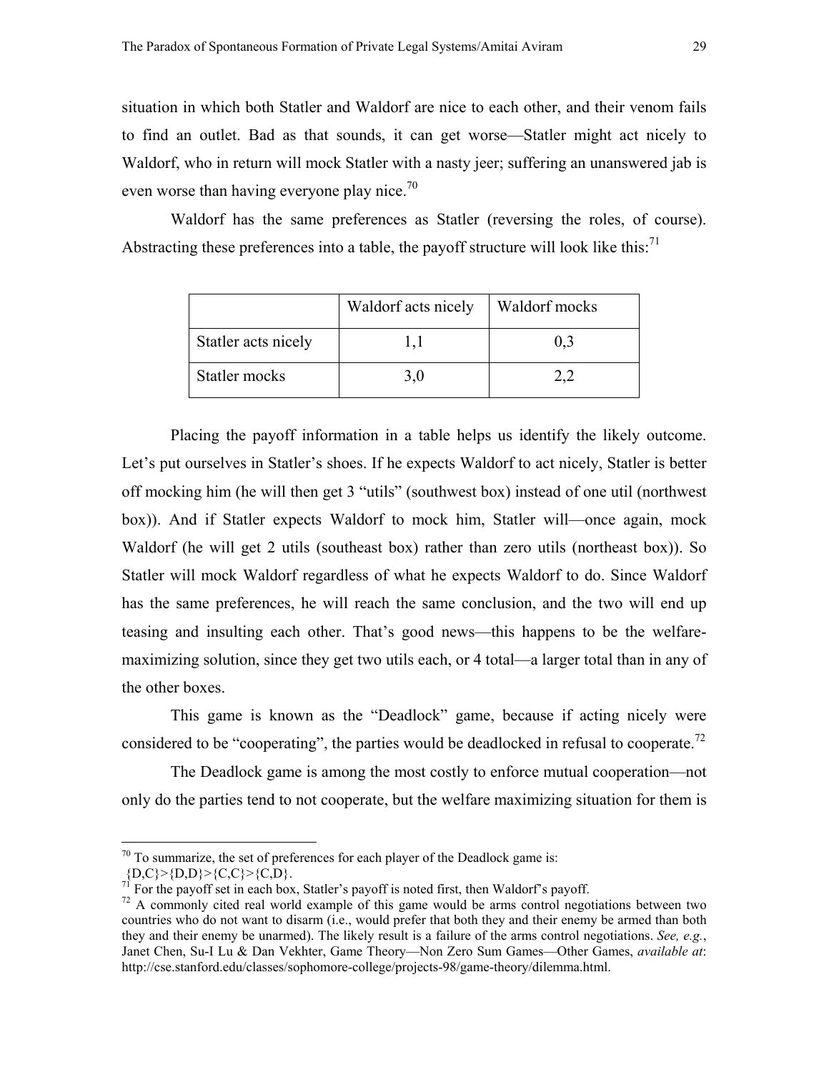situation in which both Statler and Waldorf are nice to each other, and their venom fails to find an outlet. Bad as that sounds, it can get worse—Statler might act nicely to Waldorf, who in return will mock Statler with a nasty jeer; suffering an unanswered jab is even worse than having everyone play nice.[70]

Waldorf has the same preferences as Statler (reversing the roles, of course). Abstracting these preferences into a table, the payoff structure will look like this:[71]

| | Waldorf acts nicely | Waldorf mocks |
|---|---|---|
| Statler acts nicely | 1,1 | 0,3 |
| Statler mocks | 3,0 | 2,2 |

Placing the payoff information in a table helps us identify the likely outcome. Let's put ourselves in Statler's shoes. If he expects Waldorf to act nicely, Statler is better off mocking him (he will then get 3 "utils" (southwest box) instead of one util (northwest box)). And if Statler expects Waldorf to mock him, Statler will—once again, mock Waldorf (he will get 2 utils (southeast box) rather than zero utils (northeast box)). So Statler will mock Waldorf regardless of what he expects Waldorf to do. Since Waldorf has the same preferences, he will reach the same conclusion, and the two will end up teasing and insulting each other. That's good news—this happens to be the welfare-maximizing solution, since they get two utils each, or 4 total—a larger total than in any of the other boxes.

This game is known as the "Deadlock" game, because if acting nicely were considered to be "cooperating", the parties would be deadlocked in refusal to cooperate.[72]

The Deadlock game is among the most costly to enforce mutual cooperation—not only do the parties tend to not cooperate, but the welfare maximizing situation for them is

---

[70] To summarize, the set of preferences for each player of the Deadlock game is: {D,C}>{D,D}>{C,C}>{C,D}.

[71] For the payoff set in each box, Statler's payoff is noted first, then Waldorf's payoff.

[72] A commonly cited real world example of this game would be arms control negotiations between two countries who do not want to disarm (i.e., would prefer that both they and their enemy be armed than both they and their enemy be unarmed). The likely result is a failure of the arms control negotiations. *See, e.g.*, Janet Chen, Su-I Lu & Dan Vekhter, Game Theory—Non Zero Sum Games—Other Games, *available at*: http://cse.stanford.edu/classes/sophomore-college/projects-98/game-theory/dilemma.html.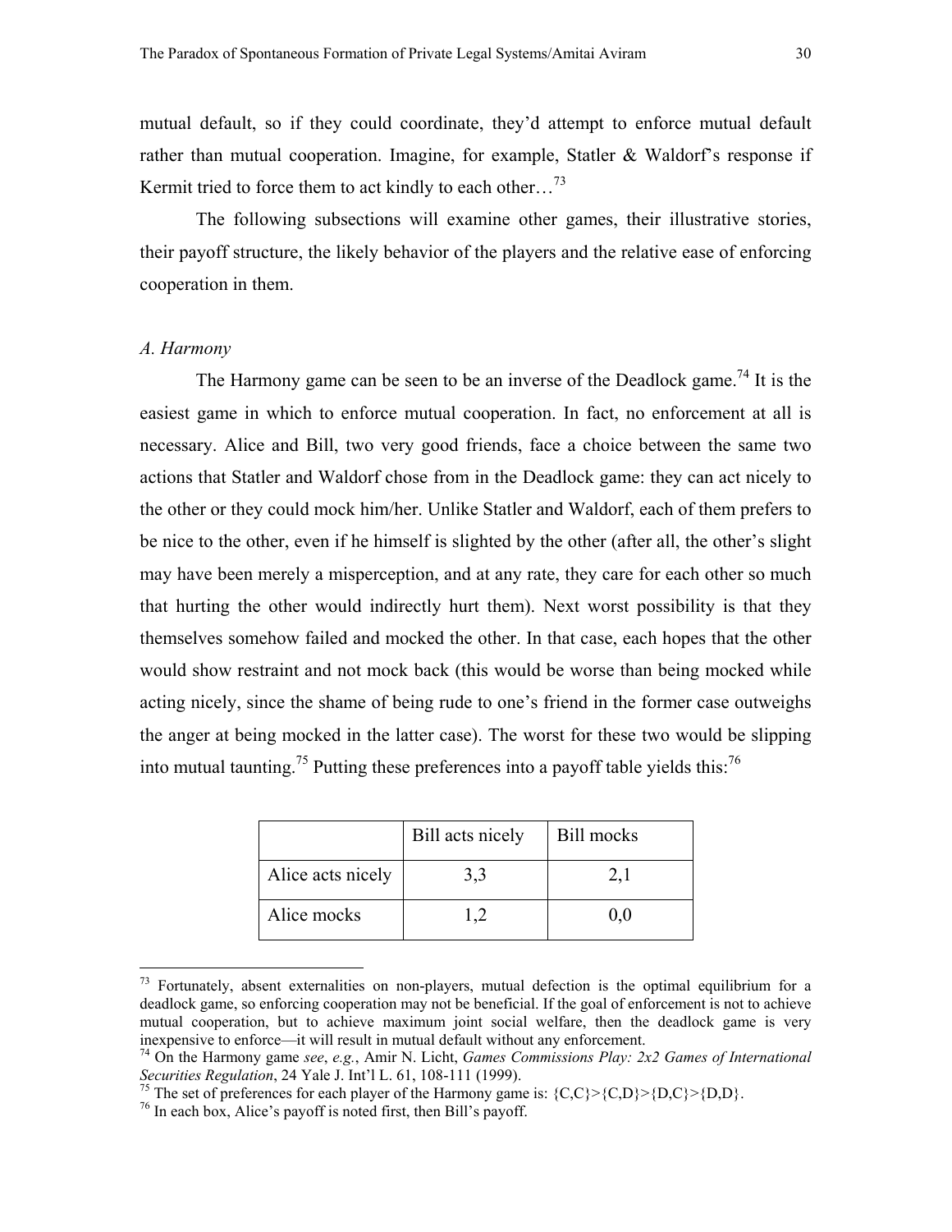mutual default, so if they could coordinate, they'd attempt to enforce mutual default rather than mutual cooperation. Imagine, for example, Statler & Waldorf's response if Kermit tried to force them to act kindly to each other…[73]

The following subsections will examine other games, their illustrative stories, their payoff structure, the likely behavior of the players and the relative ease of enforcing cooperation in them.

### *A. Harmony*

The Harmony game can be seen to be an inverse of the Deadlock game.[74] It is the easiest game in which to enforce mutual cooperation. In fact, no enforcement at all is necessary. Alice and Bill, two very good friends, face a choice between the same two actions that Statler and Waldorf chose from in the Deadlock game: they can act nicely to the other or they could mock him/her. Unlike Statler and Waldorf, each of them prefers to be nice to the other, even if he himself is slighted by the other (after all, the other's slight may have been merely a misperception, and at any rate, they care for each other so much that hurting the other would indirectly hurt them). Next worst possibility is that they themselves somehow failed and mocked the other. In that case, each hopes that the other would show restraint and not mock back (this would be worse than being mocked while acting nicely, since the shame of being rude to one's friend in the former case outweighs the anger at being mocked in the latter case). The worst for these two would be slipping into mutual taunting.[75] Putting these preferences into a payoff table yields this:[76]

| | Bill acts nicely | Bill mocks |
|---|---|---|
| Alice acts nicely | 3,3 | 2,1 |
| Alice mocks | 1,2 | 0,0 |

[73] Fortunately, absent externalities on non-players, mutual defection is the optimal equilibrium for a deadlock game, so enforcing cooperation may not be beneficial. If the goal of enforcement is not to achieve mutual cooperation, but to achieve maximum joint social welfare, then the deadlock game is very inexpensive to enforce—it will result in mutual default without any enforcement.

[74] On the Harmony game *see*, *e.g.*, Amir N. Licht, *Games Commissions Play: 2x2 Games of International Securities Regulation*, 24 Yale J. Int'l L. 61, 108-111 (1999).

[75] The set of preferences for each player of the Harmony game is: {C,C}>{C,D}>{D,C}>{D,D}.

[76] In each box, Alice's payoff is noted first, then Bill's payoff.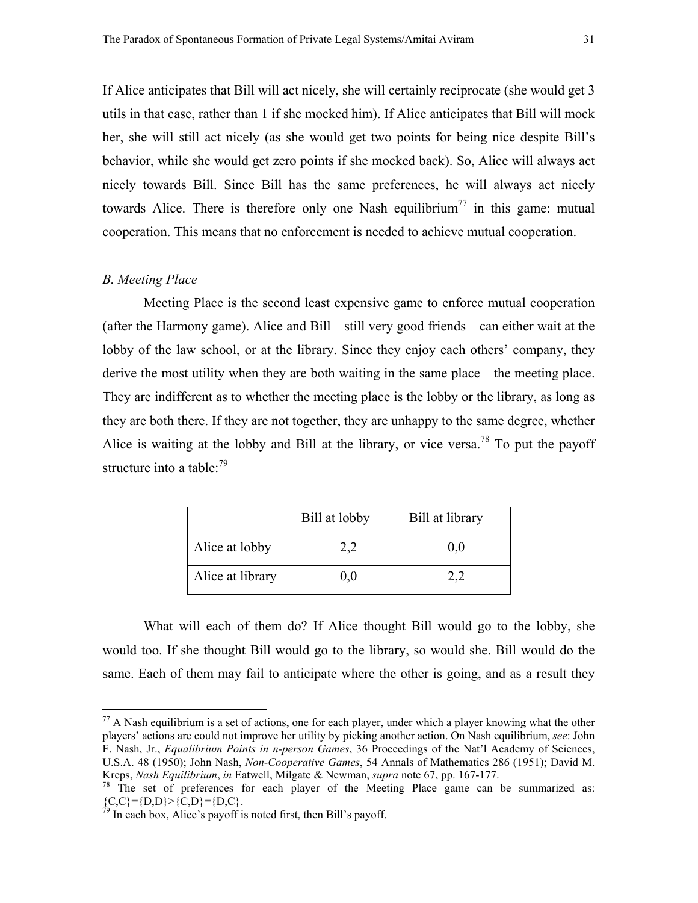If Alice anticipates that Bill will act nicely, she will certainly reciprocate (she would get 3 utils in that case, rather than 1 if she mocked him). If Alice anticipates that Bill will mock her, she will still act nicely (as she would get two points for being nice despite Bill's behavior, while she would get zero points if she mocked back). So, Alice will always act nicely towards Bill. Since Bill has the same preferences, he will always act nicely towards Alice. There is therefore only one Nash equilibrium[77] in this game: mutual cooperation. This means that no enforcement is needed to achieve mutual cooperation.

*B. Meeting Place*

Meeting Place is the second least expensive game to enforce mutual cooperation (after the Harmony game). Alice and Bill—still very good friends—can either wait at the lobby of the law school, or at the library. Since they enjoy each others' company, they derive the most utility when they are both waiting in the same place—the meeting place. They are indifferent as to whether the meeting place is the lobby or the library, as long as they are both there. If they are not together, they are unhappy to the same degree, whether Alice is waiting at the lobby and Bill at the library, or vice versa.[78] To put the payoff structure into a table:[79]

| | Bill at lobby | Bill at library |
|---|---|---|
| Alice at lobby | 2,2 | 0,0 |
| Alice at library | 0,0 | 2,2 |

What will each of them do? If Alice thought Bill would go to the lobby, she would too. If she thought Bill would go to the library, so would she. Bill would do the same. Each of them may fail to anticipate where the other is going, and as a result they

---

[77] A Nash equilibrium is a set of actions, one for each player, under which a player knowing what the other players' actions are could not improve her utility by picking another action. On Nash equilibrium, *see*: John F. Nash, Jr., *Equalibrium Points in n-person Games*, 36 Proceedings of the Nat'l Academy of Sciences, U.S.A. 48 (1950); John Nash, *Non-Cooperative Games*, 54 Annals of Mathematics 286 (1951); David M. Kreps, *Nash Equilibrium*, *in* Eatwell, Milgate & Newman, *supra* note 67, pp. 167-177.

[78] The set of preferences for each player of the Meeting Place game can be summarized as: {C,C}={D,D}>{C,D}={D,C}.

[79] In each box, Alice's payoff is noted first, then Bill's payoff.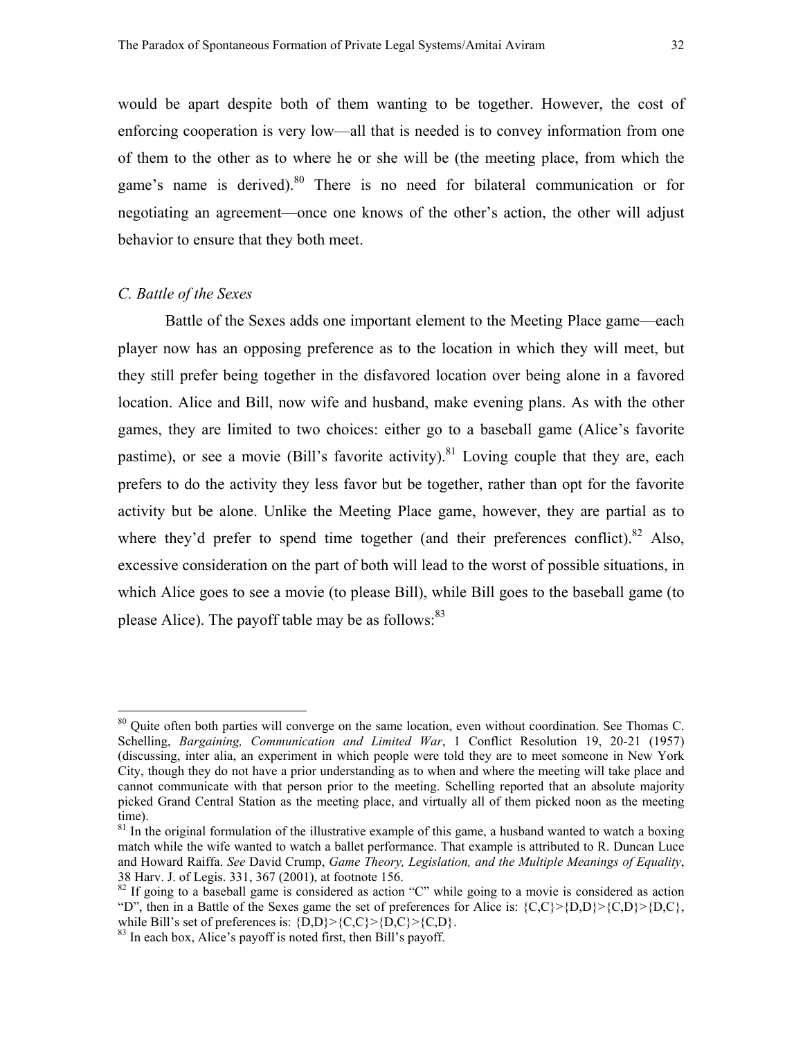would be apart despite both of them wanting to be together. However, the cost of enforcing cooperation is very low—all that is needed is to convey information from one of them to the other as to where he or she will be (the meeting place, from which the game's name is derived).[80] There is no need for bilateral communication or for negotiating an agreement—once one knows of the other's action, the other will adjust behavior to ensure that they both meet.

### *C. Battle of the Sexes*

Battle of the Sexes adds one important element to the Meeting Place game—each player now has an opposing preference as to the location in which they will meet, but they still prefer being together in the disfavored location over being alone in a favored location. Alice and Bill, now wife and husband, make evening plans. As with the other games, they are limited to two choices: either go to a baseball game (Alice's favorite pastime), or see a movie (Bill's favorite activity).[81] Loving couple that they are, each prefers to do the activity they less favor but be together, rather than opt for the favorite activity but be alone. Unlike the Meeting Place game, however, they are partial as to where they'd prefer to spend time together (and their preferences conflict).[82] Also, excessive consideration on the part of both will lead to the worst of possible situations, in which Alice goes to see a movie (to please Bill), while Bill goes to the baseball game (to please Alice). The payoff table may be as follows:[83]

---

[80] Quite often both parties will converge on the same location, even without coordination. See Thomas C. Schelling, *Bargaining, Communication and Limited War*, 1 Conflict Resolution 19, 20-21 (1957) (discussing, inter alia, an experiment in which people were told they are to meet someone in New York City, though they do not have a prior understanding as to when and where the meeting will take place and cannot communicate with that person prior to the meeting. Schelling reported that an absolute majority picked Grand Central Station as the meeting place, and virtually all of them picked noon as the meeting time).

[81] In the original formulation of the illustrative example of this game, a husband wanted to watch a boxing match while the wife wanted to watch a ballet performance. That example is attributed to R. Duncan Luce and Howard Raiffa. *See* David Crump, *Game Theory, Legislation, and the Multiple Meanings of Equality*, 38 Harv. J. of Legis. 331, 367 (2001), at footnote 156.

[82] If going to a baseball game is considered as action "C" while going to a movie is considered as action "D", then in a Battle of the Sexes game the set of preferences for Alice is: {C,C}>{D,D}>{C,D}>{D,C}, while Bill's set of preferences is: {D,D}>{C,C}>{D,C}>{C,D}.

[83] In each box, Alice's payoff is noted first, then Bill's payoff.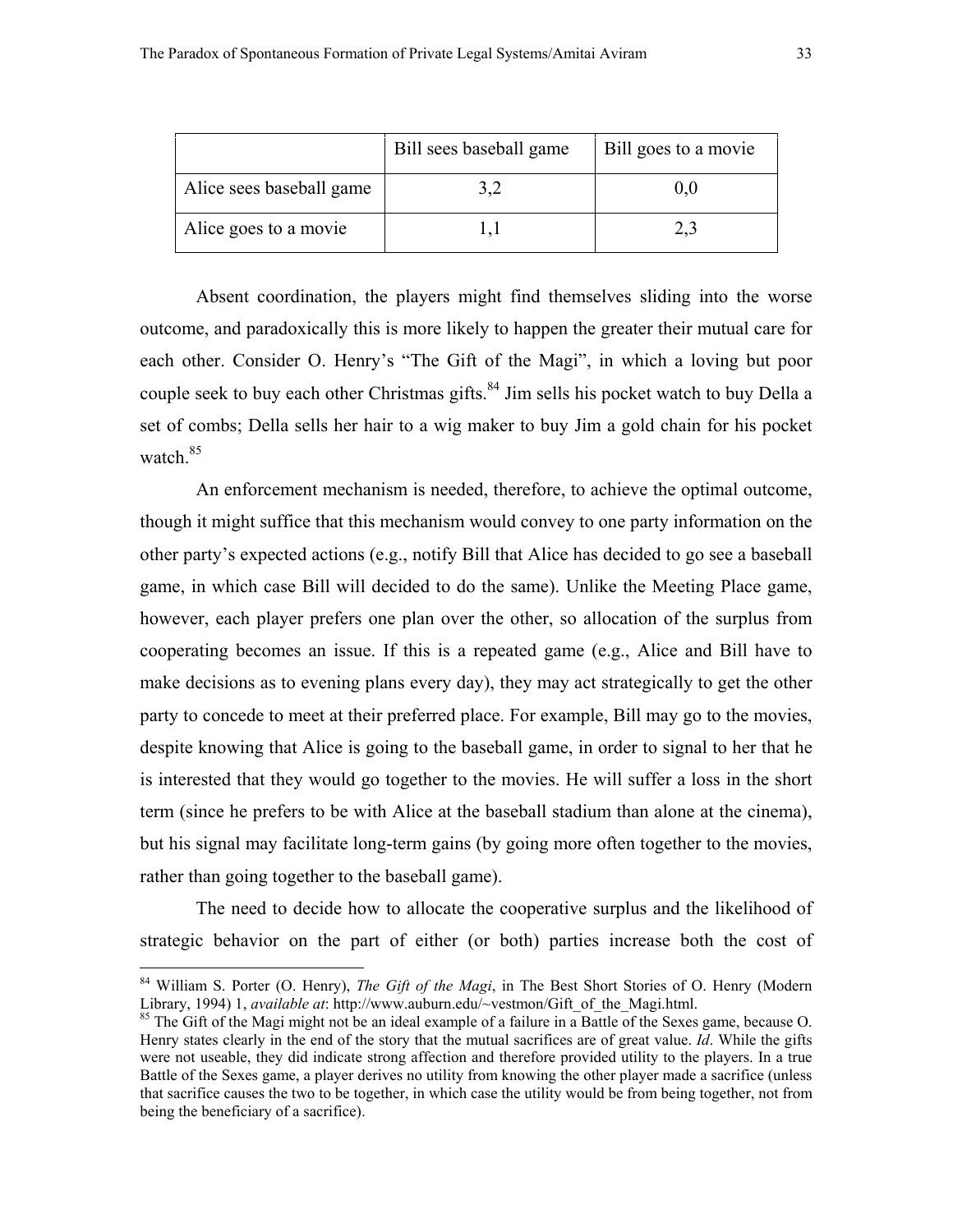| | Bill sees baseball game | Bill goes to a movie |
|---|---|---|
| Alice sees baseball game | 3,2 | 0,0 |
| Alice goes to a movie | 1,1 | 2,3 |

Absent coordination, the players might find themselves sliding into the worse outcome, and paradoxically this is more likely to happen the greater their mutual care for each other. Consider O. Henry's "The Gift of the Magi", in which a loving but poor couple seek to buy each other Christmas gifts.[84] Jim sells his pocket watch to buy Della a set of combs; Della sells her hair to a wig maker to buy Jim a gold chain for his pocket watch.[85]

An enforcement mechanism is needed, therefore, to achieve the optimal outcome, though it might suffice that this mechanism would convey to one party information on the other party's expected actions (e.g., notify Bill that Alice has decided to go see a baseball game, in which case Bill will decided to do the same). Unlike the Meeting Place game, however, each player prefers one plan over the other, so allocation of the surplus from cooperating becomes an issue. If this is a repeated game (e.g., Alice and Bill have to make decisions as to evening plans every day), they may act strategically to get the other party to concede to meet at their preferred place. For example, Bill may go to the movies, despite knowing that Alice is going to the baseball game, in order to signal to her that he is interested that they would go together to the movies. He will suffer a loss in the short term (since he prefers to be with Alice at the baseball stadium than alone at the cinema), but his signal may facilitate long-term gains (by going more often together to the movies, rather than going together to the baseball game).

The need to decide how to allocate the cooperative surplus and the likelihood of strategic behavior on the part of either (or both) parties increase both the cost of

---

[84] William S. Porter (O. Henry), *The Gift of the Magi*, in The Best Short Stories of O. Henry (Modern Library, 1994) 1, *available at*: http://www.auburn.edu/~vestmon/Gift_of_the_Magi.html.

[85] The Gift of the Magi might not be an ideal example of a failure in a Battle of the Sexes game, because O. Henry states clearly in the end of the story that the mutual sacrifices are of great value. *Id*. While the gifts were not useable, they did indicate strong affection and therefore provided utility to the players. In a true Battle of the Sexes game, a player derives no utility from knowing the other player made a sacrifice (unless that sacrifice causes the two to be together, in which case the utility would be from being together, not from being the beneficiary of a sacrifice).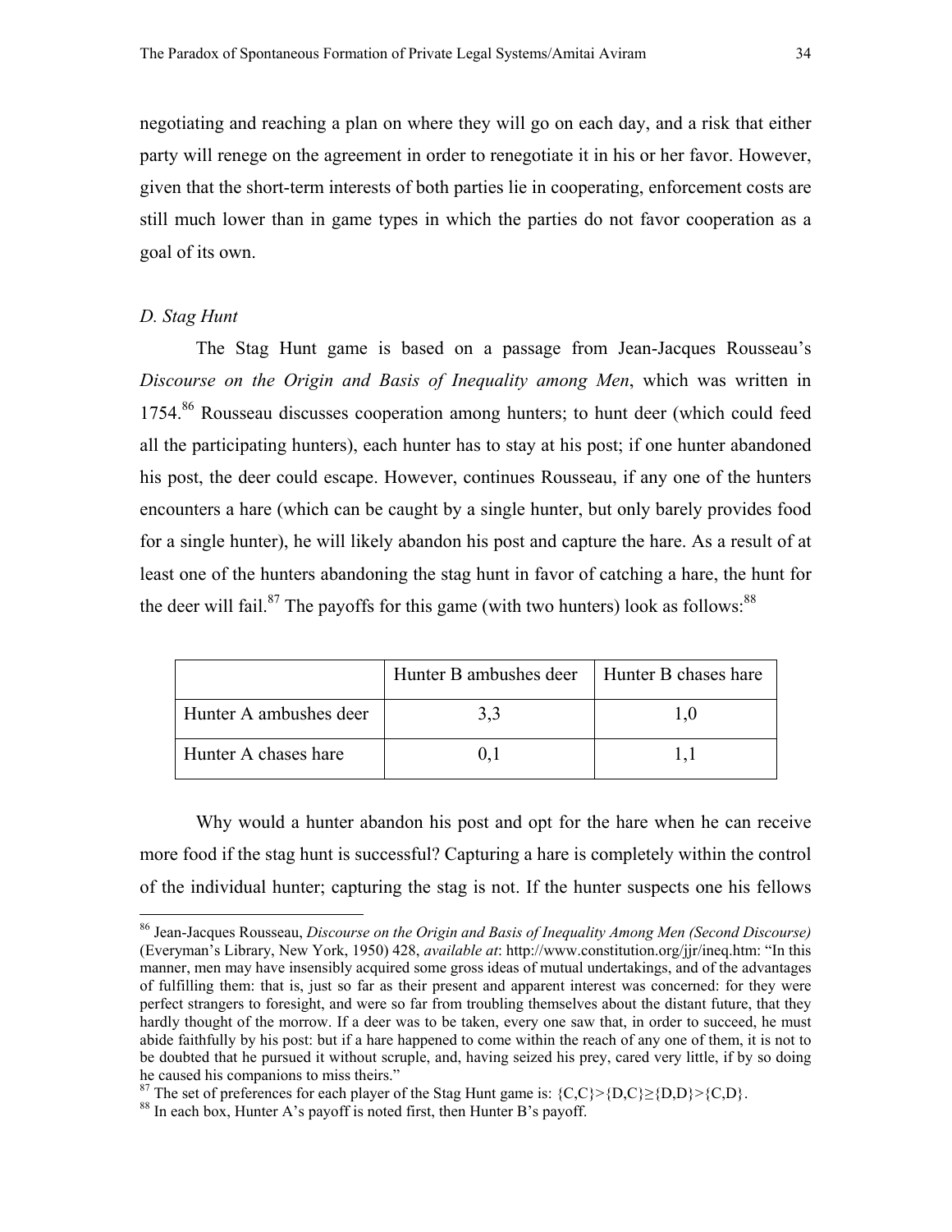negotiating and reaching a plan on where they will go on each day, and a risk that either party will renege on the agreement in order to renegotiate it in his or her favor. However, given that the short-term interests of both parties lie in cooperating, enforcement costs are still much lower than in game types in which the parties do not favor cooperation as a goal of its own.

*D. Stag Hunt*

The Stag Hunt game is based on a passage from Jean-Jacques Rousseau's *Discourse on the Origin and Basis of Inequality among Men*, which was written in 1754.[86] Rousseau discusses cooperation among hunters; to hunt deer (which could feed all the participating hunters), each hunter has to stay at his post; if one hunter abandoned his post, the deer could escape. However, continues Rousseau, if any one of the hunters encounters a hare (which can be caught by a single hunter, but only barely provides food for a single hunter), he will likely abandon his post and capture the hare. As a result of at least one of the hunters abandoning the stag hunt in favor of catching a hare, the hunt for the deer will fail.[87] The payoffs for this game (with two hunters) look as follows:[88]

| | Hunter B ambushes deer | Hunter B chases hare |
|---|---|---|
| Hunter A ambushes deer | 3,3 | 1,0 |
| Hunter A chases hare | 0,1 | 1,1 |

Why would a hunter abandon his post and opt for the hare when he can receive more food if the stag hunt is successful? Capturing a hare is completely within the control of the individual hunter; capturing the stag is not. If the hunter suspects one his fellows

[86] Jean-Jacques Rousseau, *Discourse on the Origin and Basis of Inequality Among Men (Second Discourse)* (Everyman's Library, New York, 1950) 428, *available at*: http://www.constitution.org/jjr/ineq.htm: "In this manner, men may have insensibly acquired some gross ideas of mutual undertakings, and of the advantages of fulfilling them: that is, just so far as their present and apparent interest was concerned: for they were perfect strangers to foresight, and were so far from troubling themselves about the distant future, that they hardly thought of the morrow. If a deer was to be taken, every one saw that, in order to succeed, he must abide faithfully by his post: but if a hare happened to come within the reach of any one of them, it is not to be doubted that he pursued it without scruple, and, having seized his prey, cared very little, if by so doing he caused his companions to miss theirs."

[87] The set of preferences for each player of the Stag Hunt game is: $\{C,C\}>\{D,C\}\geq\{D,D\}>\{C,D\}$.

[88] In each box, Hunter A's payoff is noted first, then Hunter B's payoff.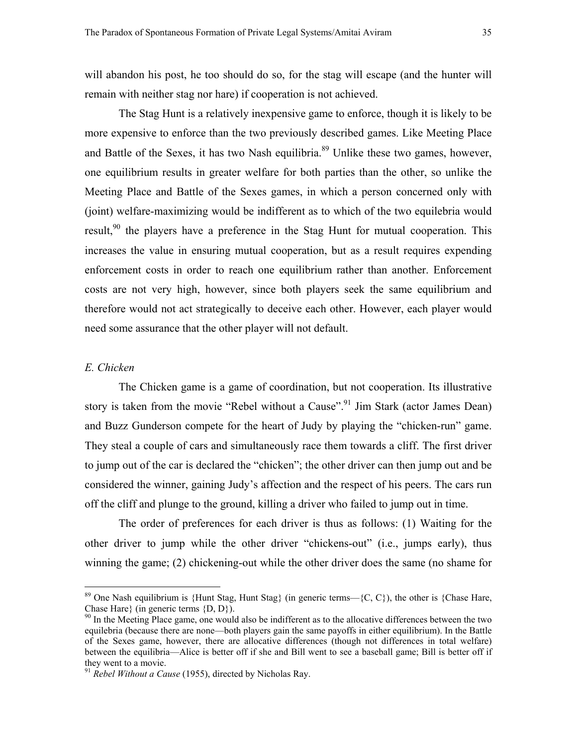will abandon his post, he too should do so, for the stag will escape (and the hunter will remain with neither stag nor hare) if cooperation is not achieved.

The Stag Hunt is a relatively inexpensive game to enforce, though it is likely to be more expensive to enforce than the two previously described games. Like Meeting Place and Battle of the Sexes, it has two Nash equilibria.[89] Unlike these two games, however, one equilibrium results in greater welfare for both parties than the other, so unlike the Meeting Place and Battle of the Sexes games, in which a person concerned only with (joint) welfare-maximizing would be indifferent as to which of the two equilebria would result,[90] the players have a preference in the Stag Hunt for mutual cooperation. This increases the value in ensuring mutual cooperation, but as a result requires expending enforcement costs in order to reach one equilibrium rather than another. Enforcement costs are not very high, however, since both players seek the same equilibrium and therefore would not act strategically to deceive each other. However, each player would need some assurance that the other player will not default.

*E. Chicken*

The Chicken game is a game of coordination, but not cooperation. Its illustrative story is taken from the movie "Rebel without a Cause".[91] Jim Stark (actor James Dean) and Buzz Gunderson compete for the heart of Judy by playing the "chicken-run" game. They steal a couple of cars and simultaneously race them towards a cliff. The first driver to jump out of the car is declared the "chicken"; the other driver can then jump out and be considered the winner, gaining Judy's affection and the respect of his peers. The cars run off the cliff and plunge to the ground, killing a driver who failed to jump out in time.

The order of preferences for each driver is thus as follows: (1) Waiting for the other driver to jump while the other driver "chickens-out" (i.e., jumps early), thus winning the game; (2) chickening-out while the other driver does the same (no shame for

---

[89] One Nash equilibrium is {Hunt Stag, Hunt Stag} (in generic terms—{C, C}), the other is {Chase Hare, Chase Hare} (in generic terms {D, D}).

[90] In the Meeting Place game, one would also be indifferent as to the allocative differences between the two equilebria (because there are none—both players gain the same payoffs in either equilibrium). In the Battle of the Sexes game, however, there are allocative differences (though not differences in total welfare) between the equilibria—Alice is better off if she and Bill went to see a baseball game; Bill is better off if they went to a movie.

[91] *Rebel Without a Cause* (1955), directed by Nicholas Ray.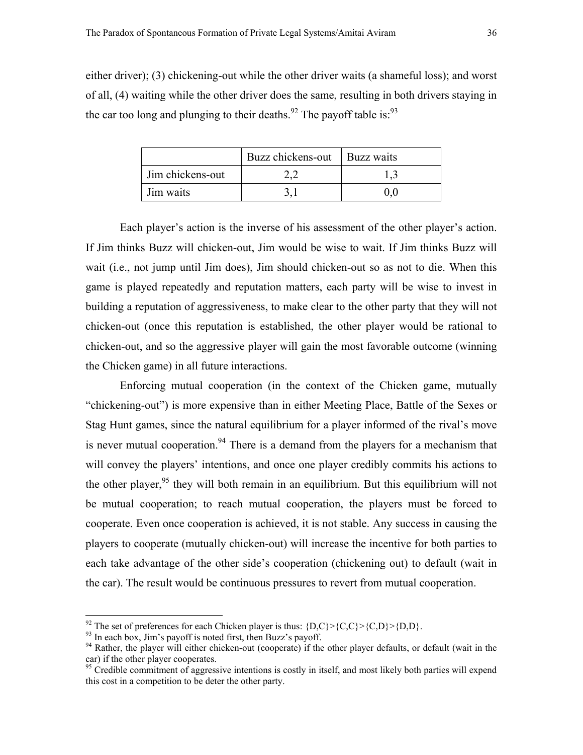either driver); (3) chickening-out while the other driver waits (a shameful loss); and worst of all, (4) waiting while the other driver does the same, resulting in both drivers staying in the car too long and plunging to their deaths.[92] The payoff table is:[93]

| | Buzz chickens-out | Buzz waits |
|---|---|---|
| Jim chickens-out | 2,2 | 1,3 |
| Jim waits | 3,1 | 0,0 |

Each player's action is the inverse of his assessment of the other player's action. If Jim thinks Buzz will chicken-out, Jim would be wise to wait. If Jim thinks Buzz will wait (i.e., not jump until Jim does), Jim should chicken-out so as not to die. When this game is played repeatedly and reputation matters, each party will be wise to invest in building a reputation of aggressiveness, to make clear to the other party that they will not chicken-out (once this reputation is established, the other player would be rational to chicken-out, and so the aggressive player will gain the most favorable outcome (winning the Chicken game) in all future interactions.

Enforcing mutual cooperation (in the context of the Chicken game, mutually "chickening-out") is more expensive than in either Meeting Place, Battle of the Sexes or Stag Hunt games, since the natural equilibrium for a player informed of the rival's move is never mutual cooperation.[94] There is a demand from the players for a mechanism that will convey the players' intentions, and once one player credibly commits his actions to the other player,[95] they will both remain in an equilibrium. But this equilibrium will not be mutual cooperation; to reach mutual cooperation, the players must be forced to cooperate. Even once cooperation is achieved, it is not stable. Any success in causing the players to cooperate (mutually chicken-out) will increase the incentive for both parties to each take advantage of the other side's cooperation (chickening out) to default (wait in the car). The result would be continuous pressures to revert from mutual cooperation.

---

[92] The set of preferences for each Chicken player is thus: {D,C}>{C,C}>{C,D}>{D,D}.

[93] In each box, Jim's payoff is noted first, then Buzz's payoff.

[94] Rather, the player will either chicken-out (cooperate) if the other player defaults, or default (wait in the car) if the other player cooperates.

[95] Credible commitment of aggressive intentions is costly in itself, and most likely both parties will expend this cost in a competition to be deter the other party.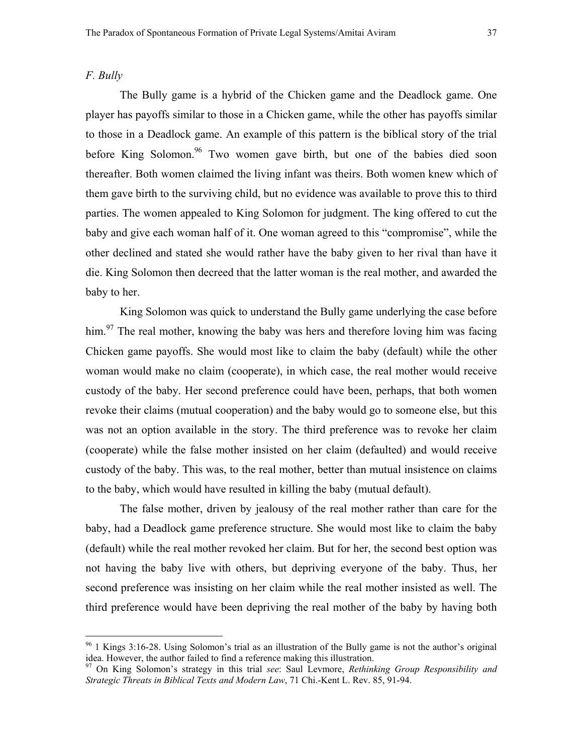*F. Bully*

The Bully game is a hybrid of the Chicken game and the Deadlock game. One player has payoffs similar to those in a Chicken game, while the other has payoffs similar to those in a Deadlock game. An example of this pattern is the biblical story of the trial before King Solomon.[96] Two women gave birth, but one of the babies died soon thereafter. Both women claimed the living infant was theirs. Both women knew which of them gave birth to the surviving child, but no evidence was available to prove this to third parties. The women appealed to King Solomon for judgment. The king offered to cut the baby and give each woman half of it. One woman agreed to this "compromise", while the other declined and stated she would rather have the baby given to her rival than have it die. King Solomon then decreed that the latter woman is the real mother, and awarded the baby to her.

King Solomon was quick to understand the Bully game underlying the case before him.[97] The real mother, knowing the baby was hers and therefore loving him was facing Chicken game payoffs. She would most like to claim the baby (default) while the other woman would make no claim (cooperate), in which case, the real mother would receive custody of the baby. Her second preference could have been, perhaps, that both women revoke their claims (mutual cooperation) and the baby would go to someone else, but this was not an option available in the story. The third preference was to revoke her claim (cooperate) while the false mother insisted on her claim (defaulted) and would receive custody of the baby. This was, to the real mother, better than mutual insistence on claims to the baby, which would have resulted in killing the baby (mutual default).

The false mother, driven by jealousy of the real mother rather than care for the baby, had a Deadlock game preference structure. She would most like to claim the baby (default) while the real mother revoked her claim. But for her, the second best option was not having the baby live with others, but depriving everyone of the baby. Thus, her second preference was insisting on her claim while the real mother insisted as well. The third preference would have been depriving the real mother of the baby by having both

[96] 1 Kings 3:16-28. Using Solomon's trial as an illustration of the Bully game is not the author's original idea. However, the author failed to find a reference making this illustration.

[97] On King Solomon's strategy in this trial *see*: Saul Levmore, *Rethinking Group Responsibility and Strategic Threats in Biblical Texts and Modern Law*, 71 Chi.-Kent L. Rev. 85, 91-94.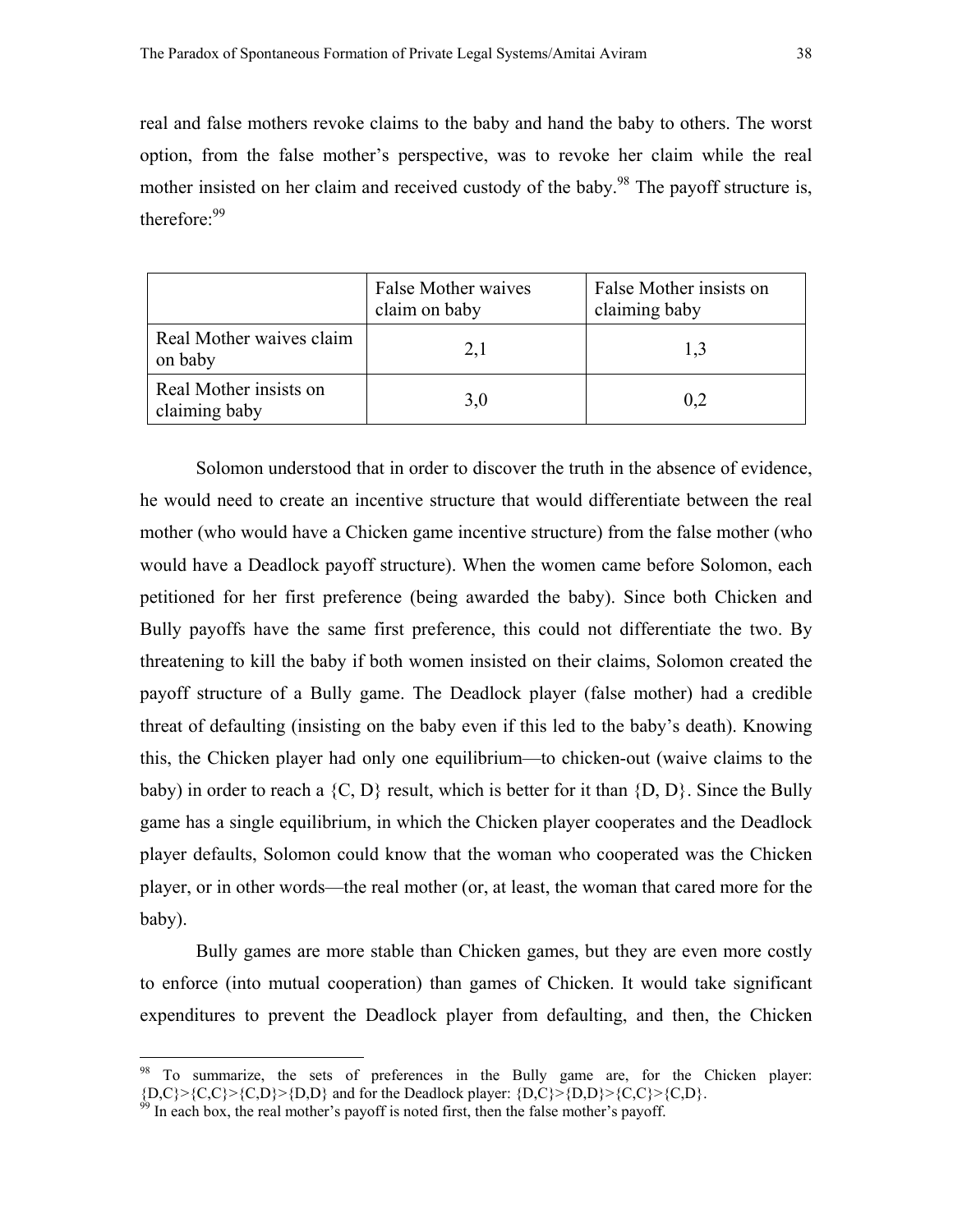real and false mothers revoke claims to the baby and hand the baby to others. The worst option, from the false mother's perspective, was to revoke her claim while the real mother insisted on her claim and received custody of the baby.[98] The payoff structure is, therefore:[99]

| | False Mother waives claim on baby | False Mother insists on claiming baby |
|---|---|---|
| Real Mother waives claim on baby | 2,1 | 1,3 |
| Real Mother insists on claiming baby | 3,0 | 0,2 |

Solomon understood that in order to discover the truth in the absence of evidence, he would need to create an incentive structure that would differentiate between the real mother (who would have a Chicken game incentive structure) from the false mother (who would have a Deadlock payoff structure). When the women came before Solomon, each petitioned for her first preference (being awarded the baby). Since both Chicken and Bully payoffs have the same first preference, this could not differentiate the two. By threatening to kill the baby if both women insisted on their claims, Solomon created the payoff structure of a Bully game. The Deadlock player (false mother) had a credible threat of defaulting (insisting on the baby even if this led to the baby's death). Knowing this, the Chicken player had only one equilibrium—to chicken-out (waive claims to the baby) in order to reach a {C, D} result, which is better for it than {D, D}. Since the Bully game has a single equilibrium, in which the Chicken player cooperates and the Deadlock player defaults, Solomon could know that the woman who cooperated was the Chicken player, or in other words—the real mother (or, at least, the woman that cared more for the baby).

Bully games are more stable than Chicken games, but they are even more costly to enforce (into mutual cooperation) than games of Chicken. It would take significant expenditures to prevent the Deadlock player from defaulting, and then, the Chicken

---

[98] To summarize, the sets of preferences in the Bully game are, for the Chicken player: {D,C}>{C,C}>{C,D}>{D,D} and for the Deadlock player: {D,C}>{D,D}>{C,C}>{C,D}.

[99] In each box, the real mother's payoff is noted first, then the false mother's payoff.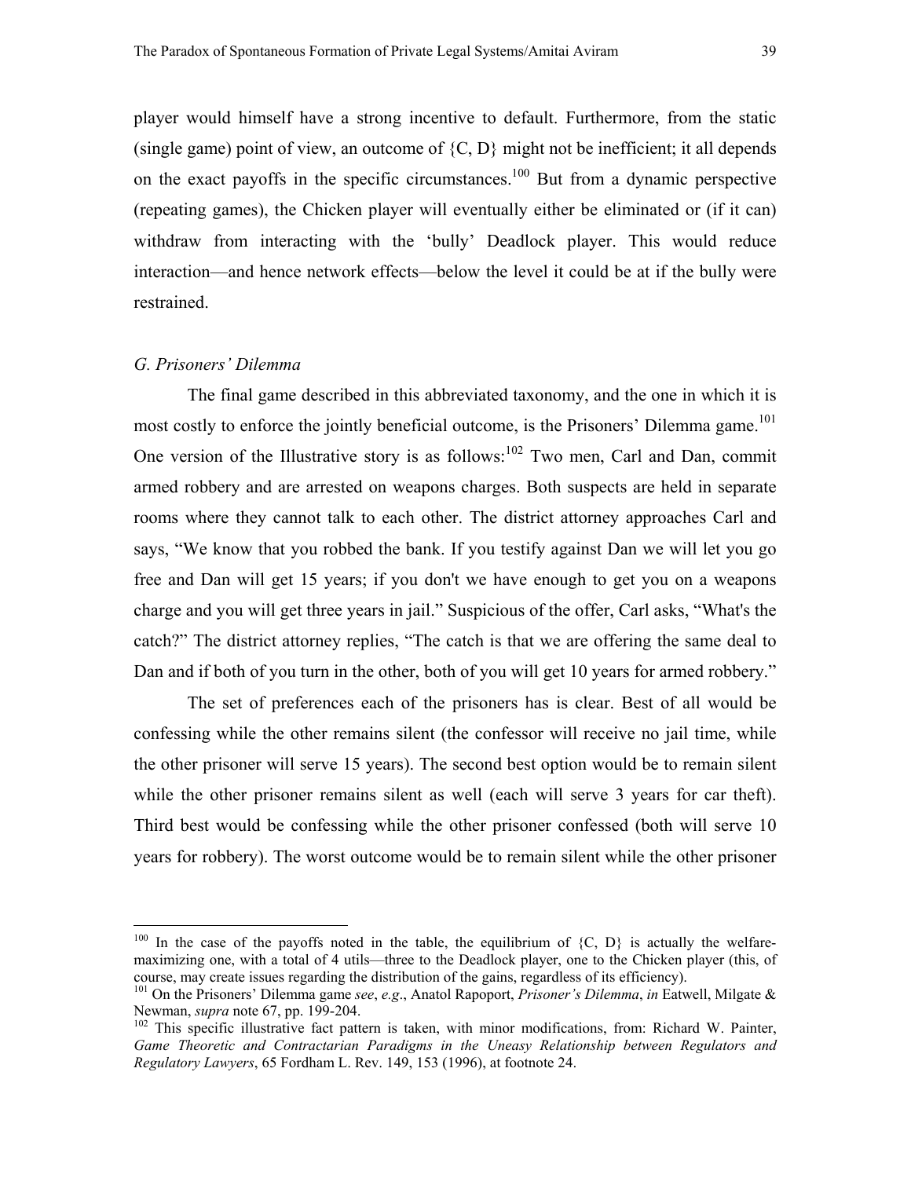player would himself have a strong incentive to default. Furthermore, from the static (single game) point of view, an outcome of {C, D} might not be inefficient; it all depends on the exact payoffs in the specific circumstances.[100] But from a dynamic perspective (repeating games), the Chicken player will eventually either be eliminated or (if it can) withdraw from interacting with the 'bully' Deadlock player. This would reduce interaction—and hence network effects—below the level it could be at if the bully were restrained.

### *G. Prisoners' Dilemma*

The final game described in this abbreviated taxonomy, and the one in which it is most costly to enforce the jointly beneficial outcome, is the Prisoners' Dilemma game.[101] One version of the Illustrative story is as follows:[102] Two men, Carl and Dan, commit armed robbery and are arrested on weapons charges. Both suspects are held in separate rooms where they cannot talk to each other. The district attorney approaches Carl and says, "We know that you robbed the bank. If you testify against Dan we will let you go free and Dan will get 15 years; if you don't we have enough to get you on a weapons charge and you will get three years in jail." Suspicious of the offer, Carl asks, "What's the catch?" The district attorney replies, "The catch is that we are offering the same deal to Dan and if both of you turn in the other, both of you will get 10 years for armed robbery."

The set of preferences each of the prisoners has is clear. Best of all would be confessing while the other remains silent (the confessor will receive no jail time, while the other prisoner will serve 15 years). The second best option would be to remain silent while the other prisoner remains silent as well (each will serve 3 years for car theft). Third best would be confessing while the other prisoner confessed (both will serve 10 years for robbery). The worst outcome would be to remain silent while the other prisoner

---

[100] In the case of the payoffs noted in the table, the equilibrium of {C, D} is actually the welfare-maximizing one, with a total of 4 utils—three to the Deadlock player, one to the Chicken player (this, of course, may create issues regarding the distribution of the gains, regardless of its efficiency).

[101] On the Prisoners' Dilemma game *see*, *e.g*., Anatol Rapoport, *Prisoner's Dilemma*, *in* Eatwell, Milgate & Newman, *supra* note 67, pp. 199-204.

[102] This specific illustrative fact pattern is taken, with minor modifications, from: Richard W. Painter, *Game Theoretic and Contractarian Paradigms in the Uneasy Relationship between Regulators and Regulatory Lawyers*, 65 Fordham L. Rev. 149, 153 (1996), at footnote 24.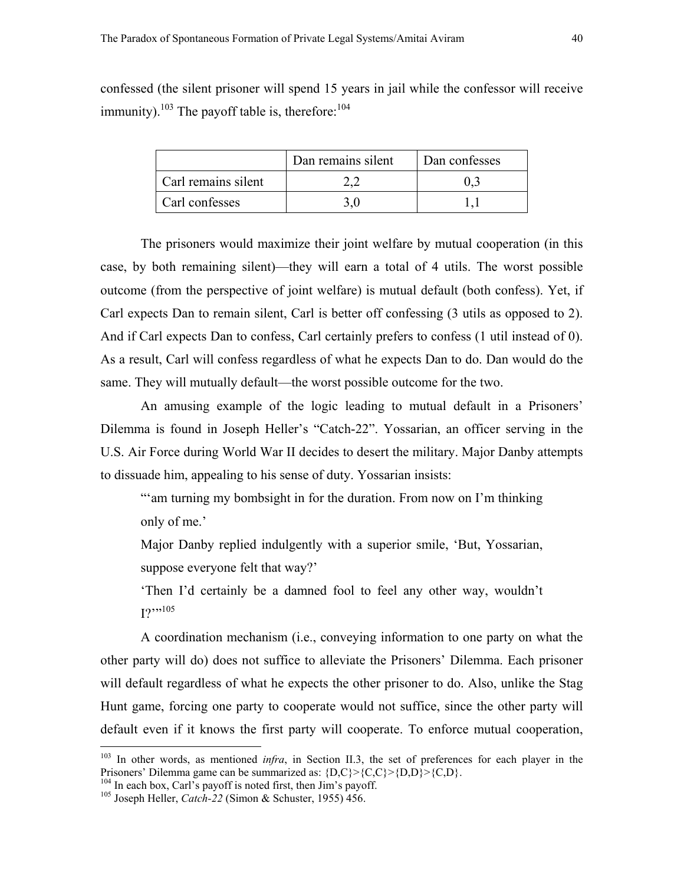confessed (the silent prisoner will spend 15 years in jail while the confessor will receive immunity).[103] The payoff table is, therefore:[104]

| | Dan remains silent | Dan confesses |
|---|---|---|
| Carl remains silent | 2,2 | 0,3 |
| Carl confesses | 3,0 | 1,1 |

The prisoners would maximize their joint welfare by mutual cooperation (in this case, by both remaining silent)—they will earn a total of 4 utils. The worst possible outcome (from the perspective of joint welfare) is mutual default (both confess). Yet, if Carl expects Dan to remain silent, Carl is better off confessing (3 utils as opposed to 2). And if Carl expects Dan to confess, Carl certainly prefers to confess (1 util instead of 0). As a result, Carl will confess regardless of what he expects Dan to do. Dan would do the same. They will mutually default—the worst possible outcome for the two.

An amusing example of the logic leading to mutual default in a Prisoners' Dilemma is found in Joseph Heller's "Catch-22". Yossarian, an officer serving in the U.S. Air Force during World War II decides to desert the military. Major Danby attempts to dissuade him, appealing to his sense of duty. Yossarian insists:

> "'am turning my bombsight in for the duration. From now on I'm thinking only of me.'
>
> Major Danby replied indulgently with a superior smile, 'But, Yossarian, suppose everyone felt that way?'
>
> 'Then I'd certainly be a damned fool to feel any other way, wouldn't I?'"[105]

A coordination mechanism (i.e., conveying information to one party on what the other party will do) does not suffice to alleviate the Prisoners' Dilemma. Each prisoner will default regardless of what he expects the other prisoner to do. Also, unlike the Stag Hunt game, forcing one party to cooperate would not suffice, since the other party will default even if it knows the first party will cooperate. To enforce mutual cooperation,

---

[103] In other words, as mentioned *infra*, in Section II.3, the set of preferences for each player in the Prisoners' Dilemma game can be summarized as: {D,C}>{C,C}>{D,D}>{C,D}.

[104] In each box, Carl's payoff is noted first, then Jim's payoff.

[105] Joseph Heller, *Catch-22* (Simon & Schuster, 1955) 456.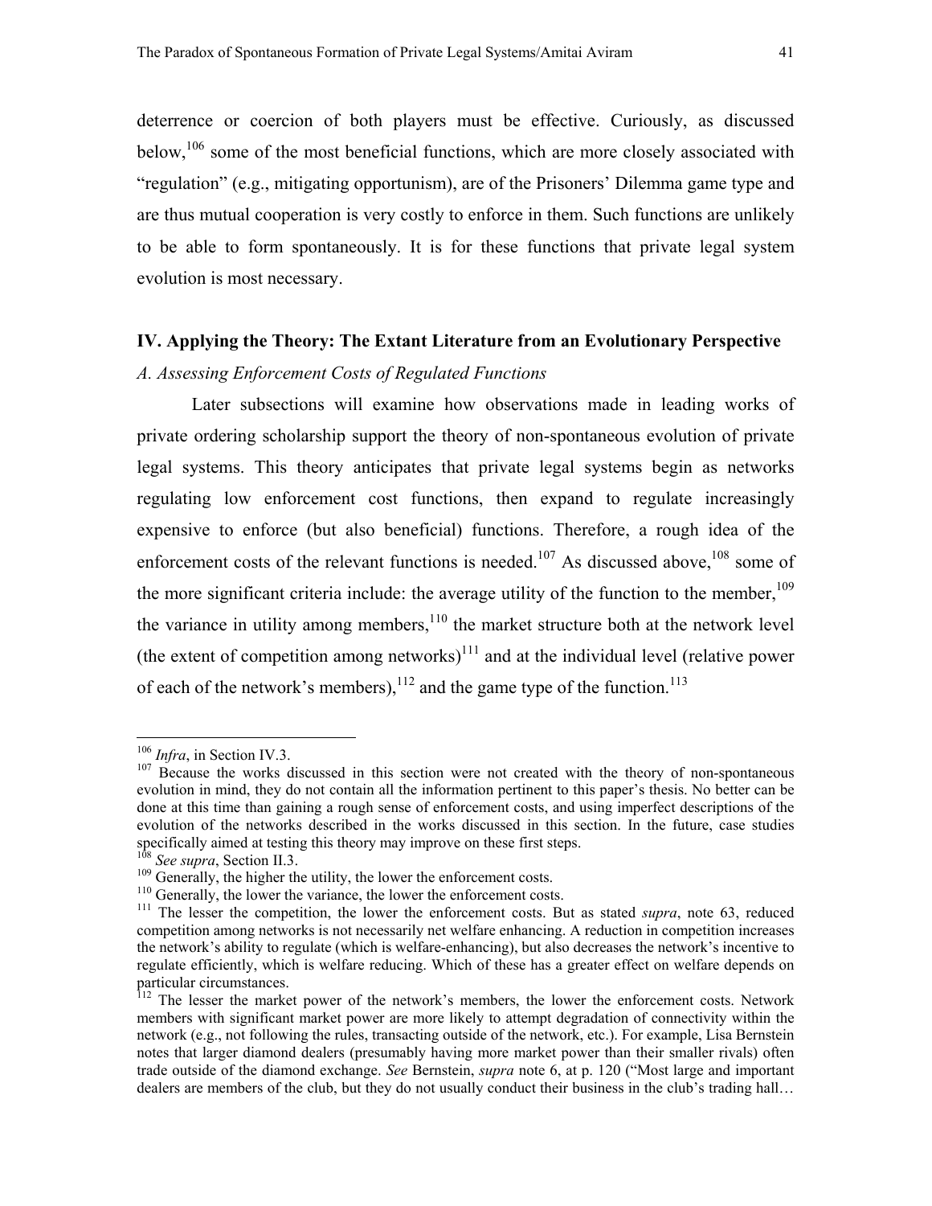deterrence or coercion of both players must be effective. Curiously, as discussed below,[106] some of the most beneficial functions, which are more closely associated with "regulation" (e.g., mitigating opportunism), are of the Prisoners' Dilemma game type and are thus mutual cooperation is very costly to enforce in them. Such functions are unlikely to be able to form spontaneously. It is for these functions that private legal system evolution is most necessary.

## IV. Applying the Theory: The Extant Literature from an Evolutionary Perspective

### *A. Assessing Enforcement Costs of Regulated Functions*

Later subsections will examine how observations made in leading works of private ordering scholarship support the theory of non-spontaneous evolution of private legal systems. This theory anticipates that private legal systems begin as networks regulating low enforcement cost functions, then expand to regulate increasingly expensive to enforce (but also beneficial) functions. Therefore, a rough idea of the enforcement costs of the relevant functions is needed.[107] As discussed above,[108] some of the more significant criteria include: the average utility of the function to the member,[109] the variance in utility among members,[110] the market structure both at the network level (the extent of competition among networks)[111] and at the individual level (relative power of each of the network's members),[112] and the game type of the function.[113]

---

[106] *Infra*, in Section IV.3.

[107] Because the works discussed in this section were not created with the theory of non-spontaneous evolution in mind, they do not contain all the information pertinent to this paper's thesis. No better can be done at this time than gaining a rough sense of enforcement costs, and using imperfect descriptions of the evolution of the networks described in the works discussed in this section. In the future, case studies specifically aimed at testing this theory may improve on these first steps.

[108] *See supra*, Section II.3.

[109] Generally, the higher the utility, the lower the enforcement costs.

[110] Generally, the lower the variance, the lower the enforcement costs.

[111] The lesser the competition, the lower the enforcement costs. But as stated *supra*, note 63, reduced competition among networks is not necessarily net welfare enhancing. A reduction in competition increases the network's ability to regulate (which is welfare-enhancing), but also decreases the network's incentive to regulate efficiently, which is welfare reducing. Which of these has a greater effect on welfare depends on particular circumstances.

[112] The lesser the market power of the network's members, the lower the enforcement costs. Network members with significant market power are more likely to attempt degradation of connectivity within the network (e.g., not following the rules, transacting outside of the network, etc.). For example, Lisa Bernstein notes that larger diamond dealers (presumably having more market power than their smaller rivals) often trade outside of the diamond exchange. *See* Bernstein, *supra* note 6, at p. 120 ("Most large and important dealers are members of the club, but they do not usually conduct their business in the club's trading hall…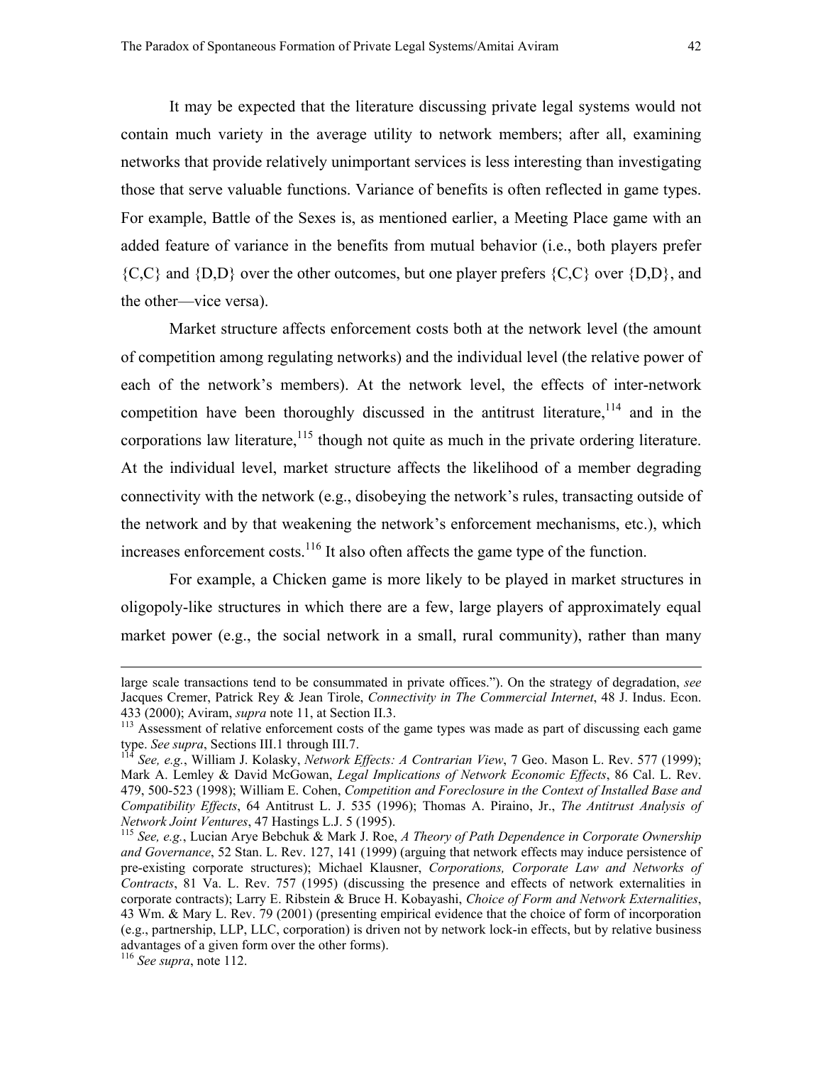It may be expected that the literature discussing private legal systems would not contain much variety in the average utility to network members; after all, examining networks that provide relatively unimportant services is less interesting than investigating those that serve valuable functions. Variance of benefits is often reflected in game types. For example, Battle of the Sexes is, as mentioned earlier, a Meeting Place game with an added feature of variance in the benefits from mutual behavior (i.e., both players prefer {C,C} and {D,D} over the other outcomes, but one player prefers {C,C} over {D,D}, and the other—vice versa).

Market structure affects enforcement costs both at the network level (the amount of competition among regulating networks) and the individual level (the relative power of each of the network's members). At the network level, the effects of inter-network competition have been thoroughly discussed in the antitrust literature,[114] and in the corporations law literature,[115] though not quite as much in the private ordering literature. At the individual level, market structure affects the likelihood of a member degrading connectivity with the network (e.g., disobeying the network's rules, transacting outside of the network and by that weakening the network's enforcement mechanisms, etc.), which increases enforcement costs.[116] It also often affects the game type of the function.

For example, a Chicken game is more likely to be played in market structures in oligopoly-like structures in which there are a few, large players of approximately equal market power (e.g., the social network in a small, rural community), rather than many

---

large scale transactions tend to be consummated in private offices."). On the strategy of degradation, *see* Jacques Cremer, Patrick Rey & Jean Tirole, *Connectivity in The Commercial Internet*, 48 J. Indus. Econ. 433 (2000); Aviram, *supra* note 11, at Section II.3.

[113] Assessment of relative enforcement costs of the game types was made as part of discussing each game type. *See supra*, Sections III.1 through III.7.

[114] *See, e.g.*, William J. Kolasky, *Network Effects: A Contrarian View*, 7 Geo. Mason L. Rev. 577 (1999); Mark A. Lemley & David McGowan, *Legal Implications of Network Economic Effects*, 86 Cal. L. Rev. 479, 500-523 (1998); William E. Cohen, *Competition and Foreclosure in the Context of Installed Base and Compatibility Effects*, 64 Antitrust L. J. 535 (1996); Thomas A. Piraino, Jr., *The Antitrust Analysis of Network Joint Ventures*, 47 Hastings L.J. 5 (1995).

[115] *See, e.g.*, Lucian Arye Bebchuk & Mark J. Roe, *A Theory of Path Dependence in Corporate Ownership and Governance*, 52 Stan. L. Rev. 127, 141 (1999) (arguing that network effects may induce persistence of pre-existing corporate structures); Michael Klausner, *Corporations, Corporate Law and Networks of Contracts*, 81 Va. L. Rev. 757 (1995) (discussing the presence and effects of network externalities in corporate contracts); Larry E. Ribstein & Bruce H. Kobayashi, *Choice of Form and Network Externalities*, 43 Wm. & Mary L. Rev. 79 (2001) (presenting empirical evidence that the choice of form of incorporation (e.g., partnership, LLP, LLC, corporation) is driven not by network lock-in effects, but by relative business advantages of a given form over the other forms).

[116] *See supra*, note 112.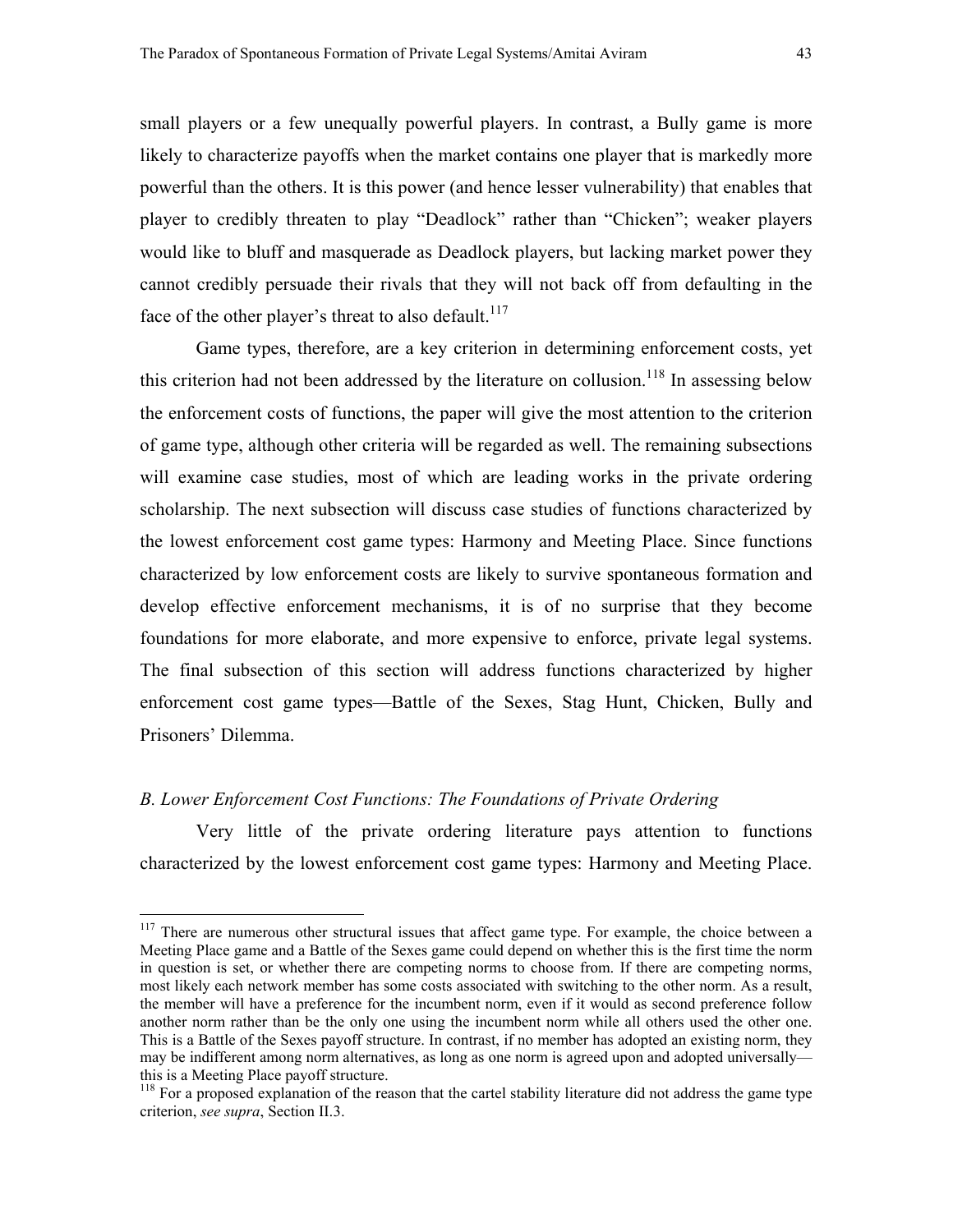small players or a few unequally powerful players. In contrast, a Bully game is more likely to characterize payoffs when the market contains one player that is markedly more powerful than the others. It is this power (and hence lesser vulnerability) that enables that player to credibly threaten to play "Deadlock" rather than "Chicken"; weaker players would like to bluff and masquerade as Deadlock players, but lacking market power they cannot credibly persuade their rivals that they will not back off from defaulting in the face of the other player's threat to also default.[117]

Game types, therefore, are a key criterion in determining enforcement costs, yet this criterion had not been addressed by the literature on collusion.[118] In assessing below the enforcement costs of functions, the paper will give the most attention to the criterion of game type, although other criteria will be regarded as well. The remaining subsections will examine case studies, most of which are leading works in the private ordering scholarship. The next subsection will discuss case studies of functions characterized by the lowest enforcement cost game types: Harmony and Meeting Place. Since functions characterized by low enforcement costs are likely to survive spontaneous formation and develop effective enforcement mechanisms, it is of no surprise that they become foundations for more elaborate, and more expensive to enforce, private legal systems. The final subsection of this section will address functions characterized by higher enforcement cost game types—Battle of the Sexes, Stag Hunt, Chicken, Bully and Prisoners' Dilemma.

### *B. Lower Enforcement Cost Functions: The Foundations of Private Ordering*

Very little of the private ordering literature pays attention to functions characterized by the lowest enforcement cost game types: Harmony and Meeting Place.

---

[117] There are numerous other structural issues that affect game type. For example, the choice between a Meeting Place game and a Battle of the Sexes game could depend on whether this is the first time the norm in question is set, or whether there are competing norms to choose from. If there are competing norms, most likely each network member has some costs associated with switching to the other norm. As a result, the member will have a preference for the incumbent norm, even if it would as second preference follow another norm rather than be the only one using the incumbent norm while all others used the other one. This is a Battle of the Sexes payoff structure. In contrast, if no member has adopted an existing norm, they may be indifferent among norm alternatives, as long as one norm is agreed upon and adopted universally—this is a Meeting Place payoff structure.

[118] For a proposed explanation of the reason that the cartel stability literature did not address the game type criterion, *see supra*, Section II.3.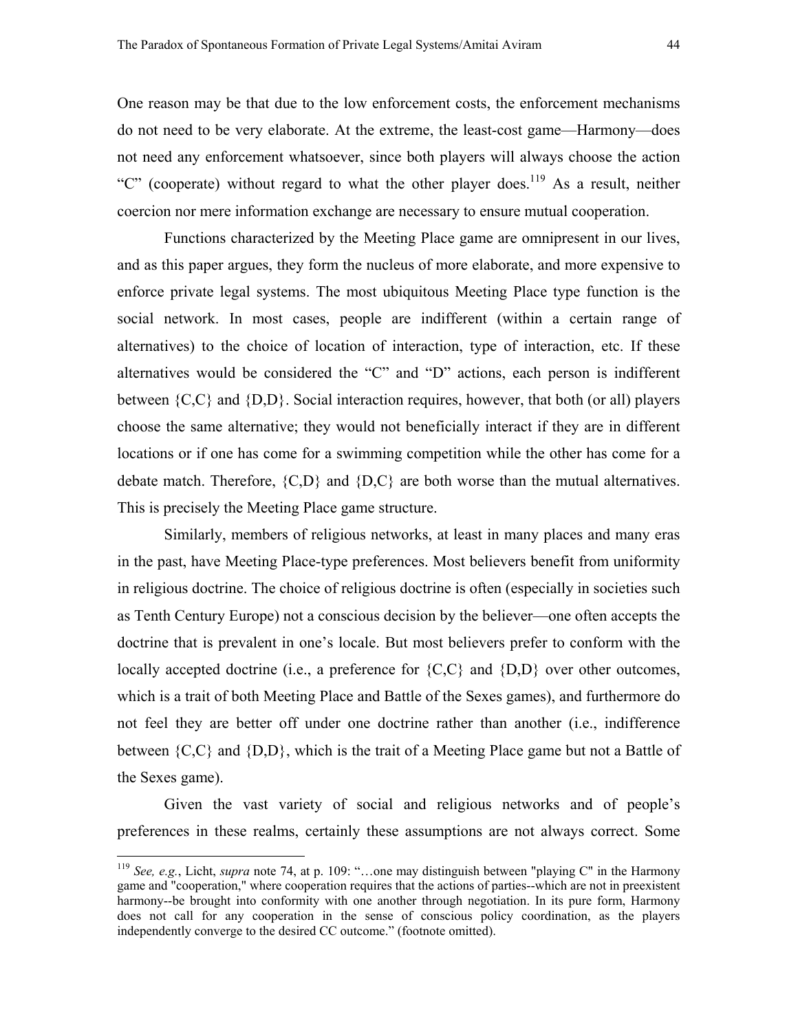One reason may be that due to the low enforcement costs, the enforcement mechanisms do not need to be very elaborate. At the extreme, the least-cost game—Harmony—does not need any enforcement whatsoever, since both players will always choose the action "C" (cooperate) without regard to what the other player does.[119] As a result, neither coercion nor mere information exchange are necessary to ensure mutual cooperation.

Functions characterized by the Meeting Place game are omnipresent in our lives, and as this paper argues, they form the nucleus of more elaborate, and more expensive to enforce private legal systems. The most ubiquitous Meeting Place type function is the social network. In most cases, people are indifferent (within a certain range of alternatives) to the choice of location of interaction, type of interaction, etc. If these alternatives would be considered the "C" and "D" actions, each person is indifferent between {C,C} and {D,D}. Social interaction requires, however, that both (or all) players choose the same alternative; they would not beneficially interact if they are in different locations or if one has come for a swimming competition while the other has come for a debate match. Therefore, {C,D} and {D,C} are both worse than the mutual alternatives. This is precisely the Meeting Place game structure.

Similarly, members of religious networks, at least in many places and many eras in the past, have Meeting Place-type preferences. Most believers benefit from uniformity in religious doctrine. The choice of religious doctrine is often (especially in societies such as Tenth Century Europe) not a conscious decision by the believer—one often accepts the doctrine that is prevalent in one's locale. But most believers prefer to conform with the locally accepted doctrine (i.e., a preference for {C,C} and {D,D} over other outcomes, which is a trait of both Meeting Place and Battle of the Sexes games), and furthermore do not feel they are better off under one doctrine rather than another (i.e., indifference between {C,C} and {D,D}, which is the trait of a Meeting Place game but not a Battle of the Sexes game).

Given the vast variety of social and religious networks and of people's preferences in these realms, certainly these assumptions are not always correct. Some

---

[119] *See, e.g.*, Licht, *supra* note 74, at p. 109: "…one may distinguish between "playing C" in the Harmony game and "cooperation," where cooperation requires that the actions of parties--which are not in preexistent harmony--be brought into conformity with one another through negotiation. In its pure form, Harmony does not call for any cooperation in the sense of conscious policy coordination, as the players independently converge to the desired CC outcome." (footnote omitted).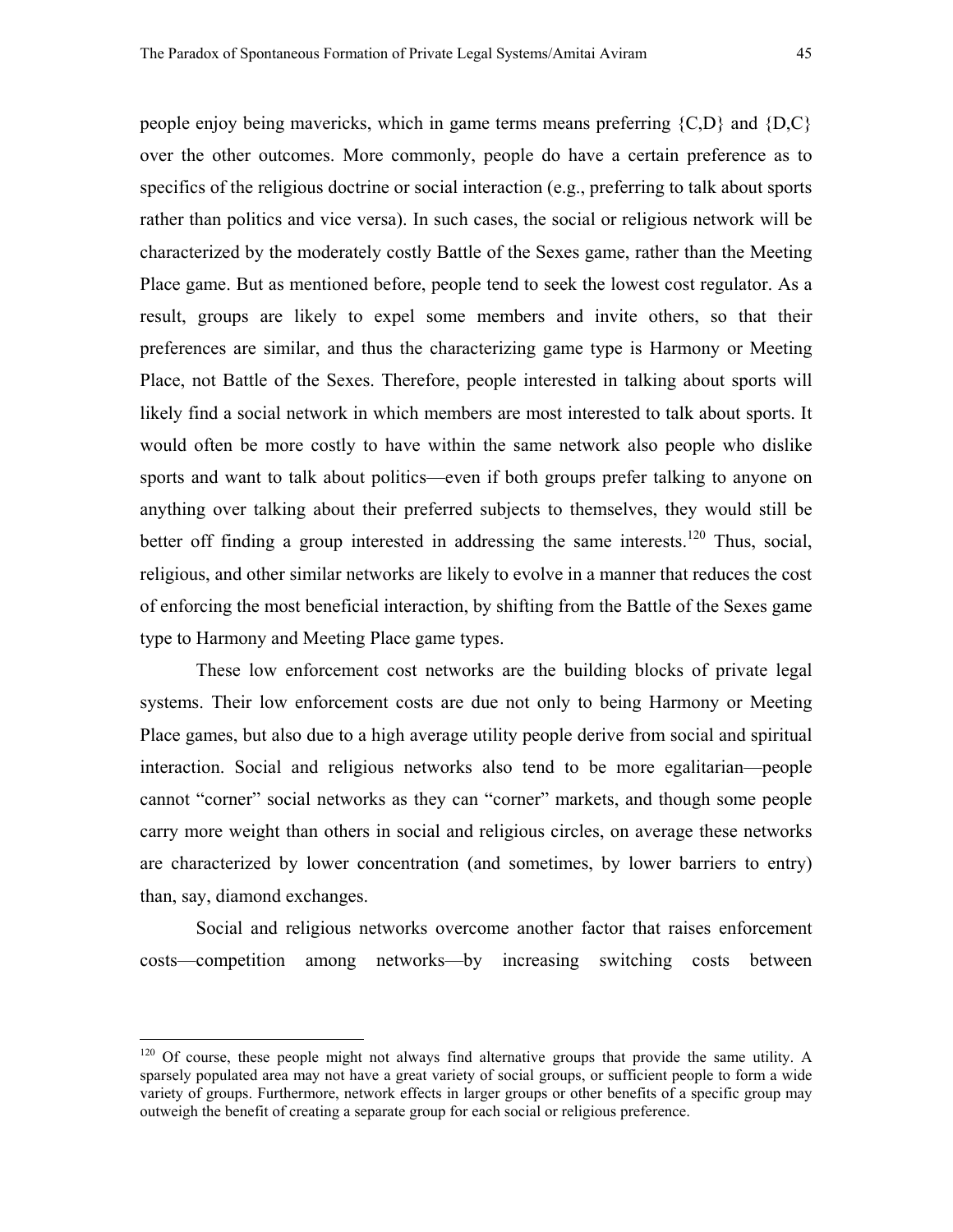people enjoy being mavericks, which in game terms means preferring {C,D} and {D,C} over the other outcomes. More commonly, people do have a certain preference as to specifics of the religious doctrine or social interaction (e.g., preferring to talk about sports rather than politics and vice versa). In such cases, the social or religious network will be characterized by the moderately costly Battle of the Sexes game, rather than the Meeting Place game. But as mentioned before, people tend to seek the lowest cost regulator. As a result, groups are likely to expel some members and invite others, so that their preferences are similar, and thus the characterizing game type is Harmony or Meeting Place, not Battle of the Sexes. Therefore, people interested in talking about sports will likely find a social network in which members are most interested to talk about sports. It would often be more costly to have within the same network also people who dislike sports and want to talk about politics—even if both groups prefer talking to anyone on anything over talking about their preferred subjects to themselves, they would still be better off finding a group interested in addressing the same interests.[120] Thus, social, religious, and other similar networks are likely to evolve in a manner that reduces the cost of enforcing the most beneficial interaction, by shifting from the Battle of the Sexes game type to Harmony and Meeting Place game types.

These low enforcement cost networks are the building blocks of private legal systems. Their low enforcement costs are due not only to being Harmony or Meeting Place games, but also due to a high average utility people derive from social and spiritual interaction. Social and religious networks also tend to be more egalitarian—people cannot "corner" social networks as they can "corner" markets, and though some people carry more weight than others in social and religious circles, on average these networks are characterized by lower concentration (and sometimes, by lower barriers to entry) than, say, diamond exchanges.

Social and religious networks overcome another factor that raises enforcement costs—competition among networks—by increasing switching costs between

[120] Of course, these people might not always find alternative groups that provide the same utility. A sparsely populated area may not have a great variety of social groups, or sufficient people to form a wide variety of groups. Furthermore, network effects in larger groups or other benefits of a specific group may outweigh the benefit of creating a separate group for each social or religious preference.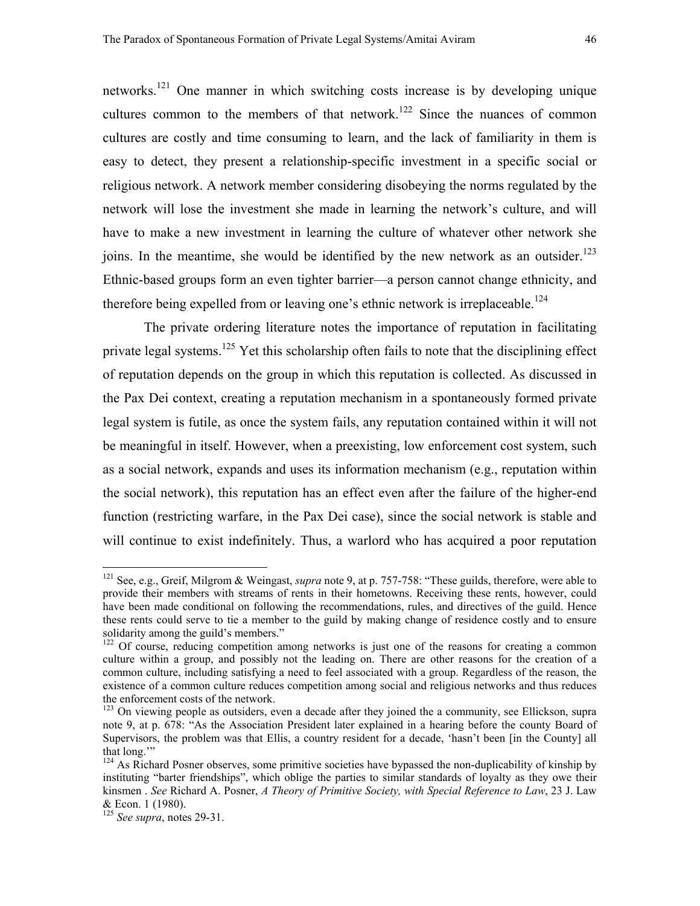networks.[121] One manner in which switching costs increase is by developing unique cultures common to the members of that network.[122] Since the nuances of common cultures are costly and time consuming to learn, and the lack of familiarity in them is easy to detect, they present a relationship-specific investment in a specific social or religious network. A network member considering disobeying the norms regulated by the network will lose the investment she made in learning the network's culture, and will have to make a new investment in learning the culture of whatever other network she joins. In the meantime, she would be identified by the new network as an outsider.[123] Ethnic-based groups form an even tighter barrier—a person cannot change ethnicity, and therefore being expelled from or leaving one's ethnic network is irreplaceable.[124]

The private ordering literature notes the importance of reputation in facilitating private legal systems.[125] Yet this scholarship often fails to note that the disciplining effect of reputation depends on the group in which this reputation is collected. As discussed in the Pax Dei context, creating a reputation mechanism in a spontaneously formed private legal system is futile, as once the system fails, any reputation contained within it will not be meaningful in itself. However, when a preexisting, low enforcement cost system, such as a social network, expands and uses its information mechanism (e.g., reputation within the social network), this reputation has an effect even after the failure of the higher-end function (restricting warfare, in the Pax Dei case), since the social network is stable and will continue to exist indefinitely. Thus, a warlord who has acquired a poor reputation

---

[121] See, e.g., Greif, Milgrom & Weingast, *supra* note 9, at p. 757-758: "These guilds, therefore, were able to provide their members with streams of rents in their hometowns. Receiving these rents, however, could have been made conditional on following the recommendations, rules, and directives of the guild. Hence these rents could serve to tie a member to the guild by making change of residence costly and to ensure solidarity among the guild's members."

[122] Of course, reducing competition among networks is just one of the reasons for creating a common culture within a group, and possibly not the leading on. There are other reasons for the creation of a common culture, including satisfying a need to feel associated with a group. Regardless of the reason, the existence of a common culture reduces competition among social and religious networks and thus reduces the enforcement costs of the network.

[123] On viewing people as outsiders, even a decade after they joined the a community, see Ellickson, supra note 9, at p. 678: "As the Association President later explained in a hearing before the county Board of Supervisors, the problem was that Ellis, a country resident for a decade, 'hasn't been [in the County] all that long.'"

[124] As Richard Posner observes, some primitive societies have bypassed the non-duplicability of kinship by instituting "barter friendships", which oblige the parties to similar standards of loyalty as they owe their kinsmen . *See* Richard A. Posner, *A Theory of Primitive Society, with Special Reference to Law*, 23 J. Law & Econ. 1 (1980).

[125] *See supra*, notes 29-31.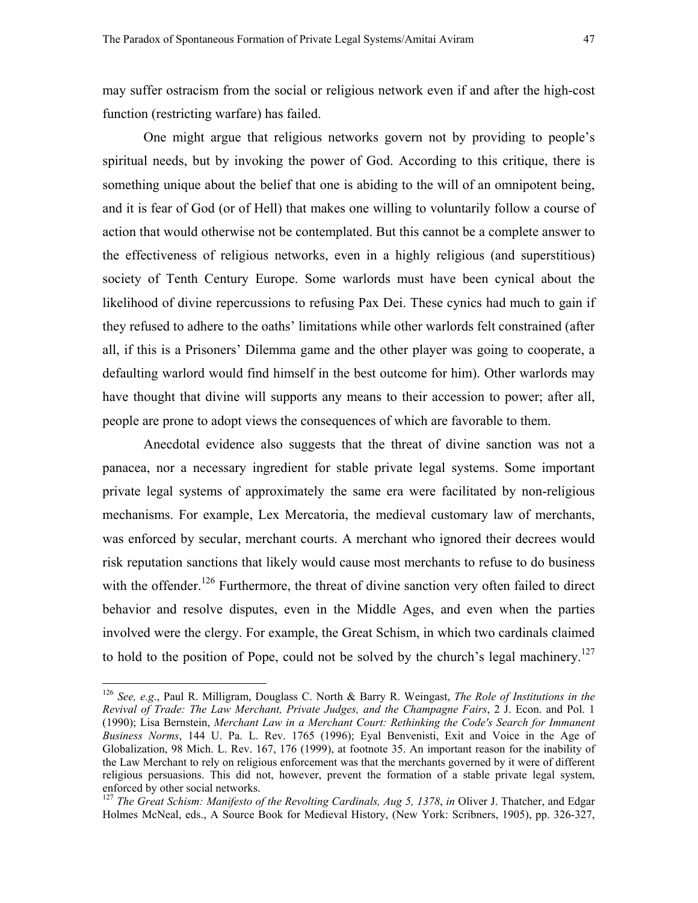may suffer ostracism from the social or religious network even if and after the high-cost function (restricting warfare) has failed.

One might argue that religious networks govern not by providing to people's spiritual needs, but by invoking the power of God. According to this critique, there is something unique about the belief that one is abiding to the will of an omnipotent being, and it is fear of God (or of Hell) that makes one willing to voluntarily follow a course of action that would otherwise not be contemplated. But this cannot be a complete answer to the effectiveness of religious networks, even in a highly religious (and superstitious) society of Tenth Century Europe. Some warlords must have been cynical about the likelihood of divine repercussions to refusing Pax Dei. These cynics had much to gain if they refused to adhere to the oaths' limitations while other warlords felt constrained (after all, if this is a Prisoners' Dilemma game and the other player was going to cooperate, a defaulting warlord would find himself in the best outcome for him). Other warlords may have thought that divine will supports any means to their accession to power; after all, people are prone to adopt views the consequences of which are favorable to them.

Anecdotal evidence also suggests that the threat of divine sanction was not a panacea, nor a necessary ingredient for stable private legal systems. Some important private legal systems of approximately the same era were facilitated by non-religious mechanisms. For example, Lex Mercatoria, the medieval customary law of merchants, was enforced by secular, merchant courts. A merchant who ignored their decrees would risk reputation sanctions that likely would cause most merchants to refuse to do business with the offender.[126] Furthermore, the threat of divine sanction very often failed to direct behavior and resolve disputes, even in the Middle Ages, and even when the parties involved were the clergy. For example, the Great Schism, in which two cardinals claimed to hold to the position of Pope, could not be solved by the church's legal machinery.[127]

---

[126] *See, e.g.*, Paul R. Milligram, Douglass C. North & Barry R. Weingast, *The Role of Institutions in the Revival of Trade: The Law Merchant, Private Judges, and the Champagne Fairs*, 2 J. Econ. and Pol. 1 (1990); Lisa Bernstein, *Merchant Law in a Merchant Court: Rethinking the Code's Search for Immanent Business Norms*, 144 U. Pa. L. Rev. 1765 (1996); Eyal Benvenisti, Exit and Voice in the Age of Globalization, 98 Mich. L. Rev. 167, 176 (1999), at footnote 35. An important reason for the inability of the Law Merchant to rely on religious enforcement was that the merchants governed by it were of different religious persuasions. This did not, however, prevent the formation of a stable private legal system, enforced by other social networks.

[127] *The Great Schism: Manifesto of the Revolting Cardinals, Aug 5, 1378*, *in* Oliver J. Thatcher, and Edgar Holmes McNeal, eds., A Source Book for Medieval History, (New York: Scribners, 1905), pp. 326-327,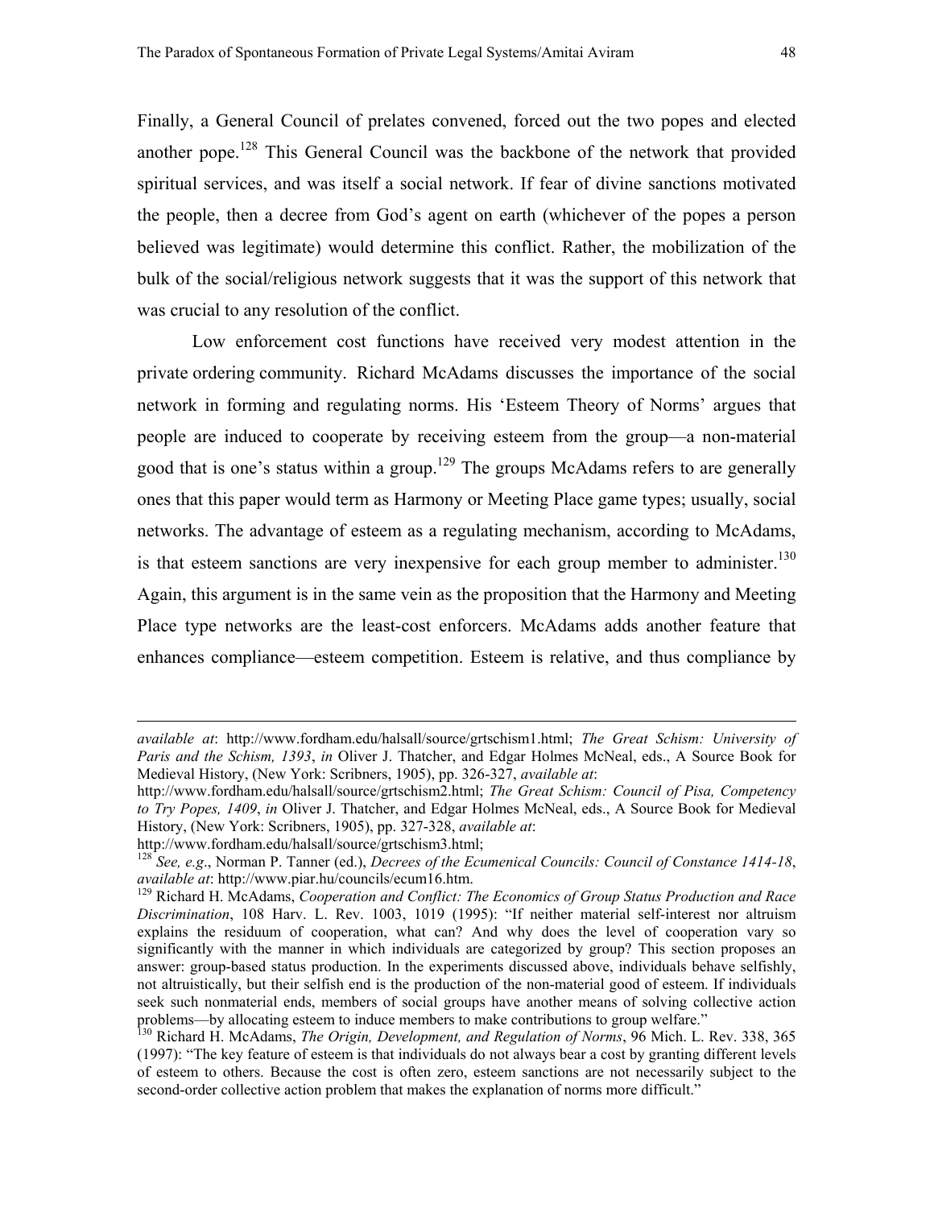Finally, a General Council of prelates convened, forced out the two popes and elected another pope.[128] This General Council was the backbone of the network that provided spiritual services, and was itself a social network. If fear of divine sanctions motivated the people, then a decree from God's agent on earth (whichever of the popes a person believed was legitimate) would determine this conflict. Rather, the mobilization of the bulk of the social/religious network suggests that it was the support of this network that was crucial to any resolution of the conflict.

Low enforcement cost functions have received very modest attention in the private ordering community. Richard McAdams discusses the importance of the social network in forming and regulating norms. His 'Esteem Theory of Norms' argues that people are induced to cooperate by receiving esteem from the group—a non-material good that is one's status within a group.[129] The groups McAdams refers to are generally ones that this paper would term as Harmony or Meeting Place game types; usually, social networks. The advantage of esteem as a regulating mechanism, according to McAdams, is that esteem sanctions are very inexpensive for each group member to administer.[130] Again, this argument is in the same vein as the proposition that the Harmony and Meeting Place type networks are the least-cost enforcers. McAdams adds another feature that enhances compliance—esteem competition. Esteem is relative, and thus compliance by

---

*available at*: http://www.fordham.edu/halsall/source/grtschism1.html; *The Great Schism: University of Paris and the Schism, 1393*, *in* Oliver J. Thatcher, and Edgar Holmes McNeal, eds., A Source Book for Medieval History, (New York: Scribners, 1905), pp. 326-327, *available at*: http://www.fordham.edu/halsall/source/grtschism2.html; *The Great Schism: Council of Pisa, Competency to Try Popes, 1409*, *in* Oliver J. Thatcher, and Edgar Holmes McNeal, eds., A Source Book for Medieval History, (New York: Scribners, 1905), pp. 327-328, *available at*: http://www.fordham.edu/halsall/source/grtschism3.html;

[128] *See, e.g*., Norman P. Tanner (ed.), *Decrees of the Ecumenical Councils: Council of Constance 1414-18*, *available at*: http://www.piar.hu/councils/ecum16.htm.

[129] Richard H. McAdams, *Cooperation and Conflict: The Economics of Group Status Production and Race Discrimination*, 108 Harv. L. Rev. 1003, 1019 (1995): "If neither material self-interest nor altruism explains the residuum of cooperation, what can? And why does the level of cooperation vary so significantly with the manner in which individuals are categorized by group? This section proposes an answer: group-based status production. In the experiments discussed above, individuals behave selfishly, not altruistically, but their selfish end is the production of the non-material good of esteem. If individuals seek such nonmaterial ends, members of social groups have another means of solving collective action problems—by allocating esteem to induce members to make contributions to group welfare."

[130] Richard H. McAdams, *The Origin, Development, and Regulation of Norms*, 96 Mich. L. Rev. 338, 365 (1997): "The key feature of esteem is that individuals do not always bear a cost by granting different levels of esteem to others. Because the cost is often zero, esteem sanctions are not necessarily subject to the second-order collective action problem that makes the explanation of norms more difficult."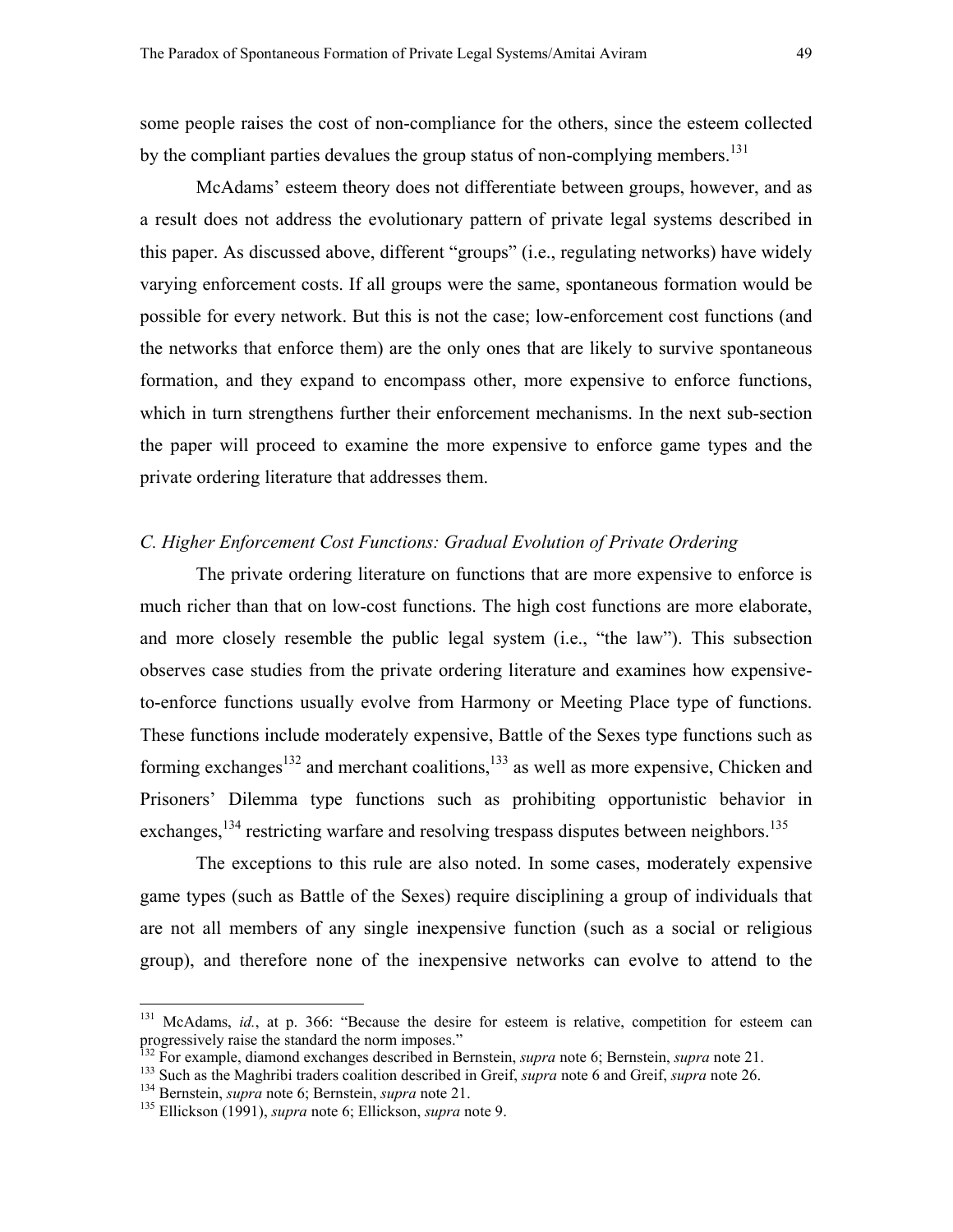some people raises the cost of non-compliance for the others, since the esteem collected by the compliant parties devalues the group status of non-complying members.[131]

McAdams' esteem theory does not differentiate between groups, however, and as a result does not address the evolutionary pattern of private legal systems described in this paper. As discussed above, different "groups" (i.e., regulating networks) have widely varying enforcement costs. If all groups were the same, spontaneous formation would be possible for every network. But this is not the case; low-enforcement cost functions (and the networks that enforce them) are the only ones that are likely to survive spontaneous formation, and they expand to encompass other, more expensive to enforce functions, which in turn strengthens further their enforcement mechanisms. In the next sub-section the paper will proceed to examine the more expensive to enforce game types and the private ordering literature that addresses them.

### *C. Higher Enforcement Cost Functions: Gradual Evolution of Private Ordering*

The private ordering literature on functions that are more expensive to enforce is much richer than that on low-cost functions. The high cost functions are more elaborate, and more closely resemble the public legal system (i.e., "the law"). This subsection observes case studies from the private ordering literature and examines how expensive-to-enforce functions usually evolve from Harmony or Meeting Place type of functions. These functions include moderately expensive, Battle of the Sexes type functions such as forming exchanges[132] and merchant coalitions,[133] as well as more expensive, Chicken and Prisoners' Dilemma type functions such as prohibiting opportunistic behavior in exchanges,[134] restricting warfare and resolving trespass disputes between neighbors.[135]

The exceptions to this rule are also noted. In some cases, moderately expensive game types (such as Battle of the Sexes) require disciplining a group of individuals that are not all members of any single inexpensive function (such as a social or religious group), and therefore none of the inexpensive networks can evolve to attend to the

---

[131] McAdams, *id.*, at p. 366: "Because the desire for esteem is relative, competition for esteem can progressively raise the standard the norm imposes."

[132] For example, diamond exchanges described in Bernstein, *supra* note 6; Bernstein, *supra* note 21.

[133] Such as the Maghribi traders coalition described in Greif, *supra* note 6 and Greif, *supra* note 26.

[134] Bernstein, *supra* note 6; Bernstein, *supra* note 21.

[135] Ellickson (1991), *supra* note 6; Ellickson, *supra* note 9.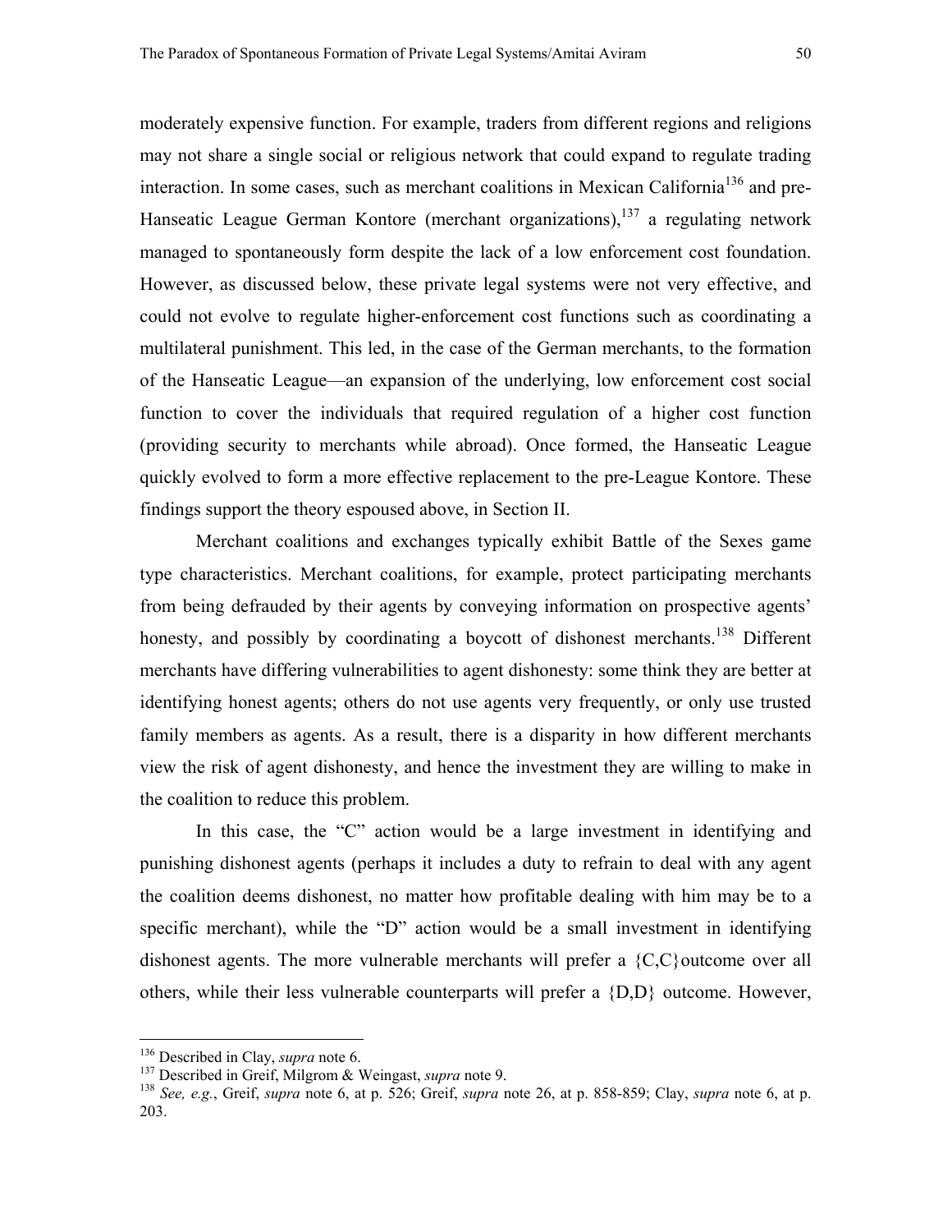moderately expensive function. For example, traders from different regions and religions may not share a single social or religious network that could expand to regulate trading interaction. In some cases, such as merchant coalitions in Mexican California[136] and pre-Hanseatic League German Kontore (merchant organizations),[137] a regulating network managed to spontaneously form despite the lack of a low enforcement cost foundation. However, as discussed below, these private legal systems were not very effective, and could not evolve to regulate higher-enforcement cost functions such as coordinating a multilateral punishment. This led, in the case of the German merchants, to the formation of the Hanseatic League—an expansion of the underlying, low enforcement cost social function to cover the individuals that required regulation of a higher cost function (providing security to merchants while abroad). Once formed, the Hanseatic League quickly evolved to form a more effective replacement to the pre-League Kontore. These findings support the theory espoused above, in Section II.

Merchant coalitions and exchanges typically exhibit Battle of the Sexes game type characteristics. Merchant coalitions, for example, protect participating merchants from being defrauded by their agents by conveying information on prospective agents' honesty, and possibly by coordinating a boycott of dishonest merchants.[138] Different merchants have differing vulnerabilities to agent dishonesty: some think they are better at identifying honest agents; others do not use agents very frequently, or only use trusted family members as agents. As a result, there is a disparity in how different merchants view the risk of agent dishonesty, and hence the investment they are willing to make in the coalition to reduce this problem.

In this case, the "C" action would be a large investment in identifying and punishing dishonest agents (perhaps it includes a duty to refrain to deal with any agent the coalition deems dishonest, no matter how profitable dealing with him may be to a specific merchant), while the "D" action would be a small investment in identifying dishonest agents. The more vulnerable merchants will prefer a {C,C}outcome over all others, while their less vulnerable counterparts will prefer a {D,D} outcome. However,

---

[136] Described in Clay, *supra* note 6.

[137] Described in Greif, Milgrom & Weingast, *supra* note 9.

[138] *See, e.g.*, Greif, *supra* note 6, at p. 526; Greif, *supra* note 26, at p. 858-859; Clay, *supra* note 6, at p. 203.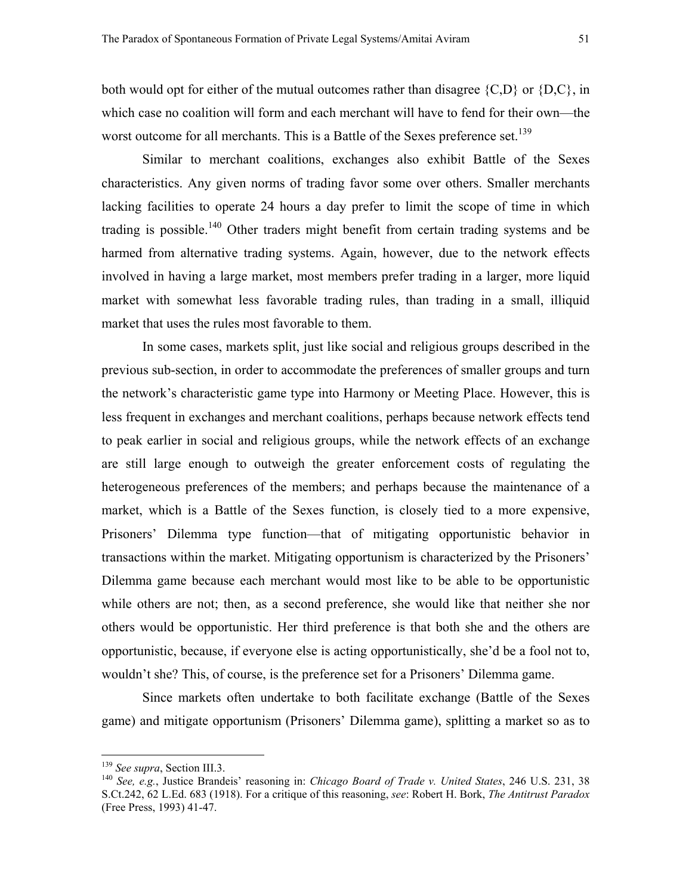both would opt for either of the mutual outcomes rather than disagree {C,D} or {D,C}, in which case no coalition will form and each merchant will have to fend for their own—the worst outcome for all merchants. This is a Battle of the Sexes preference set.[139]

Similar to merchant coalitions, exchanges also exhibit Battle of the Sexes characteristics. Any given norms of trading favor some over others. Smaller merchants lacking facilities to operate 24 hours a day prefer to limit the scope of time in which trading is possible.[140] Other traders might benefit from certain trading systems and be harmed from alternative trading systems. Again, however, due to the network effects involved in having a large market, most members prefer trading in a larger, more liquid market with somewhat less favorable trading rules, than trading in a small, illiquid market that uses the rules most favorable to them.

In some cases, markets split, just like social and religious groups described in the previous sub-section, in order to accommodate the preferences of smaller groups and turn the network's characteristic game type into Harmony or Meeting Place. However, this is less frequent in exchanges and merchant coalitions, perhaps because network effects tend to peak earlier in social and religious groups, while the network effects of an exchange are still large enough to outweigh the greater enforcement costs of regulating the heterogeneous preferences of the members; and perhaps because the maintenance of a market, which is a Battle of the Sexes function, is closely tied to a more expensive, Prisoners' Dilemma type function—that of mitigating opportunistic behavior in transactions within the market. Mitigating opportunism is characterized by the Prisoners' Dilemma game because each merchant would most like to be able to be opportunistic while others are not; then, as a second preference, she would like that neither she nor others would be opportunistic. Her third preference is that both she and the others are opportunistic, because, if everyone else is acting opportunistically, she'd be a fool not to, wouldn't she? This, of course, is the preference set for a Prisoners' Dilemma game.

Since markets often undertake to both facilitate exchange (Battle of the Sexes game) and mitigate opportunism (Prisoners' Dilemma game), splitting a market so as to

---

[139] *See supra*, Section III.3.

[140] *See, e.g.*, Justice Brandeis' reasoning in: *Chicago Board of Trade v. United States*, 246 U.S. 231, 38 S.Ct.242, 62 L.Ed. 683 (1918). For a critique of this reasoning, *see*: Robert H. Bork, *The Antitrust Paradox* (Free Press, 1993) 41-47.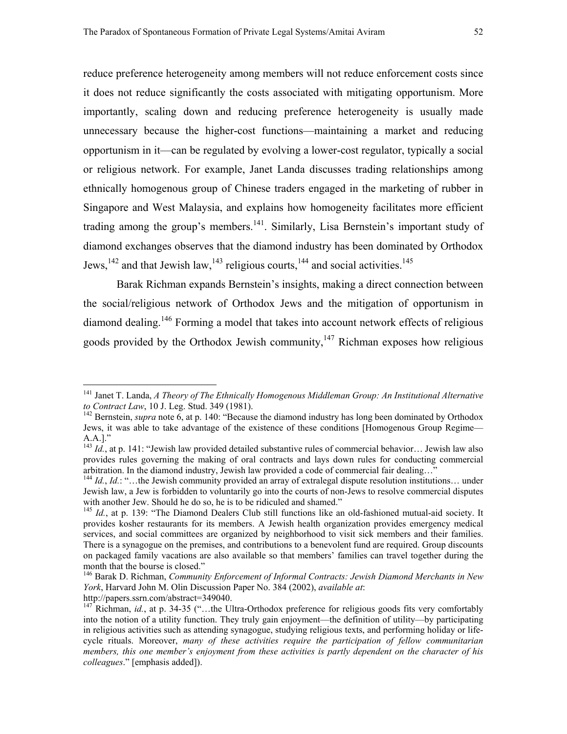reduce preference heterogeneity among members will not reduce enforcement costs since it does not reduce significantly the costs associated with mitigating opportunism. More importantly, scaling down and reducing preference heterogeneity is usually made unnecessary because the higher-cost functions—maintaining a market and reducing opportunism in it—can be regulated by evolving a lower-cost regulator, typically a social or religious network. For example, Janet Landa discusses trading relationships among ethnically homogenous group of Chinese traders engaged in the marketing of rubber in Singapore and West Malaysia, and explains how homogeneity facilitates more efficient trading among the group's members.[141]. Similarly, Lisa Bernstein's important study of diamond exchanges observes that the diamond industry has been dominated by Orthodox Jews,[142] and that Jewish law,[143] religious courts,[144] and social activities.[145]

Barak Richman expands Bernstein's insights, making a direct connection between the social/religious network of Orthodox Jews and the mitigation of opportunism in diamond dealing.[146] Forming a model that takes into account network effects of religious goods provided by the Orthodox Jewish community,[147] Richman exposes how religious

---

[141] Janet T. Landa, *A Theory of The Ethnically Homogenous Middleman Group: An Institutional Alternative to Contract Law*, 10 J. Leg. Stud. 349 (1981).

[142] Bernstein, *supra* note 6, at p. 140: "Because the diamond industry has long been dominated by Orthodox Jews, it was able to take advantage of the existence of these conditions [Homogenous Group Regime—A.A.]."

[143] *Id.*, at p. 141: "Jewish law provided detailed substantive rules of commercial behavior… Jewish law also provides rules governing the making of oral contracts and lays down rules for conducting commercial arbitration. In the diamond industry, Jewish law provided a code of commercial fair dealing…"

[144] *Id.*, *Id.*: "…the Jewish community provided an array of extralegal dispute resolution institutions… under Jewish law, a Jew is forbidden to voluntarily go into the courts of non-Jews to resolve commercial disputes with another Jew. Should he do so, he is to be ridiculed and shamed."

[145] *Id.*, at p. 139: "The Diamond Dealers Club still functions like an old-fashioned mutual-aid society. It provides kosher restaurants for its members. A Jewish health organization provides emergency medical services, and social committees are organized by neighborhood to visit sick members and their families. There is a synagogue on the premises, and contributions to a benevolent fund are required. Group discounts on packaged family vacations are also available so that members' families can travel together during the month that the bourse is closed."

[146] Barak D. Richman, *Community Enforcement of Informal Contracts: Jewish Diamond Merchants in New York*, Harvard John M. Olin Discussion Paper No. 384 (2002), *available at*: http://papers.ssrn.com/abstract=349040.

[147] Richman, *id.*, at p. 34-35 ("…the Ultra-Orthodox preference for religious goods fits very comfortably into the notion of a utility function. They truly gain enjoyment—the definition of utility—by participating in religious activities such as attending synagogue, studying religious texts, and performing holiday or life-cycle rituals. Moreover, *many of these activities require the participation of fellow communitarian members, this one member's enjoyment from these activities is partly dependent on the character of his colleagues*." [emphasis added]).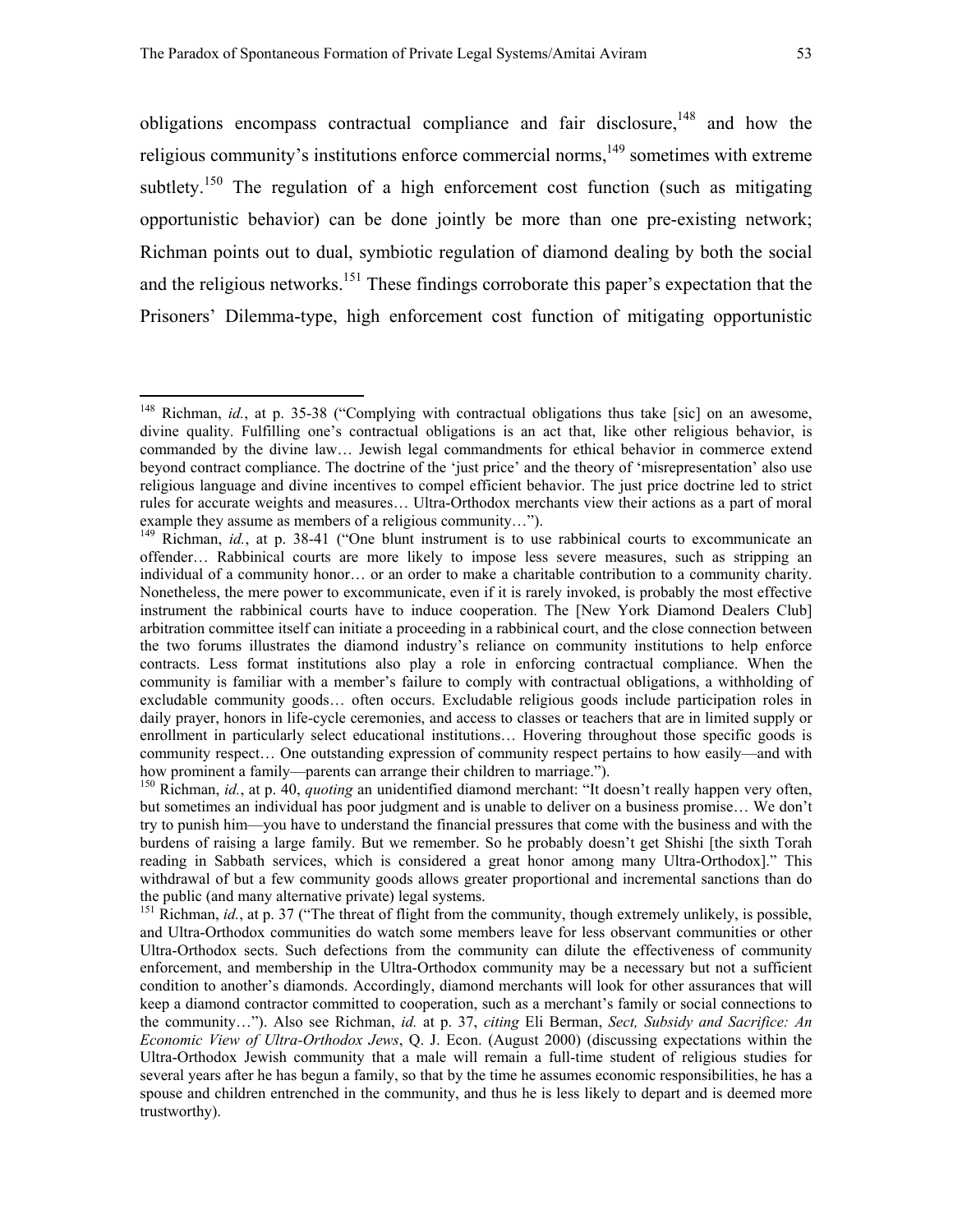obligations encompass contractual compliance and fair disclosure,[148] and how the religious community's institutions enforce commercial norms,[149] sometimes with extreme subtlety.[150] The regulation of a high enforcement cost function (such as mitigating opportunistic behavior) can be done jointly be more than one pre-existing network; Richman points out to dual, symbiotic regulation of diamond dealing by both the social and the religious networks.[151] These findings corroborate this paper's expectation that the Prisoners' Dilemma-type, high enforcement cost function of mitigating opportunistic

---

[148] Richman, *id.*, at p. 35-38 ("Complying with contractual obligations thus take [sic] on an awesome, divine quality. Fulfilling one's contractual obligations is an act that, like other religious behavior, is commanded by the divine law… Jewish legal commandments for ethical behavior in commerce extend beyond contract compliance. The doctrine of the 'just price' and the theory of 'misrepresentation' also use religious language and divine incentives to compel efficient behavior. The just price doctrine led to strict rules for accurate weights and measures… Ultra-Orthodox merchants view their actions as a part of moral example they assume as members of a religious community…").

[149] Richman, *id.*, at p. 38-41 ("One blunt instrument is to use rabbinical courts to excommunicate an offender… Rabbinical courts are more likely to impose less severe measures, such as stripping an individual of a community honor… or an order to make a charitable contribution to a community charity. Nonetheless, the mere power to excommunicate, even if it is rarely invoked, is probably the most effective instrument the rabbinical courts have to induce cooperation. The [New York Diamond Dealers Club] arbitration committee itself can initiate a proceeding in a rabbinical court, and the close connection between the two forums illustrates the diamond industry's reliance on community institutions to help enforce contracts. Less format institutions also play a role in enforcing contractual compliance. When the community is familiar with a member's failure to comply with contractual obligations, a withholding of excludable community goods… often occurs. Excludable religious goods include participation roles in daily prayer, honors in life-cycle ceremonies, and access to classes or teachers that are in limited supply or enrollment in particularly select educational institutions… Hovering throughout those specific goods is community respect… One outstanding expression of community respect pertains to how easily—and with how prominent a family—parents can arrange their children to marriage.").

[150] Richman, *id.*, at p. 40, *quoting* an unidentified diamond merchant: "It doesn't really happen very often, but sometimes an individual has poor judgment and is unable to deliver on a business promise… We don't try to punish him—you have to understand the financial pressures that come with the business and with the burdens of raising a large family. But we remember. So he probably doesn't get Shishi [the sixth Torah reading in Sabbath services, which is considered a great honor among many Ultra-Orthodox]." This withdrawal of but a few community goods allows greater proportional and incremental sanctions than do the public (and many alternative private) legal systems.

[151] Richman, *id.*, at p. 37 ("The threat of flight from the community, though extremely unlikely, is possible, and Ultra-Orthodox communities do watch some members leave for less observant communities or other Ultra-Orthodox sects. Such defections from the community can dilute the effectiveness of community enforcement, and membership in the Ultra-Orthodox community may be a necessary but not a sufficient condition to another's diamonds. Accordingly, diamond merchants will look for other assurances that will keep a diamond contractor committed to cooperation, such as a merchant's family or social connections to the community…"). Also see Richman, *id.* at p. 37, *citing* Eli Berman, *Sect, Subsidy and Sacrifice: An Economic View of Ultra-Orthodox Jews*, Q. J. Econ. (August 2000) (discussing expectations within the Ultra-Orthodox Jewish community that a male will remain a full-time student of religious studies for several years after he has begun a family, so that by the time he assumes economic responsibilities, he has a spouse and children entrenched in the community, and thus he is less likely to depart and is deemed more trustworthy).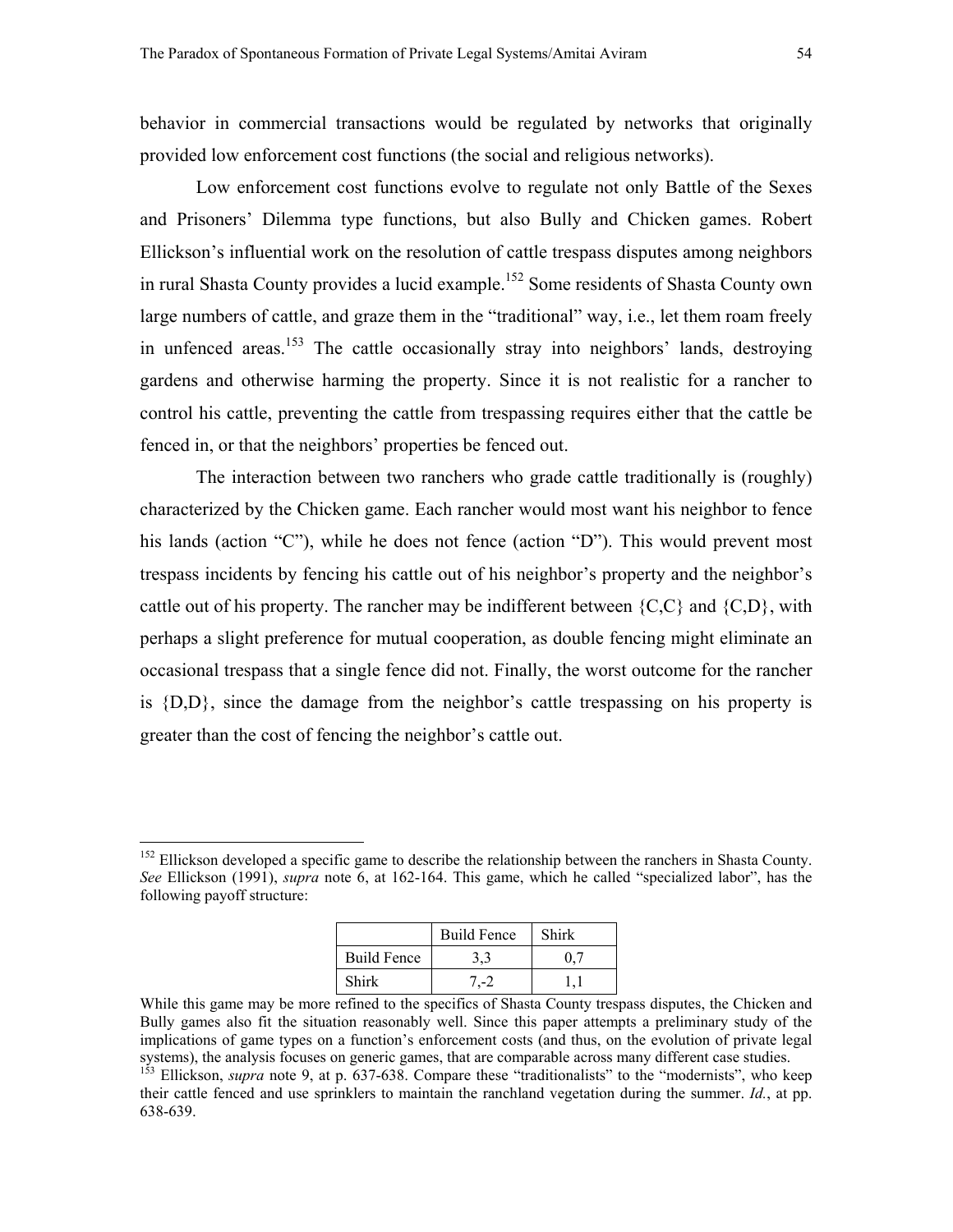behavior in commercial transactions would be regulated by networks that originally provided low enforcement cost functions (the social and religious networks).

Low enforcement cost functions evolve to regulate not only Battle of the Sexes and Prisoners' Dilemma type functions, but also Bully and Chicken games. Robert Ellickson's influential work on the resolution of cattle trespass disputes among neighbors in rural Shasta County provides a lucid example.[152] Some residents of Shasta County own large numbers of cattle, and graze them in the "traditional" way, i.e., let them roam freely in unfenced areas.[153] The cattle occasionally stray into neighbors' lands, destroying gardens and otherwise harming the property. Since it is not realistic for a rancher to control his cattle, preventing the cattle from trespassing requires either that the cattle be fenced in, or that the neighbors' properties be fenced out.

The interaction between two ranchers who grade cattle traditionally is (roughly) characterized by the Chicken game. Each rancher would most want his neighbor to fence his lands (action "C"), while he does not fence (action "D"). This would prevent most trespass incidents by fencing his cattle out of his neighbor's property and the neighbor's cattle out of his property. The rancher may be indifferent between {C,C} and {C,D}, with perhaps a slight preference for mutual cooperation, as double fencing might eliminate an occasional trespass that a single fence did not. Finally, the worst outcome for the rancher is {D,D}, since the damage from the neighbor's cattle trespassing on his property is greater than the cost of fencing the neighbor's cattle out.

---

[152] Ellickson developed a specific game to describe the relationship between the ranchers in Shasta County. *See* Ellickson (1991), *supra* note 6, at 162-164. This game, which he called "specialized labor", has the following payoff structure:

| | Build Fence | Shirk |
|---|---|---|
| Build Fence | 3,3 | 0,7 |
| Shirk | 7,-2 | 1,1 |

While this game may be more refined to the specifics of Shasta County trespass disputes, the Chicken and Bully games also fit the situation reasonably well. Since this paper attempts a preliminary study of the implications of game types on a function's enforcement costs (and thus, on the evolution of private legal systems), the analysis focuses on generic games, that are comparable across many different case studies.

[153] Ellickson, *supra* note 9, at p. 637-638. Compare these "traditionalists" to the "modernists", who keep their cattle fenced and use sprinklers to maintain the ranchland vegetation during the summer. *Id.*, at pp. 638-639.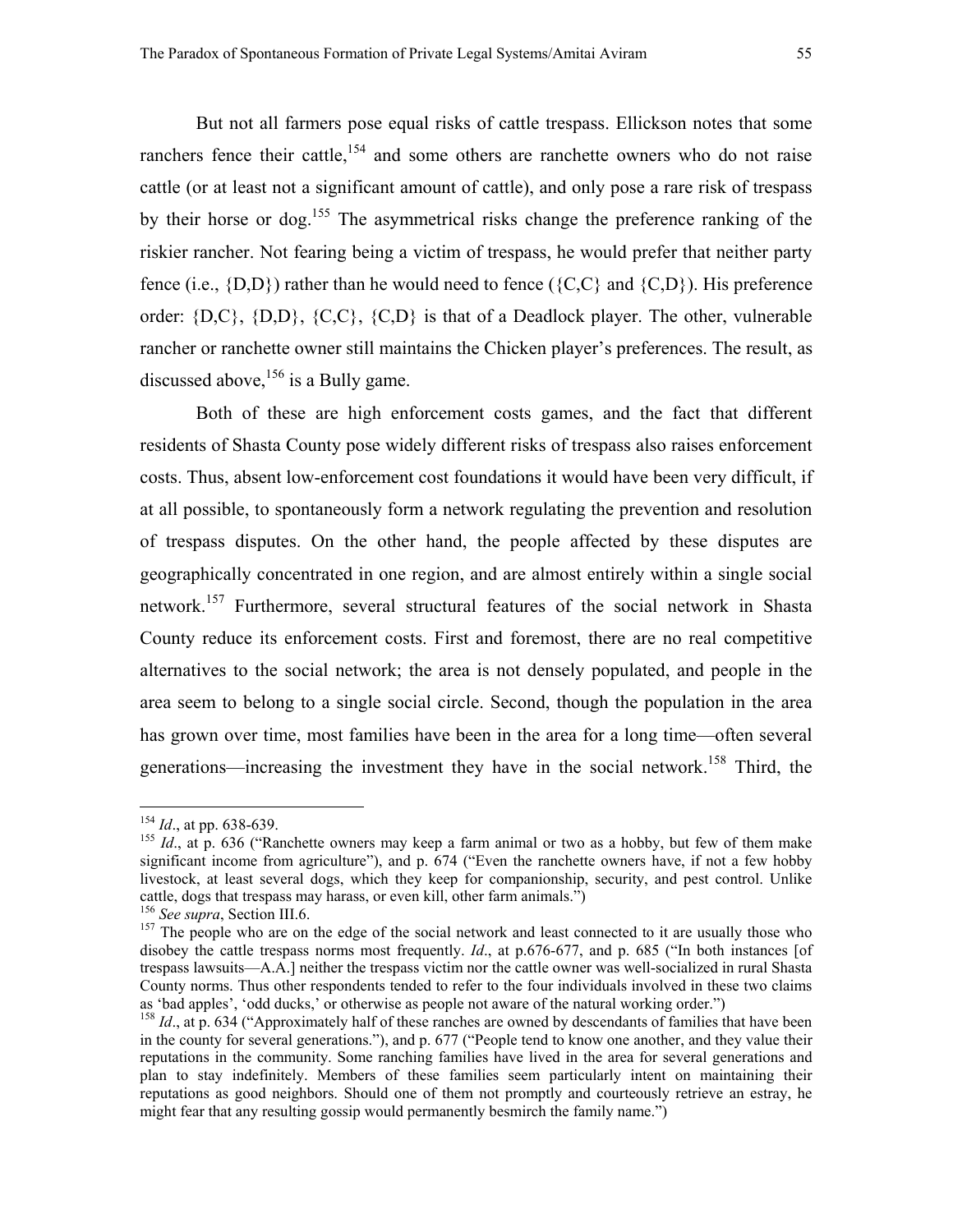But not all farmers pose equal risks of cattle trespass. Ellickson notes that some ranchers fence their cattle,[154] and some others are ranchette owners who do not raise cattle (or at least not a significant amount of cattle), and only pose a rare risk of trespass by their horse or dog.[155] The asymmetrical risks change the preference ranking of the riskier rancher. Not fearing being a victim of trespass, he would prefer that neither party fence (i.e., {D,D}) rather than he would need to fence ({C,C} and {C,D}). His preference order: {D,C}, {D,D}, {C,C}, {C,D} is that of a Deadlock player. The other, vulnerable rancher or ranchette owner still maintains the Chicken player's preferences. The result, as discussed above,[156] is a Bully game.

Both of these are high enforcement costs games, and the fact that different residents of Shasta County pose widely different risks of trespass also raises enforcement costs. Thus, absent low-enforcement cost foundations it would have been very difficult, if at all possible, to spontaneously form a network regulating the prevention and resolution of trespass disputes. On the other hand, the people affected by these disputes are geographically concentrated in one region, and are almost entirely within a single social network.[157] Furthermore, several structural features of the social network in Shasta County reduce its enforcement costs. First and foremost, there are no real competitive alternatives to the social network; the area is not densely populated, and people in the area seem to belong to a single social circle. Second, though the population in the area has grown over time, most families have been in the area for a long time—often several generations—increasing the investment they have in the social network.[158] Third, the

---

[154] *Id*., at pp. 638-639.

[155] *Id*., at p. 636 ("Ranchette owners may keep a farm animal or two as a hobby, but few of them make significant income from agriculture"), and p. 674 ("Even the ranchette owners have, if not a few hobby livestock, at least several dogs, which they keep for companionship, security, and pest control. Unlike cattle, dogs that trespass may harass, or even kill, other farm animals.")

[156] *See supra*, Section III.6.

[157] The people who are on the edge of the social network and least connected to it are usually those who disobey the cattle trespass norms most frequently. *Id*., at p.676-677, and p. 685 ("In both instances [of trespass lawsuits—A.A.] neither the trespass victim nor the cattle owner was well-socialized in rural Shasta County norms. Thus other respondents tended to refer to the four individuals involved in these two claims as 'bad apples', 'odd ducks,' or otherwise as people not aware of the natural working order.")

[158] *Id*., at p. 634 ("Approximately half of these ranches are owned by descendants of families that have been in the county for several generations."), and p. 677 ("People tend to know one another, and they value their reputations in the community. Some ranching families have lived in the area for several generations and plan to stay indefinitely. Members of these families seem particularly intent on maintaining their reputations as good neighbors. Should one of them not promptly and courteously retrieve an estray, he might fear that any resulting gossip would permanently besmirch the family name.")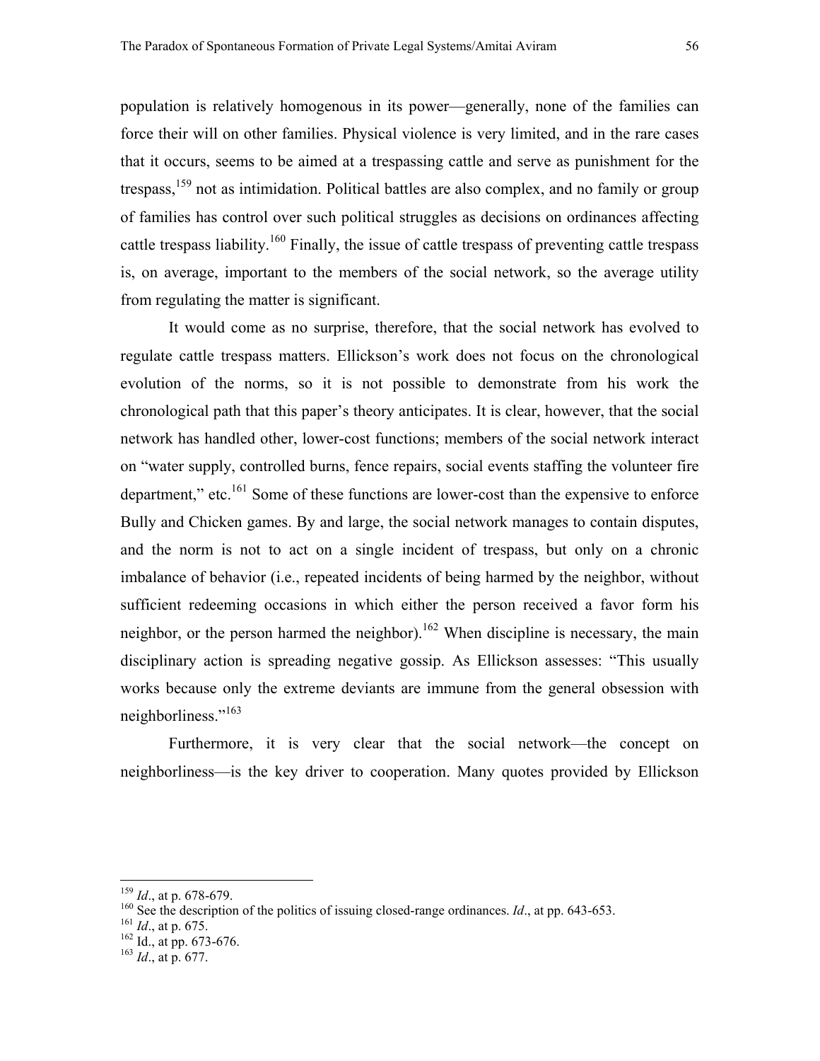population is relatively homogenous in its power—generally, none of the families can force their will on other families. Physical violence is very limited, and in the rare cases that it occurs, seems to be aimed at a trespassing cattle and serve as punishment for the trespass,[159] not as intimidation. Political battles are also complex, and no family or group of families has control over such political struggles as decisions on ordinances affecting cattle trespass liability.[160] Finally, the issue of cattle trespass of preventing cattle trespass is, on average, important to the members of the social network, so the average utility from regulating the matter is significant.

It would come as no surprise, therefore, that the social network has evolved to regulate cattle trespass matters. Ellickson's work does not focus on the chronological evolution of the norms, so it is not possible to demonstrate from his work the chronological path that this paper's theory anticipates. It is clear, however, that the social network has handled other, lower-cost functions; members of the social network interact on "water supply, controlled burns, fence repairs, social events staffing the volunteer fire department," etc.[161] Some of these functions are lower-cost than the expensive to enforce Bully and Chicken games. By and large, the social network manages to contain disputes, and the norm is not to act on a single incident of trespass, but only on a chronic imbalance of behavior (i.e., repeated incidents of being harmed by the neighbor, without sufficient redeeming occasions in which either the person received a favor form his neighbor, or the person harmed the neighbor).[162] When discipline is necessary, the main disciplinary action is spreading negative gossip. As Ellickson assesses: "This usually works because only the extreme deviants are immune from the general obsession with neighborliness."[163]

Furthermore, it is very clear that the social network—the concept on neighborliness—is the key driver to cooperation. Many quotes provided by Ellickson

---

[159] *Id*., at p. 678-679.

[160] See the description of the politics of issuing closed-range ordinances. *Id*., at pp. 643-653.

[161] *Id*., at p. 675.

[162] Id., at pp. 673-676.

[163] *Id*., at p. 677.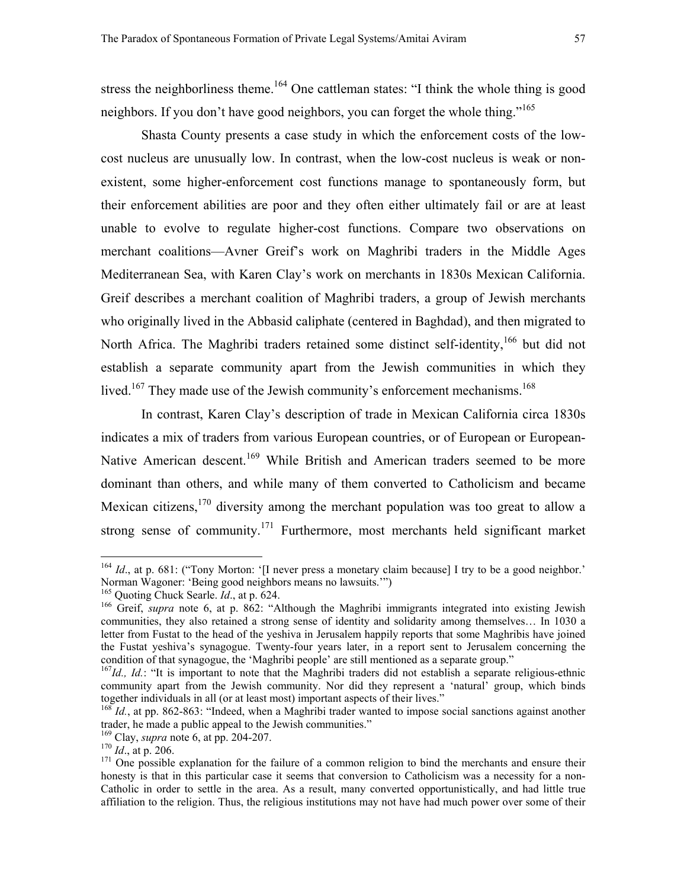stress the neighborliness theme.[164] One cattleman states: "I think the whole thing is good neighbors. If you don't have good neighbors, you can forget the whole thing."[165]

Shasta County presents a case study in which the enforcement costs of the low-cost nucleus are unusually low. In contrast, when the low-cost nucleus is weak or non-existent, some higher-enforcement cost functions manage to spontaneously form, but their enforcement abilities are poor and they often either ultimately fail or are at least unable to evolve to regulate higher-cost functions. Compare two observations on merchant coalitions—Avner Greif's work on Maghribi traders in the Middle Ages Mediterranean Sea, with Karen Clay's work on merchants in 1830s Mexican California. Greif describes a merchant coalition of Maghribi traders, a group of Jewish merchants who originally lived in the Abbasid caliphate (centered in Baghdad), and then migrated to North Africa. The Maghribi traders retained some distinct self-identity,[166] but did not establish a separate community apart from the Jewish communities in which they lived.[167] They made use of the Jewish community's enforcement mechanisms.[168]

In contrast, Karen Clay's description of trade in Mexican California circa 1830s indicates a mix of traders from various European countries, or of European or European-Native American descent.[169] While British and American traders seemed to be more dominant than others, and while many of them converted to Catholicism and became Mexican citizens,[170] diversity among the merchant population was too great to allow a strong sense of community.[171] Furthermore, most merchants held significant market

---

[164] *Id*., at p. 681: ("Tony Morton: '[I never press a monetary claim because] I try to be a good neighbor.' Norman Wagoner: 'Being good neighbors means no lawsuits.'")

[165] Quoting Chuck Searle. *Id*., at p. 624.

[166] Greif, *supra* note 6, at p. 862: "Although the Maghribi immigrants integrated into existing Jewish communities, they also retained a strong sense of identity and solidarity among themselves… In 1030 a letter from Fustat to the head of the yeshiva in Jerusalem happily reports that some Maghribis have joined the Fustat yeshiva's synagogue. Twenty-four years later, in a report sent to Jerusalem concerning the condition of that synagogue, the 'Maghribi people' are still mentioned as a separate group."

[167] *Id., Id.*: "It is important to note that the Maghribi traders did not establish a separate religious-ethnic community apart from the Jewish community. Nor did they represent a 'natural' group, which binds together individuals in all (or at least most) important aspects of their lives."

[168] *Id.*, at pp. 862-863: "Indeed, when a Maghribi trader wanted to impose social sanctions against another trader, he made a public appeal to the Jewish communities."

[169] Clay, *supra* note 6, at pp. 204-207.

[170] *Id*., at p. 206.

[171] One possible explanation for the failure of a common religion to bind the merchants and ensure their honesty is that in this particular case it seems that conversion to Catholicism was a necessity for a non-Catholic in order to settle in the area. As a result, many converted opportunistically, and had little true affiliation to the religion. Thus, the religious institutions may not have had much power over some of their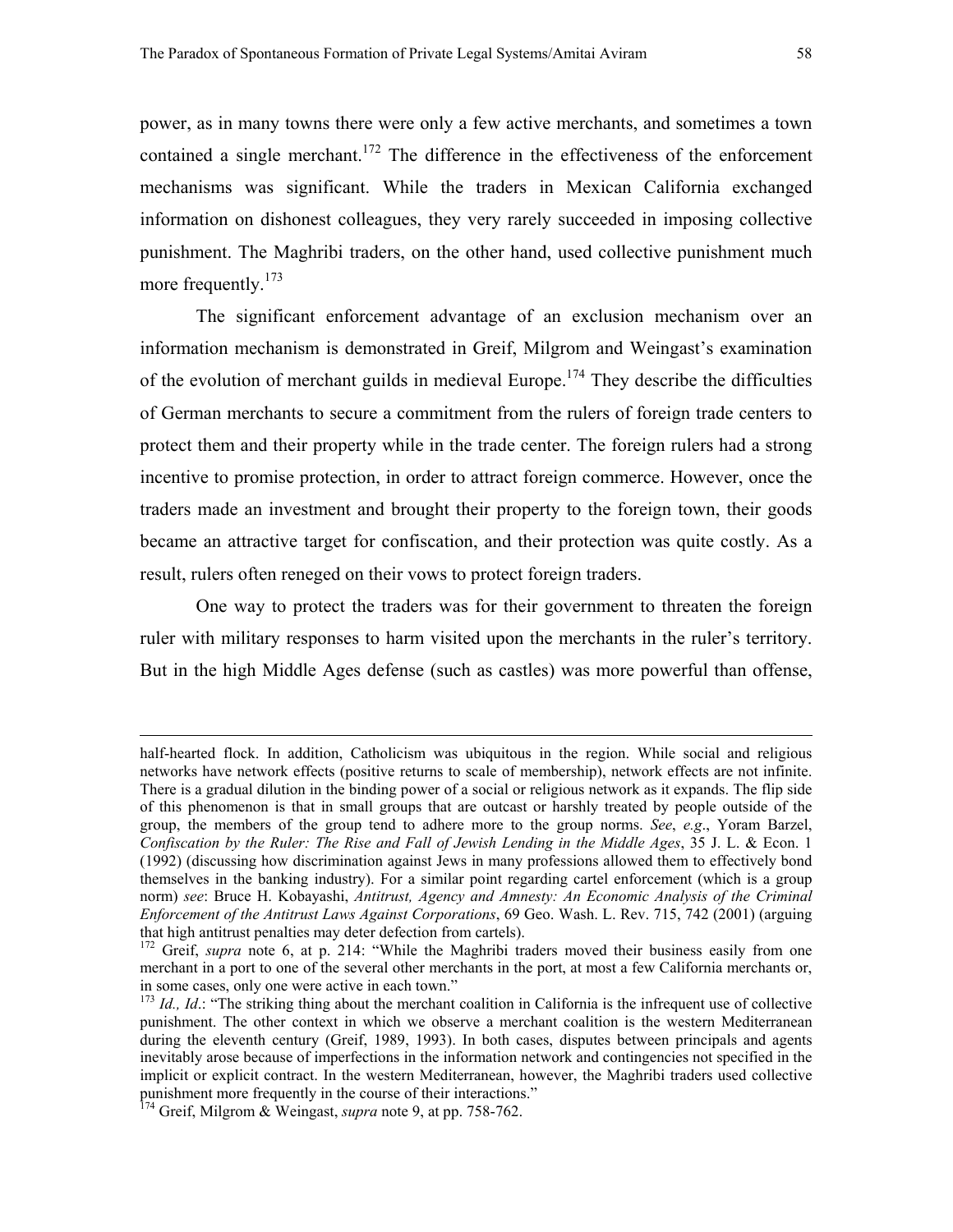power, as in many towns there were only a few active merchants, and sometimes a town contained a single merchant.[172] The difference in the effectiveness of the enforcement mechanisms was significant. While the traders in Mexican California exchanged information on dishonest colleagues, they very rarely succeeded in imposing collective punishment. The Maghribi traders, on the other hand, used collective punishment much more frequently.[173]

The significant enforcement advantage of an exclusion mechanism over an information mechanism is demonstrated in Greif, Milgrom and Weingast's examination of the evolution of merchant guilds in medieval Europe.[174] They describe the difficulties of German merchants to secure a commitment from the rulers of foreign trade centers to protect them and their property while in the trade center. The foreign rulers had a strong incentive to promise protection, in order to attract foreign commerce. However, once the traders made an investment and brought their property to the foreign town, their goods became an attractive target for confiscation, and their protection was quite costly. As a result, rulers often reneged on their vows to protect foreign traders.

One way to protect the traders was for their government to threaten the foreign ruler with military responses to harm visited upon the merchants in the ruler's territory. But in the high Middle Ages defense (such as castles) was more powerful than offense,

---

half-hearted flock. In addition, Catholicism was ubiquitous in the region. While social and religious networks have network effects (positive returns to scale of membership), network effects are not infinite. There is a gradual dilution in the binding power of a social or religious network as it expands. The flip side of this phenomenon is that in small groups that are outcast or harshly treated by people outside of the group, the members of the group tend to adhere more to the group norms. *See*, *e.g*., Yoram Barzel, *Confiscation by the Ruler: The Rise and Fall of Jewish Lending in the Middle Ages*, 35 J. L. & Econ. 1 (1992) (discussing how discrimination against Jews in many professions allowed them to effectively bond themselves in the banking industry). For a similar point regarding cartel enforcement (which is a group norm) *see*: Bruce H. Kobayashi, *Antitrust, Agency and Amnesty: An Economic Analysis of the Criminal Enforcement of the Antitrust Laws Against Corporations*, 69 Geo. Wash. L. Rev. 715, 742 (2001) (arguing that high antitrust penalties may deter defection from cartels).

[172] Greif, *supra* note 6, at p. 214: "While the Maghribi traders moved their business easily from one merchant in a port to one of the several other merchants in the port, at most a few California merchants or, in some cases, only one were active in each town."

[173] *Id., Id*.: "The striking thing about the merchant coalition in California is the infrequent use of collective punishment. The other context in which we observe a merchant coalition is the western Mediterranean during the eleventh century (Greif, 1989, 1993). In both cases, disputes between principals and agents inevitably arose because of imperfections in the information network and contingencies not specified in the implicit or explicit contract. In the western Mediterranean, however, the Maghribi traders used collective punishment more frequently in the course of their interactions."

[174] Greif, Milgrom & Weingast, *supra* note 9, at pp. 758-762.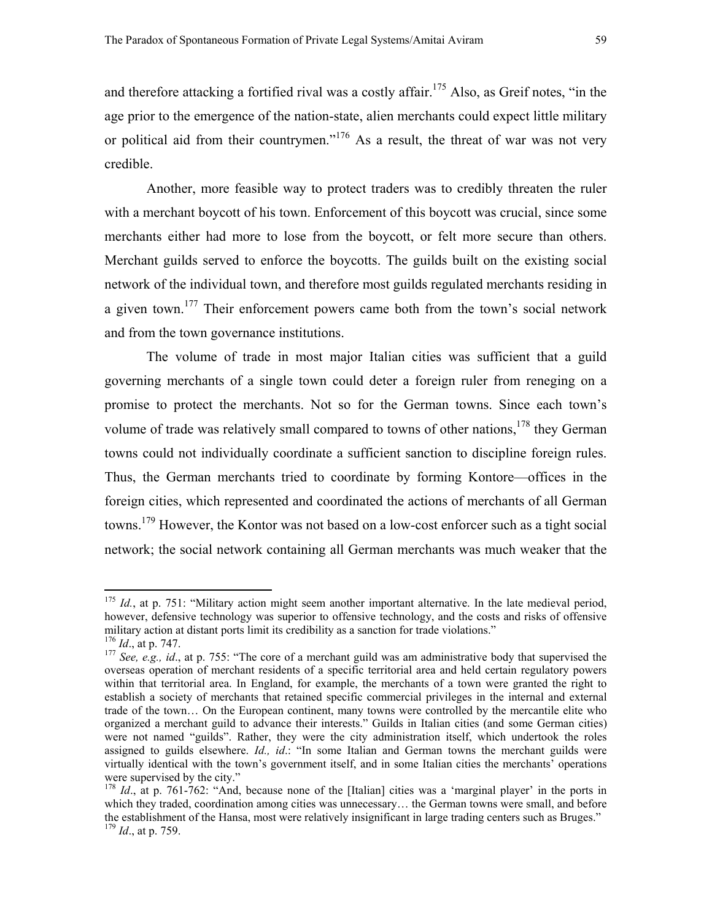and therefore attacking a fortified rival was a costly affair.[175] Also, as Greif notes, "in the age prior to the emergence of the nation-state, alien merchants could expect little military or political aid from their countrymen."[176] As a result, the threat of war was not very credible.

Another, more feasible way to protect traders was to credibly threaten the ruler with a merchant boycott of his town. Enforcement of this boycott was crucial, since some merchants either had more to lose from the boycott, or felt more secure than others. Merchant guilds served to enforce the boycotts. The guilds built on the existing social network of the individual town, and therefore most guilds regulated merchants residing in a given town.[177] Their enforcement powers came both from the town's social network and from the town governance institutions.

The volume of trade in most major Italian cities was sufficient that a guild governing merchants of a single town could deter a foreign ruler from reneging on a promise to protect the merchants. Not so for the German towns. Since each town's volume of trade was relatively small compared to towns of other nations,[178] they German towns could not individually coordinate a sufficient sanction to discipline foreign rules. Thus, the German merchants tried to coordinate by forming Kontore—offices in the foreign cities, which represented and coordinated the actions of merchants of all German towns.[179] However, the Kontor was not based on a low-cost enforcer such as a tight social network; the social network containing all German merchants was much weaker that the

---

[175] *Id.*, at p. 751: "Military action might seem another important alternative. In the late medieval period, however, defensive technology was superior to offensive technology, and the costs and risks of offensive military action at distant ports limit its credibility as a sanction for trade violations."

[176] *Id*., at p. 747.

[177] *See, e.g., id*., at p. 755: "The core of a merchant guild was am administrative body that supervised the overseas operation of merchant residents of a specific territorial area and held certain regulatory powers within that territorial area. In England, for example, the merchants of a town were granted the right to establish a society of merchants that retained specific commercial privileges in the internal and external trade of the town… On the European continent, many towns were controlled by the mercantile elite who organized a merchant guild to advance their interests." Guilds in Italian cities (and some German cities) were not named "guilds". Rather, they were the city administration itself, which undertook the roles assigned to guilds elsewhere. *Id., id*.: "In some Italian and German towns the merchant guilds were virtually identical with the town's government itself, and in some Italian cities the merchants' operations were supervised by the city."

[178] *Id*., at p. 761-762: "And, because none of the [Italian] cities was a 'marginal player' in the ports in which they traded, coordination among cities was unnecessary… the German towns were small, and before the establishment of the Hansa, most were relatively insignificant in large trading centers such as Bruges."

[179] *Id*., at p. 759.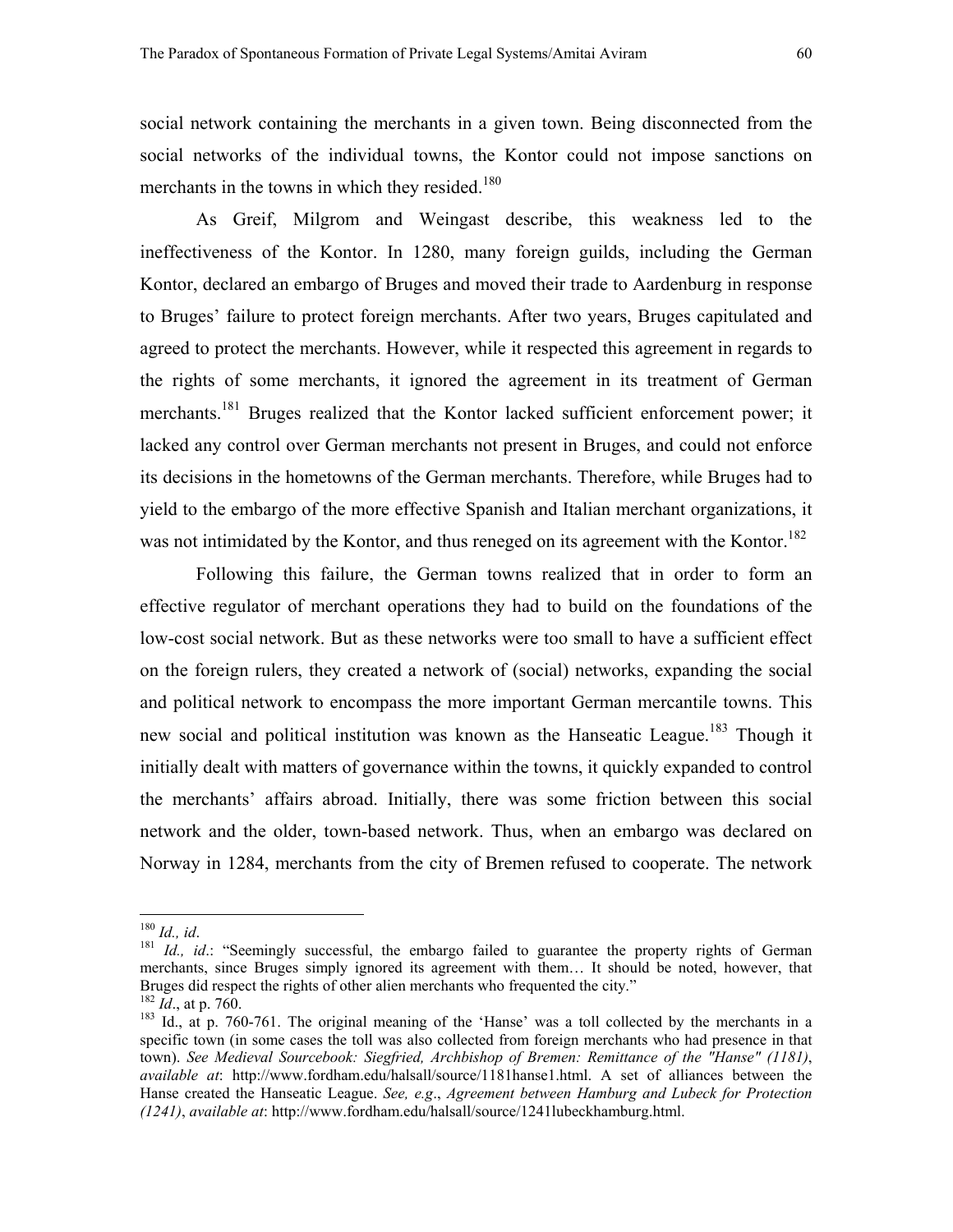social network containing the merchants in a given town. Being disconnected from the social networks of the individual towns, the Kontor could not impose sanctions on merchants in the towns in which they resided.[180]

As Greif, Milgrom and Weingast describe, this weakness led to the ineffectiveness of the Kontor. In 1280, many foreign guilds, including the German Kontor, declared an embargo of Bruges and moved their trade to Aardenburg in response to Bruges' failure to protect foreign merchants. After two years, Bruges capitulated and agreed to protect the merchants. However, while it respected this agreement in regards to the rights of some merchants, it ignored the agreement in its treatment of German merchants.[181] Bruges realized that the Kontor lacked sufficient enforcement power; it lacked any control over German merchants not present in Bruges, and could not enforce its decisions in the hometowns of the German merchants. Therefore, while Bruges had to yield to the embargo of the more effective Spanish and Italian merchant organizations, it was not intimidated by the Kontor, and thus reneged on its agreement with the Kontor.[182]

Following this failure, the German towns realized that in order to form an effective regulator of merchant operations they had to build on the foundations of the low-cost social network. But as these networks were too small to have a sufficient effect on the foreign rulers, they created a network of (social) networks, expanding the social and political network to encompass the more important German mercantile towns. This new social and political institution was known as the Hanseatic League.[183] Though it initially dealt with matters of governance within the towns, it quickly expanded to control the merchants' affairs abroad. Initially, there was some friction between this social network and the older, town-based network. Thus, when an embargo was declared on Norway in 1284, merchants from the city of Bremen refused to cooperate. The network

---

[180] *Id., id*.

[181] *Id., id*.: "Seemingly successful, the embargo failed to guarantee the property rights of German merchants, since Bruges simply ignored its agreement with them… It should be noted, however, that Bruges did respect the rights of other alien merchants who frequented the city."

[182] *Id*., at p. 760.

[183] Id., at p. 760-761. The original meaning of the 'Hanse' was a toll collected by the merchants in a specific town (in some cases the toll was also collected from foreign merchants who had presence in that town). *See Medieval Sourcebook: Siegfried, Archbishop of Bremen: Remittance of the "Hanse" (1181)*, *available at*: http://www.fordham.edu/halsall/source/1181hanse1.html. A set of alliances between the Hanse created the Hanseatic League. *See, e.g*., *Agreement between Hamburg and Lubeck for Protection (1241)*, *available at*: http://www.fordham.edu/halsall/source/1241lubeckhamburg.html.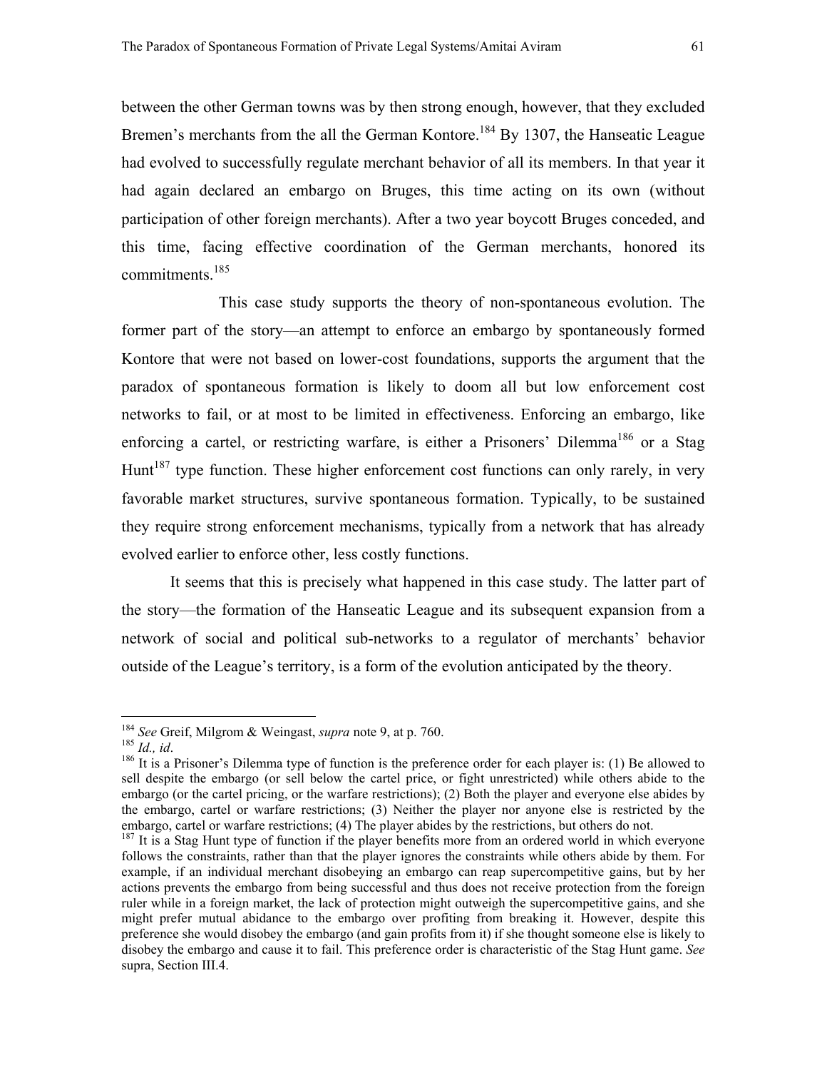between the other German towns was by then strong enough, however, that they excluded Bremen's merchants from the all the German Kontore.[184] By 1307, the Hanseatic League had evolved to successfully regulate merchant behavior of all its members. In that year it had again declared an embargo on Bruges, this time acting on its own (without participation of other foreign merchants). After a two year boycott Bruges conceded, and this time, facing effective coordination of the German merchants, honored its commitments.[185]

This case study supports the theory of non-spontaneous evolution. The former part of the story—an attempt to enforce an embargo by spontaneously formed Kontore that were not based on lower-cost foundations, supports the argument that the paradox of spontaneous formation is likely to doom all but low enforcement cost networks to fail, or at most to be limited in effectiveness. Enforcing an embargo, like enforcing a cartel, or restricting warfare, is either a Prisoners' Dilemma[186] or a Stag Hunt[187] type function. These higher enforcement cost functions can only rarely, in very favorable market structures, survive spontaneous formation. Typically, to be sustained they require strong enforcement mechanisms, typically from a network that has already evolved earlier to enforce other, less costly functions.

It seems that this is precisely what happened in this case study. The latter part of the story—the formation of the Hanseatic League and its subsequent expansion from a network of social and political sub-networks to a regulator of merchants' behavior outside of the League's territory, is a form of the evolution anticipated by the theory.

---

[184] *See* Greif, Milgrom & Weingast, *supra* note 9, at p. 760.

[185] *Id., id*.

[186] It is a Prisoner's Dilemma type of function is the preference order for each player is: (1) Be allowed to sell despite the embargo (or sell below the cartel price, or fight unrestricted) while others abide to the embargo (or the cartel pricing, or the warfare restrictions); (2) Both the player and everyone else abides by the embargo, cartel or warfare restrictions; (3) Neither the player nor anyone else is restricted by the embargo, cartel or warfare restrictions; (4) The player abides by the restrictions, but others do not.

[187] It is a Stag Hunt type of function if the player benefits more from an ordered world in which everyone follows the constraints, rather than that the player ignores the constraints while others abide by them. For example, if an individual merchant disobeying an embargo can reap supercompetitive gains, but by her actions prevents the embargo from being successful and thus does not receive protection from the foreign ruler while in a foreign market, the lack of protection might outweigh the supercompetitive gains, and she might prefer mutual abidance to the embargo over profiting from breaking it. However, despite this preference she would disobey the embargo (and gain profits from it) if she thought someone else is likely to disobey the embargo and cause it to fail. This preference order is characteristic of the Stag Hunt game. *See* supra, Section III.4.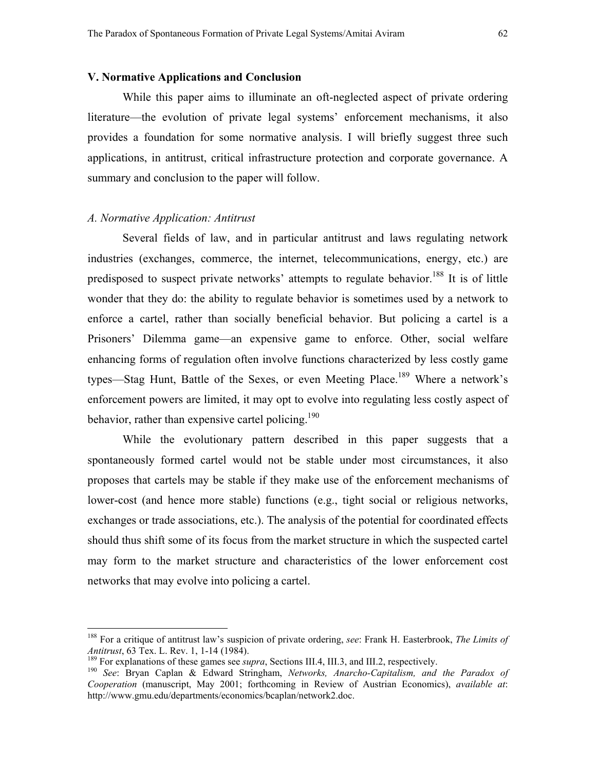## V. Normative Applications and Conclusion

While this paper aims to illuminate an oft-neglected aspect of private ordering literature—the evolution of private legal systems' enforcement mechanisms, it also provides a foundation for some normative analysis. I will briefly suggest three such applications, in antitrust, critical infrastructure protection and corporate governance. A summary and conclusion to the paper will follow.

### *A. Normative Application: Antitrust*

Several fields of law, and in particular antitrust and laws regulating network industries (exchanges, commerce, the internet, telecommunications, energy, etc.) are predisposed to suspect private networks' attempts to regulate behavior.[188] It is of little wonder that they do: the ability to regulate behavior is sometimes used by a network to enforce a cartel, rather than socially beneficial behavior. But policing a cartel is a Prisoners' Dilemma game—an expensive game to enforce. Other, social welfare enhancing forms of regulation often involve functions characterized by less costly game types—Stag Hunt, Battle of the Sexes, or even Meeting Place.[189] Where a network's enforcement powers are limited, it may opt to evolve into regulating less costly aspect of behavior, rather than expensive cartel policing.[190]

While the evolutionary pattern described in this paper suggests that a spontaneously formed cartel would not be stable under most circumstances, it also proposes that cartels may be stable if they make use of the enforcement mechanisms of lower-cost (and hence more stable) functions (e.g., tight social or religious networks, exchanges or trade associations, etc.). The analysis of the potential for coordinated effects should thus shift some of its focus from the market structure in which the suspected cartel may form to the market structure and characteristics of the lower enforcement cost networks that may evolve into policing a cartel.

---

[188] For a critique of antitrust law's suspicion of private ordering, *see*: Frank H. Easterbrook, *The Limits of Antitrust*, 63 Tex. L. Rev. 1, 1-14 (1984).

[189] For explanations of these games see *supra*, Sections III.4, III.3, and III.2, respectively.

[190] *See*: Bryan Caplan & Edward Stringham, *Networks, Anarcho-Capitalism, and the Paradox of Cooperation* (manuscript, May 2001; forthcoming in Review of Austrian Economics), *available at*: http://www.gmu.edu/departments/economics/bcaplan/network2.doc.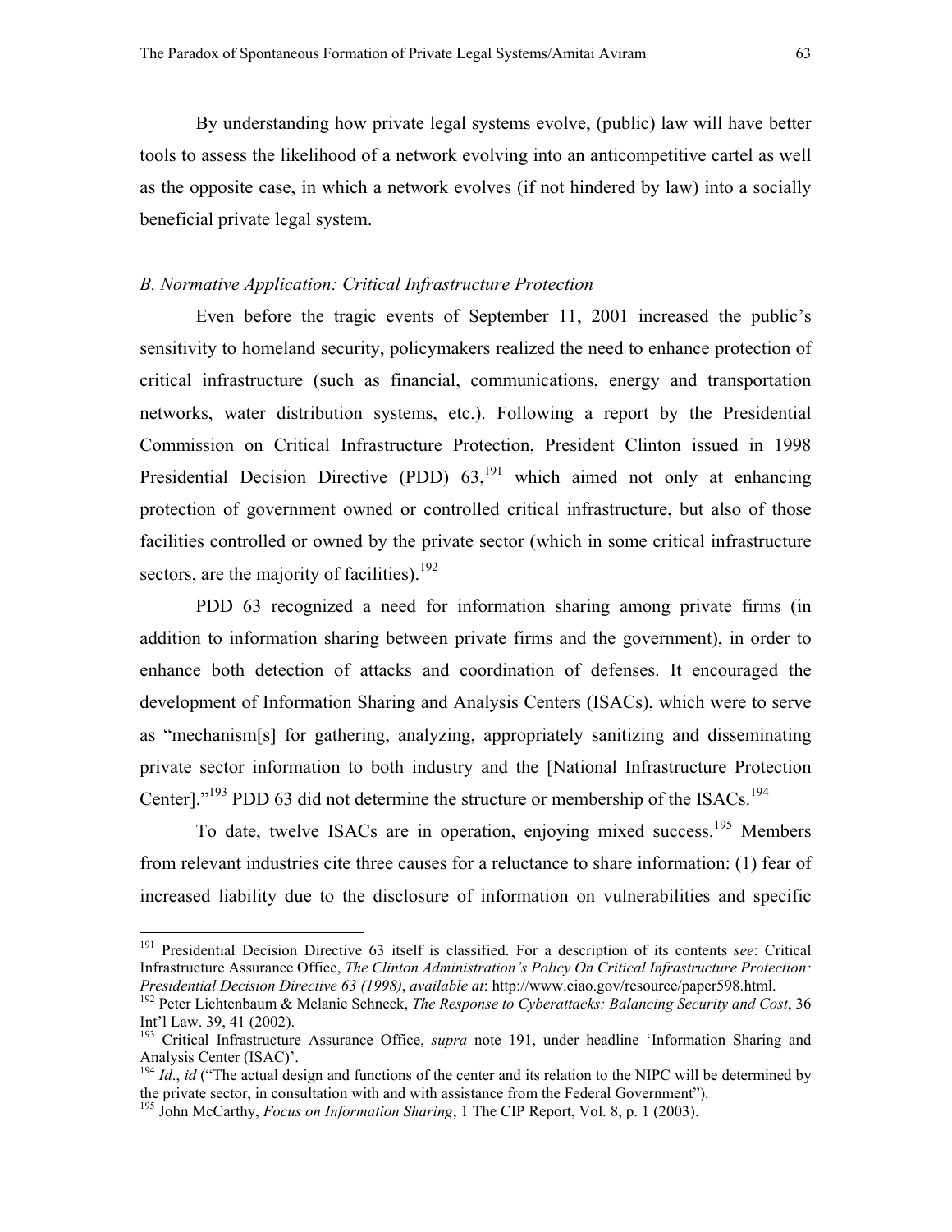By understanding how private legal systems evolve, (public) law will have better tools to assess the likelihood of a network evolving into an anticompetitive cartel as well as the opposite case, in which a network evolves (if not hindered by law) into a socially beneficial private legal system.

### *B. Normative Application: Critical Infrastructure Protection*

Even before the tragic events of September 11, 2001 increased the public's sensitivity to homeland security, policymakers realized the need to enhance protection of critical infrastructure (such as financial, communications, energy and transportation networks, water distribution systems, etc.). Following a report by the Presidential Commission on Critical Infrastructure Protection, President Clinton issued in 1998 Presidential Decision Directive (PDD) 63,[191] which aimed not only at enhancing protection of government owned or controlled critical infrastructure, but also of those facilities controlled or owned by the private sector (which in some critical infrastructure sectors, are the majority of facilities).[192]

PDD 63 recognized a need for information sharing among private firms (in addition to information sharing between private firms and the government), in order to enhance both detection of attacks and coordination of defenses. It encouraged the development of Information Sharing and Analysis Centers (ISACs), which were to serve as "mechanism[s] for gathering, analyzing, appropriately sanitizing and disseminating private sector information to both industry and the [National Infrastructure Protection Center]."[193] PDD 63 did not determine the structure or membership of the ISACs.[194]

To date, twelve ISACs are in operation, enjoying mixed success.[195] Members from relevant industries cite three causes for a reluctance to share information: (1) fear of increased liability due to the disclosure of information on vulnerabilities and specific

---

[191] Presidential Decision Directive 63 itself is classified. For a description of its contents *see*: Critical Infrastructure Assurance Office, *The Clinton Administration's Policy On Critical Infrastructure Protection: Presidential Decision Directive 63 (1998)*, *available at*: http://www.ciao.gov/resource/paper598.html.

[192] Peter Lichtenbaum & Melanie Schneck, *The Response to Cyberattacks: Balancing Security and Cost*, 36 Int'l Law. 39, 41 (2002).

[193] Critical Infrastructure Assurance Office, *supra* note 191, under headline 'Information Sharing and Analysis Center (ISAC)'.

[194] *Id*., *id* ("The actual design and functions of the center and its relation to the NIPC will be determined by the private sector, in consultation with and with assistance from the Federal Government").

[195] John McCarthy, *Focus on Information Sharing*, 1 The CIP Report, Vol. 8, p. 1 (2003).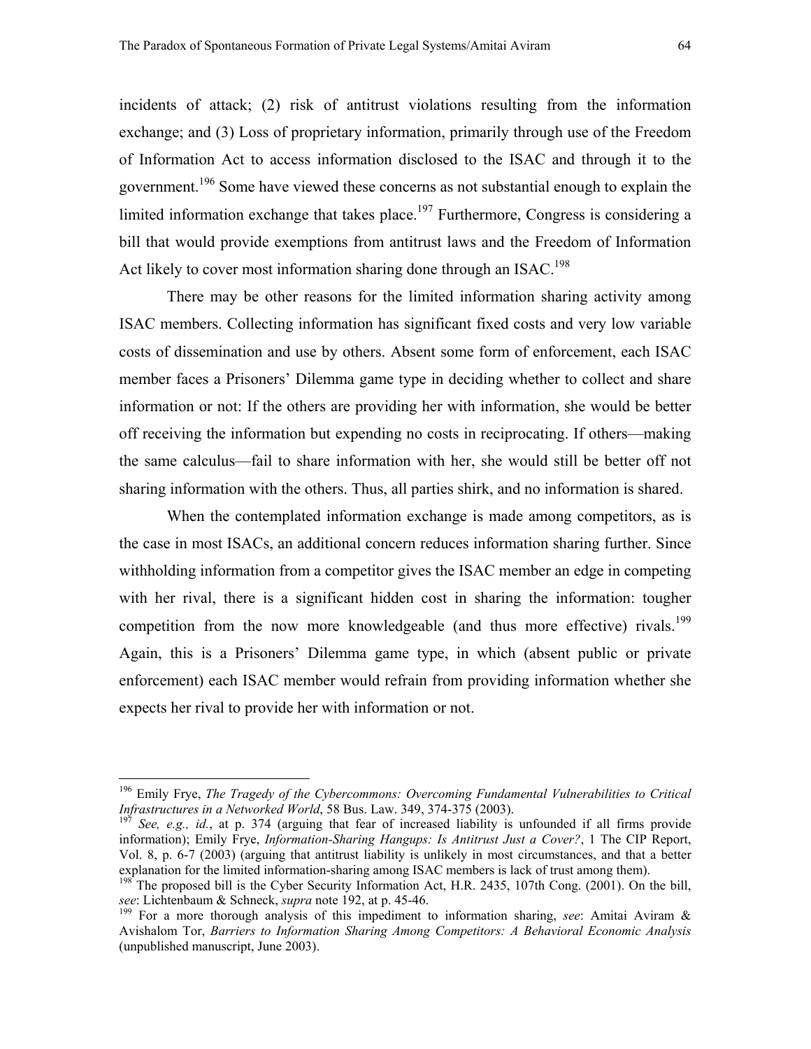incidents of attack; (2) risk of antitrust violations resulting from the information exchange; and (3) Loss of proprietary information, primarily through use of the Freedom of Information Act to access information disclosed to the ISAC and through it to the government.[196] Some have viewed these concerns as not substantial enough to explain the limited information exchange that takes place.[197] Furthermore, Congress is considering a bill that would provide exemptions from antitrust laws and the Freedom of Information Act likely to cover most information sharing done through an ISAC.[198]

There may be other reasons for the limited information sharing activity among ISAC members. Collecting information has significant fixed costs and very low variable costs of dissemination and use by others. Absent some form of enforcement, each ISAC member faces a Prisoners' Dilemma game type in deciding whether to collect and share information or not: If the others are providing her with information, she would be better off receiving the information but expending no costs in reciprocating. If others—making the same calculus—fail to share information with her, she would still be better off not sharing information with the others. Thus, all parties shirk, and no information is shared.

When the contemplated information exchange is made among competitors, as is the case in most ISACs, an additional concern reduces information sharing further. Since withholding information from a competitor gives the ISAC member an edge in competing with her rival, there is a significant hidden cost in sharing the information: tougher competition from the now more knowledgeable (and thus more effective) rivals.[199] Again, this is a Prisoners' Dilemma game type, in which (absent public or private enforcement) each ISAC member would refrain from providing information whether she expects her rival to provide her with information or not.

---

[196] Emily Frye, *The Tragedy of the Cybercommons: Overcoming Fundamental Vulnerabilities to Critical Infrastructures in a Networked World*, 58 Bus. Law. 349, 374-375 (2003).

[197] *See, e.g., id.*, at p. 374 (arguing that fear of increased liability is unfounded if all firms provide information); Emily Frye, *Information-Sharing Hangups: Is Antitrust Just a Cover?*, 1 The CIP Report, Vol. 8, p. 6-7 (2003) (arguing that antitrust liability is unlikely in most circumstances, and that a better explanation for the limited information-sharing among ISAC members is lack of trust among them).

[198] The proposed bill is the Cyber Security Information Act, H.R. 2435, 107th Cong. (2001). On the bill, *see*: Lichtenbaum & Schneck, *supra* note 192, at p. 45-46.

[199] For a more thorough analysis of this impediment to information sharing, *see*: Amitai Aviram & Avishalom Tor, *Barriers to Information Sharing Among Competitors: A Behavioral Economic Analysis* (unpublished manuscript, June 2003).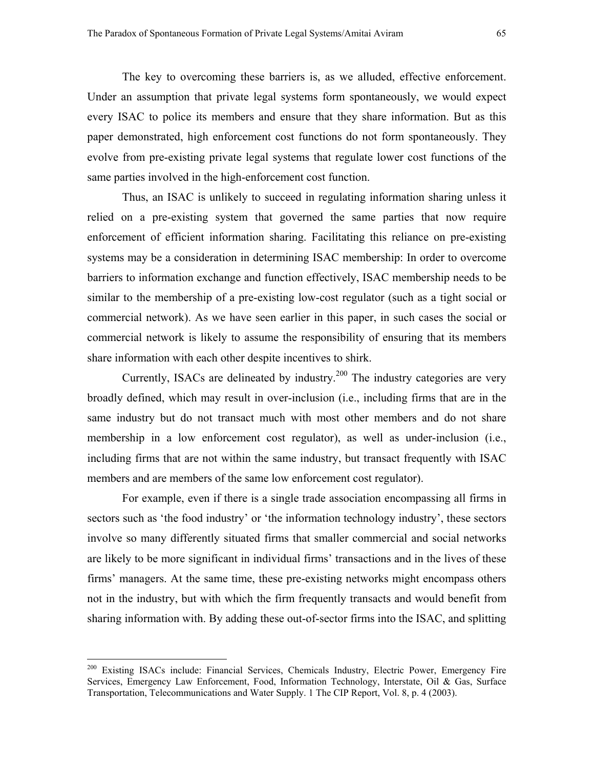The key to overcoming these barriers is, as we alluded, effective enforcement. Under an assumption that private legal systems form spontaneously, we would expect every ISAC to police its members and ensure that they share information. But as this paper demonstrated, high enforcement cost functions do not form spontaneously. They evolve from pre-existing private legal systems that regulate lower cost functions of the same parties involved in the high-enforcement cost function.

Thus, an ISAC is unlikely to succeed in regulating information sharing unless it relied on a pre-existing system that governed the same parties that now require enforcement of efficient information sharing. Facilitating this reliance on pre-existing systems may be a consideration in determining ISAC membership: In order to overcome barriers to information exchange and function effectively, ISAC membership needs to be similar to the membership of a pre-existing low-cost regulator (such as a tight social or commercial network). As we have seen earlier in this paper, in such cases the social or commercial network is likely to assume the responsibility of ensuring that its members share information with each other despite incentives to shirk.

Currently, ISACs are delineated by industry.[200] The industry categories are very broadly defined, which may result in over-inclusion (i.e., including firms that are in the same industry but do not transact much with most other members and do not share membership in a low enforcement cost regulator), as well as under-inclusion (i.e., including firms that are not within the same industry, but transact frequently with ISAC members and are members of the same low enforcement cost regulator).

For example, even if there is a single trade association encompassing all firms in sectors such as 'the food industry' or 'the information technology industry', these sectors involve so many differently situated firms that smaller commercial and social networks are likely to be more significant in individual firms' transactions and in the lives of these firms' managers. At the same time, these pre-existing networks might encompass others not in the industry, but with which the firm frequently transacts and would benefit from sharing information with. By adding these out-of-sector firms into the ISAC, and splitting

---

[200] Existing ISACs include: Financial Services, Chemicals Industry, Electric Power, Emergency Fire Services, Emergency Law Enforcement, Food, Information Technology, Interstate, Oil & Gas, Surface Transportation, Telecommunications and Water Supply. 1 The CIP Report, Vol. 8, p. 4 (2003).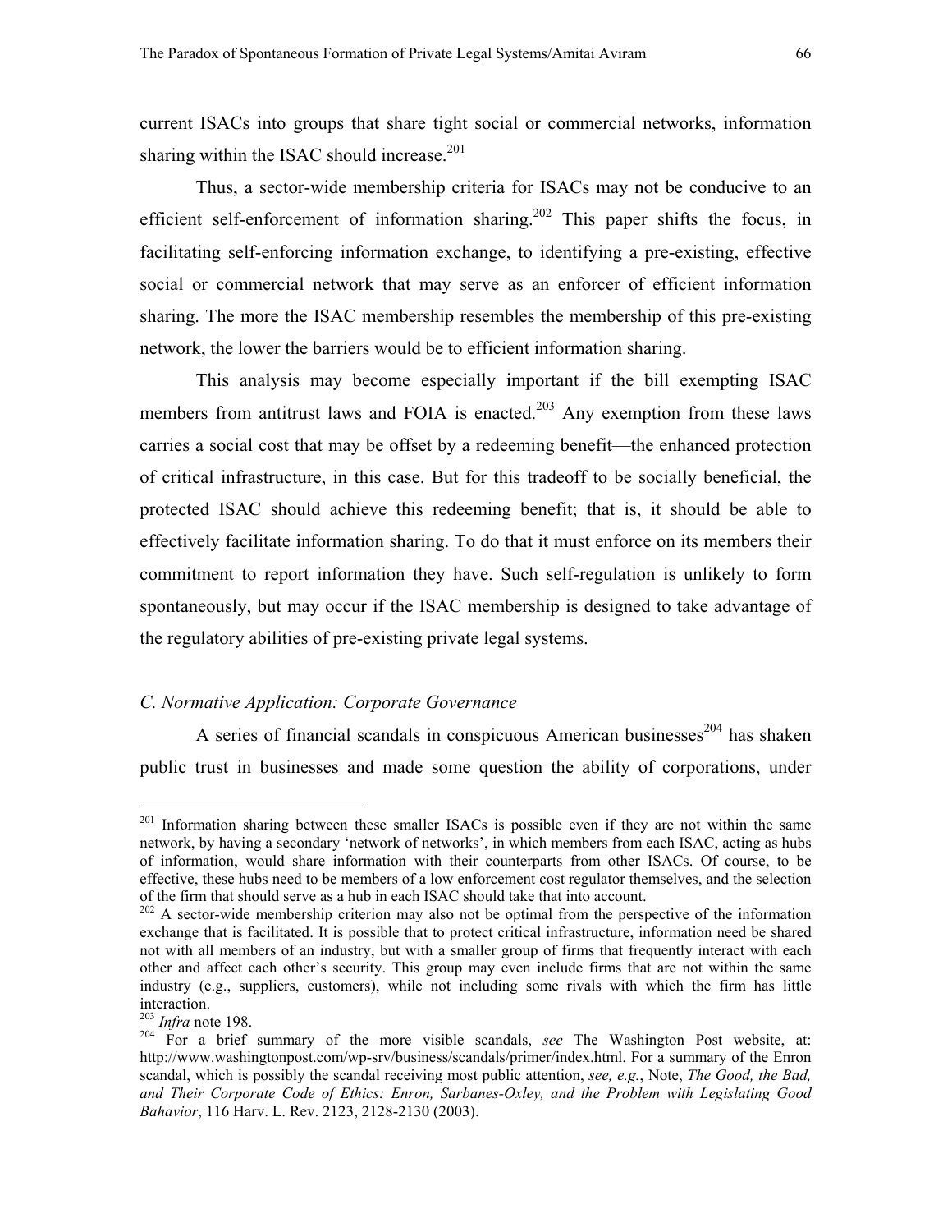current ISACs into groups that share tight social or commercial networks, information sharing within the ISAC should increase.[201]

Thus, a sector-wide membership criteria for ISACs may not be conducive to an efficient self-enforcement of information sharing.[202] This paper shifts the focus, in facilitating self-enforcing information exchange, to identifying a pre-existing, effective social or commercial network that may serve as an enforcer of efficient information sharing. The more the ISAC membership resembles the membership of this pre-existing network, the lower the barriers would be to efficient information sharing.

This analysis may become especially important if the bill exempting ISAC members from antitrust laws and FOIA is enacted.[203] Any exemption from these laws carries a social cost that may be offset by a redeeming benefit—the enhanced protection of critical infrastructure, in this case. But for this tradeoff to be socially beneficial, the protected ISAC should achieve this redeeming benefit; that is, it should be able to effectively facilitate information sharing. To do that it must enforce on its members their commitment to report information they have. Such self-regulation is unlikely to form spontaneously, but may occur if the ISAC membership is designed to take advantage of the regulatory abilities of pre-existing private legal systems.

### *C. Normative Application: Corporate Governance*

A series of financial scandals in conspicuous American businesses[204] has shaken public trust in businesses and made some question the ability of corporations, under

---

[201] Information sharing between these smaller ISACs is possible even if they are not within the same network, by having a secondary 'network of networks', in which members from each ISAC, acting as hubs of information, would share information with their counterparts from other ISACs. Of course, to be effective, these hubs need to be members of a low enforcement cost regulator themselves, and the selection of the firm that should serve as a hub in each ISAC should take that into account.

[202] A sector-wide membership criterion may also not be optimal from the perspective of the information exchange that is facilitated. It is possible that to protect critical infrastructure, information need be shared not with all members of an industry, but with a smaller group of firms that frequently interact with each other and affect each other's security. This group may even include firms that are not within the same industry (e.g., suppliers, customers), while not including some rivals with which the firm has little interaction.

[203] *Infra* note 198.

[204] For a brief summary of the more visible scandals, *see* The Washington Post website, at: http://www.washingtonpost.com/wp-srv/business/scandals/primer/index.html. For a summary of the Enron scandal, which is possibly the scandal receiving most public attention, *see, e.g.*, Note, *The Good, the Bad, and Their Corporate Code of Ethics: Enron, Sarbanes-Oxley, and the Problem with Legislating Good Bahavior*, 116 Harv. L. Rev. 2123, 2128-2130 (2003).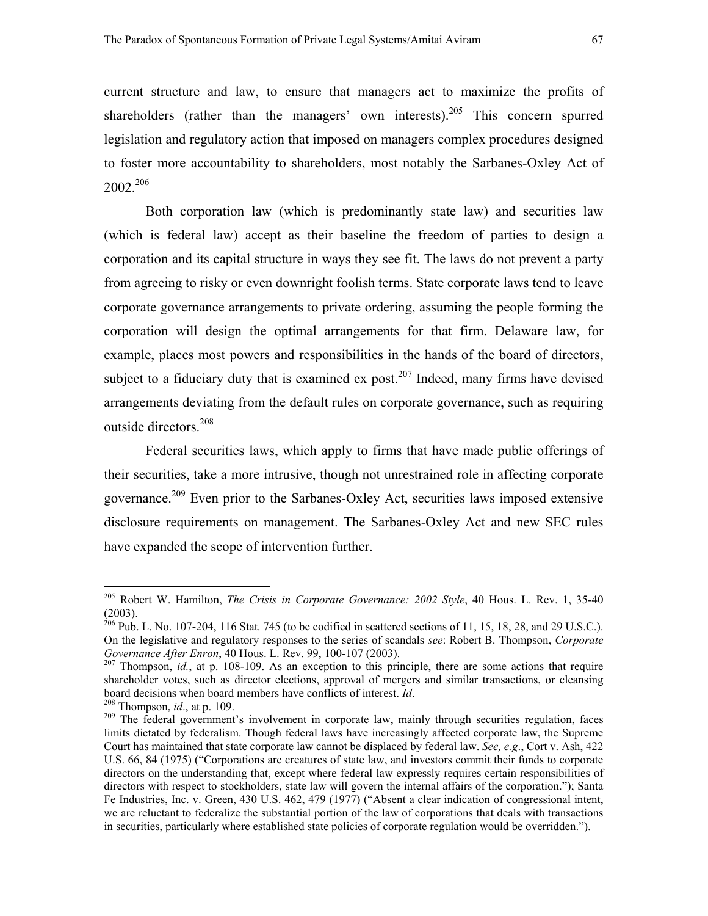current structure and law, to ensure that managers act to maximize the profits of shareholders (rather than the managers' own interests).[205] This concern spurred legislation and regulatory action that imposed on managers complex procedures designed to foster more accountability to shareholders, most notably the Sarbanes-Oxley Act of 2002.[206]

Both corporation law (which is predominantly state law) and securities law (which is federal law) accept as their baseline the freedom of parties to design a corporation and its capital structure in ways they see fit. The laws do not prevent a party from agreeing to risky or even downright foolish terms. State corporate laws tend to leave corporate governance arrangements to private ordering, assuming the people forming the corporation will design the optimal arrangements for that firm. Delaware law, for example, places most powers and responsibilities in the hands of the board of directors, subject to a fiduciary duty that is examined ex post.[207] Indeed, many firms have devised arrangements deviating from the default rules on corporate governance, such as requiring outside directors.[208]

Federal securities laws, which apply to firms that have made public offerings of their securities, take a more intrusive, though not unrestrained role in affecting corporate governance.[209] Even prior to the Sarbanes-Oxley Act, securities laws imposed extensive disclosure requirements on management. The Sarbanes-Oxley Act and new SEC rules have expanded the scope of intervention further.

---

[205] Robert W. Hamilton, *The Crisis in Corporate Governance: 2002 Style*, 40 Hous. L. Rev. 1, 35-40 (2003).

[206] Pub. L. No. 107-204, 116 Stat. 745 (to be codified in scattered sections of 11, 15, 18, 28, and 29 U.S.C.). On the legislative and regulatory responses to the series of scandals *see*: Robert B. Thompson, *Corporate Governance After Enron*, 40 Hous. L. Rev. 99, 100-107 (2003).

[207] Thompson, *id.*, at p. 108-109. As an exception to this principle, there are some actions that require shareholder votes, such as director elections, approval of mergers and similar transactions, or cleansing board decisions when board members have conflicts of interest. *Id*.

[208] Thompson, *id*., at p. 109.

[209] The federal government's involvement in corporate law, mainly through securities regulation, faces limits dictated by federalism. Though federal laws have increasingly affected corporate law, the Supreme Court has maintained that state corporate law cannot be displaced by federal law. *See, e.g*., Cort v. Ash, 422 U.S. 66, 84 (1975) ("Corporations are creatures of state law, and investors commit their funds to corporate directors on the understanding that, except where federal law expressly requires certain responsibilities of directors with respect to stockholders, state law will govern the internal affairs of the corporation."); Santa Fe Industries, Inc. v. Green, 430 U.S. 462, 479 (1977) ("Absent a clear indication of congressional intent, we are reluctant to federalize the substantial portion of the law of corporations that deals with transactions in securities, particularly where established state policies of corporate regulation would be overridden.").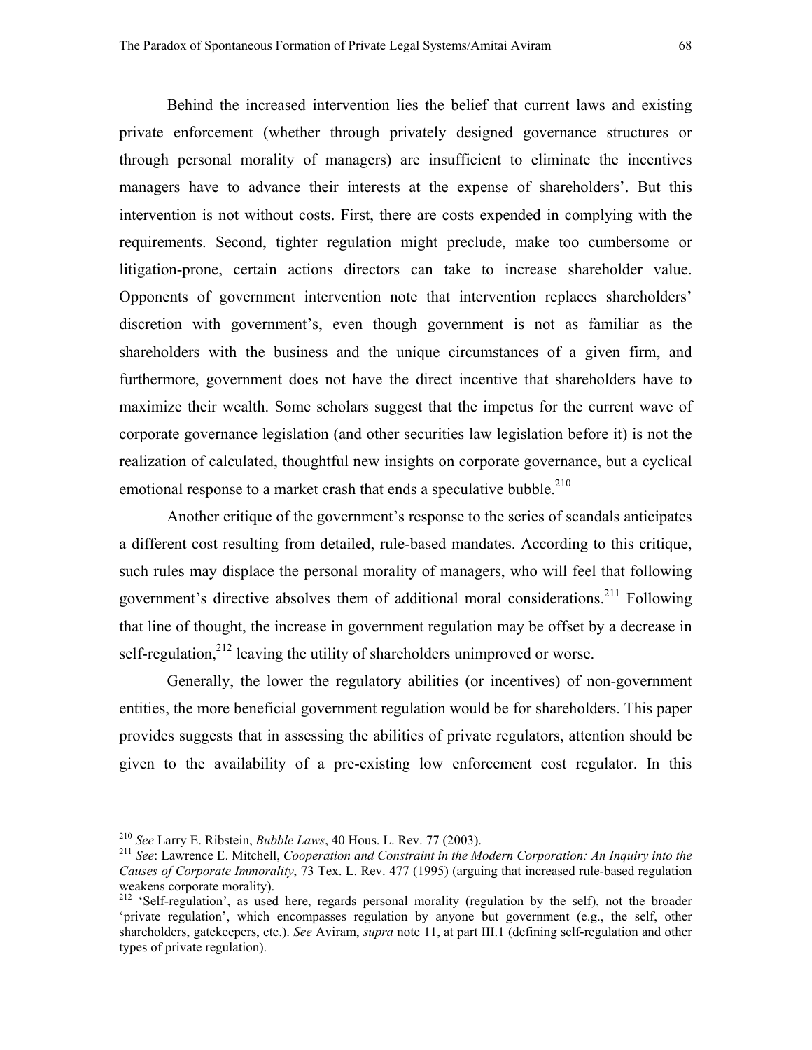Behind the increased intervention lies the belief that current laws and existing private enforcement (whether through privately designed governance structures or through personal morality of managers) are insufficient to eliminate the incentives managers have to advance their interests at the expense of shareholders'. But this intervention is not without costs. First, there are costs expended in complying with the requirements. Second, tighter regulation might preclude, make too cumbersome or litigation-prone, certain actions directors can take to increase shareholder value. Opponents of government intervention note that intervention replaces shareholders' discretion with government's, even though government is not as familiar as the shareholders with the business and the unique circumstances of a given firm, and furthermore, government does not have the direct incentive that shareholders have to maximize their wealth. Some scholars suggest that the impetus for the current wave of corporate governance legislation (and other securities law legislation before it) is not the realization of calculated, thoughtful new insights on corporate governance, but a cyclical emotional response to a market crash that ends a speculative bubble.[210]

Another critique of the government's response to the series of scandals anticipates a different cost resulting from detailed, rule-based mandates. According to this critique, such rules may displace the personal morality of managers, who will feel that following government's directive absolves them of additional moral considerations.[211] Following that line of thought, the increase in government regulation may be offset by a decrease in self-regulation,[212] leaving the utility of shareholders unimproved or worse.

Generally, the lower the regulatory abilities (or incentives) of non-government entities, the more beneficial government regulation would be for shareholders. This paper provides suggests that in assessing the abilities of private regulators, attention should be given to the availability of a pre-existing low enforcement cost regulator. In this

---

[210] *See* Larry E. Ribstein, *Bubble Laws*, 40 Hous. L. Rev. 77 (2003).

[211] *See*: Lawrence E. Mitchell, *Cooperation and Constraint in the Modern Corporation: An Inquiry into the Causes of Corporate Immorality*, 73 Tex. L. Rev. 477 (1995) (arguing that increased rule-based regulation weakens corporate morality).

[212] 'Self-regulation', as used here, regards personal morality (regulation by the self), not the broader 'private regulation', which encompasses regulation by anyone but government (e.g., the self, other shareholders, gatekeepers, etc.). *See* Aviram, *supra* note 11, at part III.1 (defining self-regulation and other types of private regulation).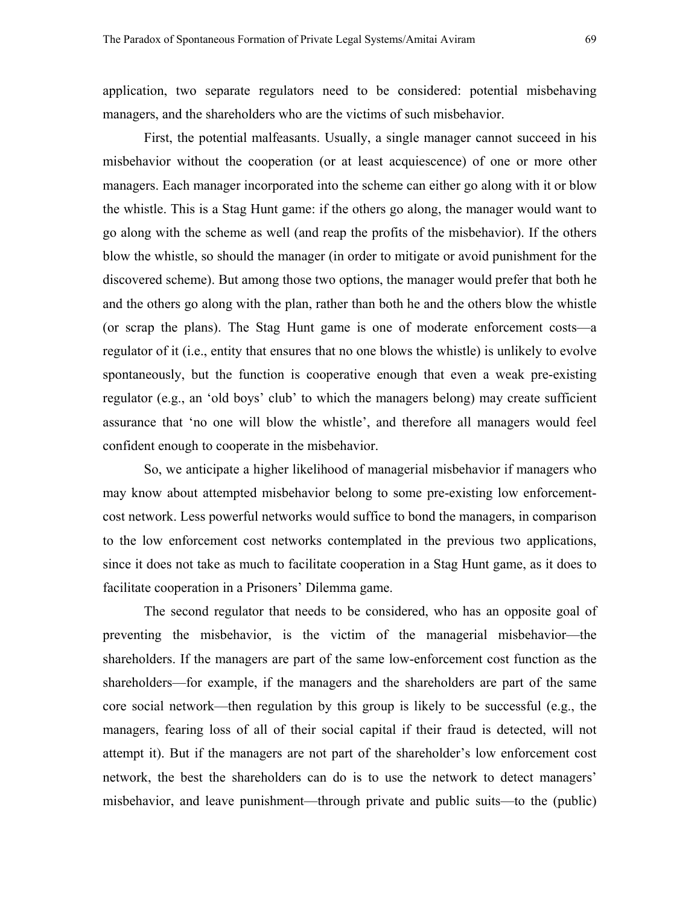application, two separate regulators need to be considered: potential misbehaving managers, and the shareholders who are the victims of such misbehavior.

First, the potential malfeasants. Usually, a single manager cannot succeed in his misbehavior without the cooperation (or at least acquiescence) of one or more other managers. Each manager incorporated into the scheme can either go along with it or blow the whistle. This is a Stag Hunt game: if the others go along, the manager would want to go along with the scheme as well (and reap the profits of the misbehavior). If the others blow the whistle, so should the manager (in order to mitigate or avoid punishment for the discovered scheme). But among those two options, the manager would prefer that both he and the others go along with the plan, rather than both he and the others blow the whistle (or scrap the plans). The Stag Hunt game is one of moderate enforcement costs—a regulator of it (i.e., entity that ensures that no one blows the whistle) is unlikely to evolve spontaneously, but the function is cooperative enough that even a weak pre-existing regulator (e.g., an 'old boys' club' to which the managers belong) may create sufficient assurance that 'no one will blow the whistle', and therefore all managers would feel confident enough to cooperate in the misbehavior.

So, we anticipate a higher likelihood of managerial misbehavior if managers who may know about attempted misbehavior belong to some pre-existing low enforcement-cost network. Less powerful networks would suffice to bond the managers, in comparison to the low enforcement cost networks contemplated in the previous two applications, since it does not take as much to facilitate cooperation in a Stag Hunt game, as it does to facilitate cooperation in a Prisoners' Dilemma game.

The second regulator that needs to be considered, who has an opposite goal of preventing the misbehavior, is the victim of the managerial misbehavior—the shareholders. If the managers are part of the same low-enforcement cost function as the shareholders—for example, if the managers and the shareholders are part of the same core social network—then regulation by this group is likely to be successful (e.g., the managers, fearing loss of all of their social capital if their fraud is detected, will not attempt it). But if the managers are not part of the shareholder's low enforcement cost network, the best the shareholders can do is to use the network to detect managers' misbehavior, and leave punishment—through private and public suits—to the (public)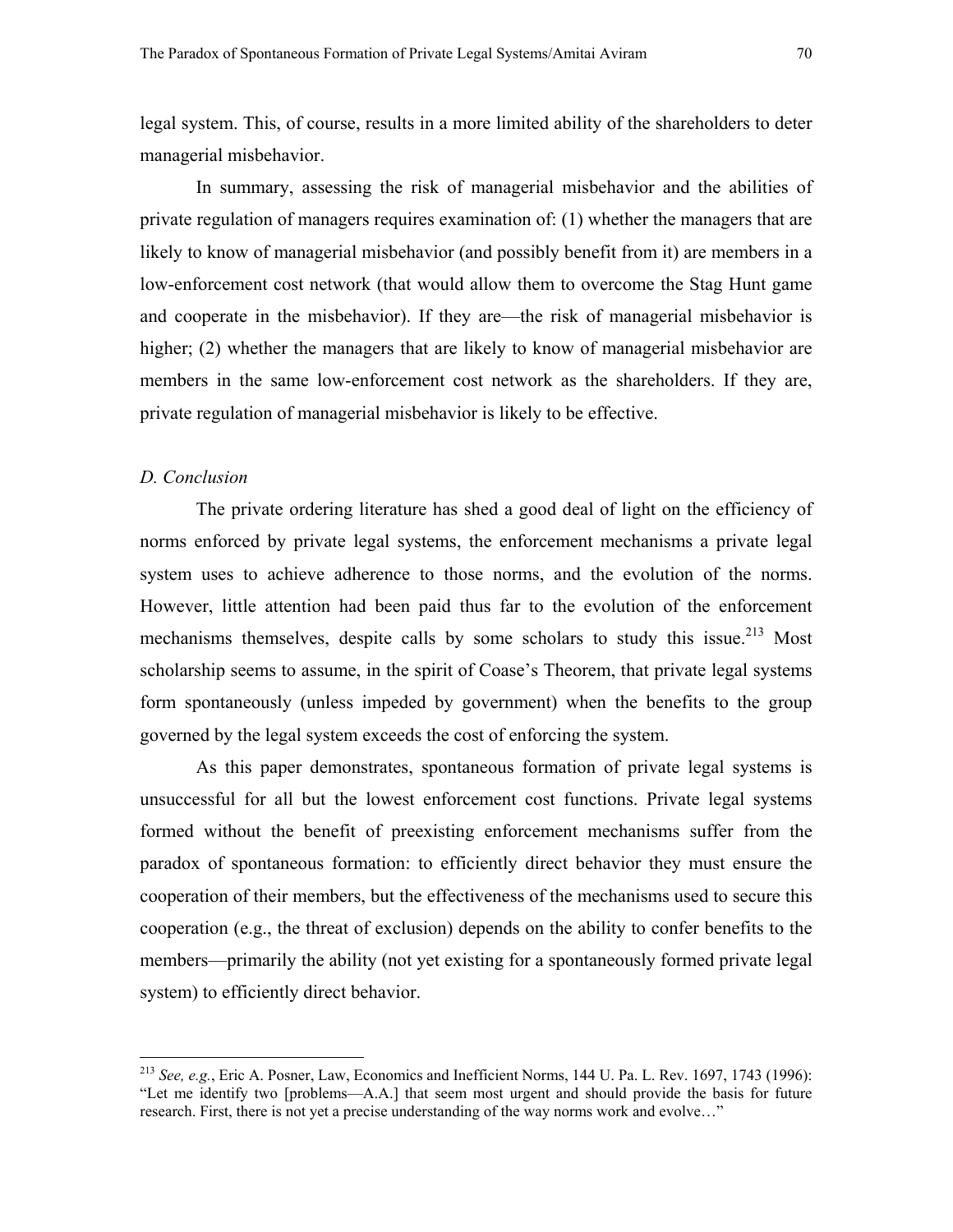legal system. This, of course, results in a more limited ability of the shareholders to deter managerial misbehavior.

In summary, assessing the risk of managerial misbehavior and the abilities of private regulation of managers requires examination of: (1) whether the managers that are likely to know of managerial misbehavior (and possibly benefit from it) are members in a low-enforcement cost network (that would allow them to overcome the Stag Hunt game and cooperate in the misbehavior). If they are—the risk of managerial misbehavior is higher; (2) whether the managers that are likely to know of managerial misbehavior are members in the same low-enforcement cost network as the shareholders. If they are, private regulation of managerial misbehavior is likely to be effective.

### *D. Conclusion*

The private ordering literature has shed a good deal of light on the efficiency of norms enforced by private legal systems, the enforcement mechanisms a private legal system uses to achieve adherence to those norms, and the evolution of the norms. However, little attention had been paid thus far to the evolution of the enforcement mechanisms themselves, despite calls by some scholars to study this issue.[213] Most scholarship seems to assume, in the spirit of Coase's Theorem, that private legal systems form spontaneously (unless impeded by government) when the benefits to the group governed by the legal system exceeds the cost of enforcing the system.

As this paper demonstrates, spontaneous formation of private legal systems is unsuccessful for all but the lowest enforcement cost functions. Private legal systems formed without the benefit of preexisting enforcement mechanisms suffer from the paradox of spontaneous formation: to efficiently direct behavior they must ensure the cooperation of their members, but the effectiveness of the mechanisms used to secure this cooperation (e.g., the threat of exclusion) depends on the ability to confer benefits to the members—primarily the ability (not yet existing for a spontaneously formed private legal system) to efficiently direct behavior.

---

[213] *See, e.g.*, Eric A. Posner, Law, Economics and Inefficient Norms, 144 U. Pa. L. Rev. 1697, 1743 (1996): "Let me identify two [problems—A.A.] that seem most urgent and should provide the basis for future research. First, there is not yet a precise understanding of the way norms work and evolve…"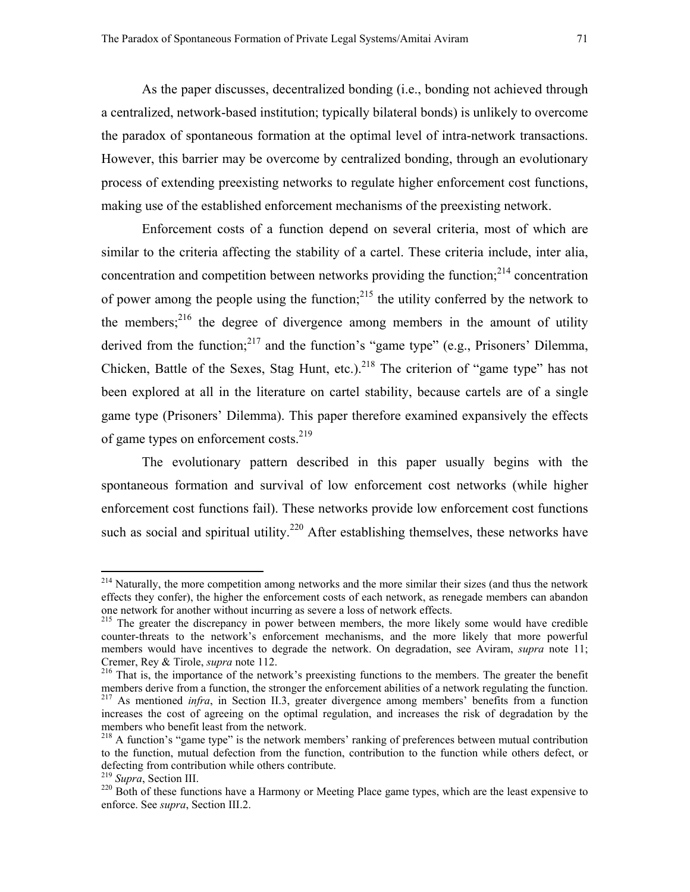As the paper discusses, decentralized bonding (i.e., bonding not achieved through a centralized, network-based institution; typically bilateral bonds) is unlikely to overcome the paradox of spontaneous formation at the optimal level of intra-network transactions. However, this barrier may be overcome by centralized bonding, through an evolutionary process of extending preexisting networks to regulate higher enforcement cost functions, making use of the established enforcement mechanisms of the preexisting network.

Enforcement costs of a function depend on several criteria, most of which are similar to the criteria affecting the stability of a cartel. These criteria include, inter alia, concentration and competition between networks providing the function;[214] concentration of power among the people using the function;[215] the utility conferred by the network to the members;[216] the degree of divergence among members in the amount of utility derived from the function;[217] and the function's "game type" (e.g., Prisoners' Dilemma, Chicken, Battle of the Sexes, Stag Hunt, etc.).[218] The criterion of "game type" has not been explored at all in the literature on cartel stability, because cartels are of a single game type (Prisoners' Dilemma). This paper therefore examined expansively the effects of game types on enforcement costs.[219]

The evolutionary pattern described in this paper usually begins with the spontaneous formation and survival of low enforcement cost networks (while higher enforcement cost functions fail). These networks provide low enforcement cost functions such as social and spiritual utility.[220] After establishing themselves, these networks have

---

[214] Naturally, the more competition among networks and the more similar their sizes (and thus the network effects they confer), the higher the enforcement costs of each network, as renegade members can abandon one network for another without incurring as severe a loss of network effects.

[215] The greater the discrepancy in power between members, the more likely some would have credible counter-threats to the network's enforcement mechanisms, and the more likely that more powerful members would have incentives to degrade the network. On degradation, see Aviram, *supra* note 11; Cremer, Rey & Tirole, *supra* note 112.

[216] That is, the importance of the network's preexisting functions to the members. The greater the benefit members derive from a function, the stronger the enforcement abilities of a network regulating the function.

[217] As mentioned *infra*, in Section II.3, greater divergence among members' benefits from a function increases the cost of agreeing on the optimal regulation, and increases the risk of degradation by the members who benefit least from the network.

[218] A function's "game type" is the network members' ranking of preferences between mutual contribution to the function, mutual defection from the function, contribution to the function while others defect, or defecting from contribution while others contribute.

[219] *Supra*, Section III.

[220] Both of these functions have a Harmony or Meeting Place game types, which are the least expensive to enforce. See *supra*, Section III.2.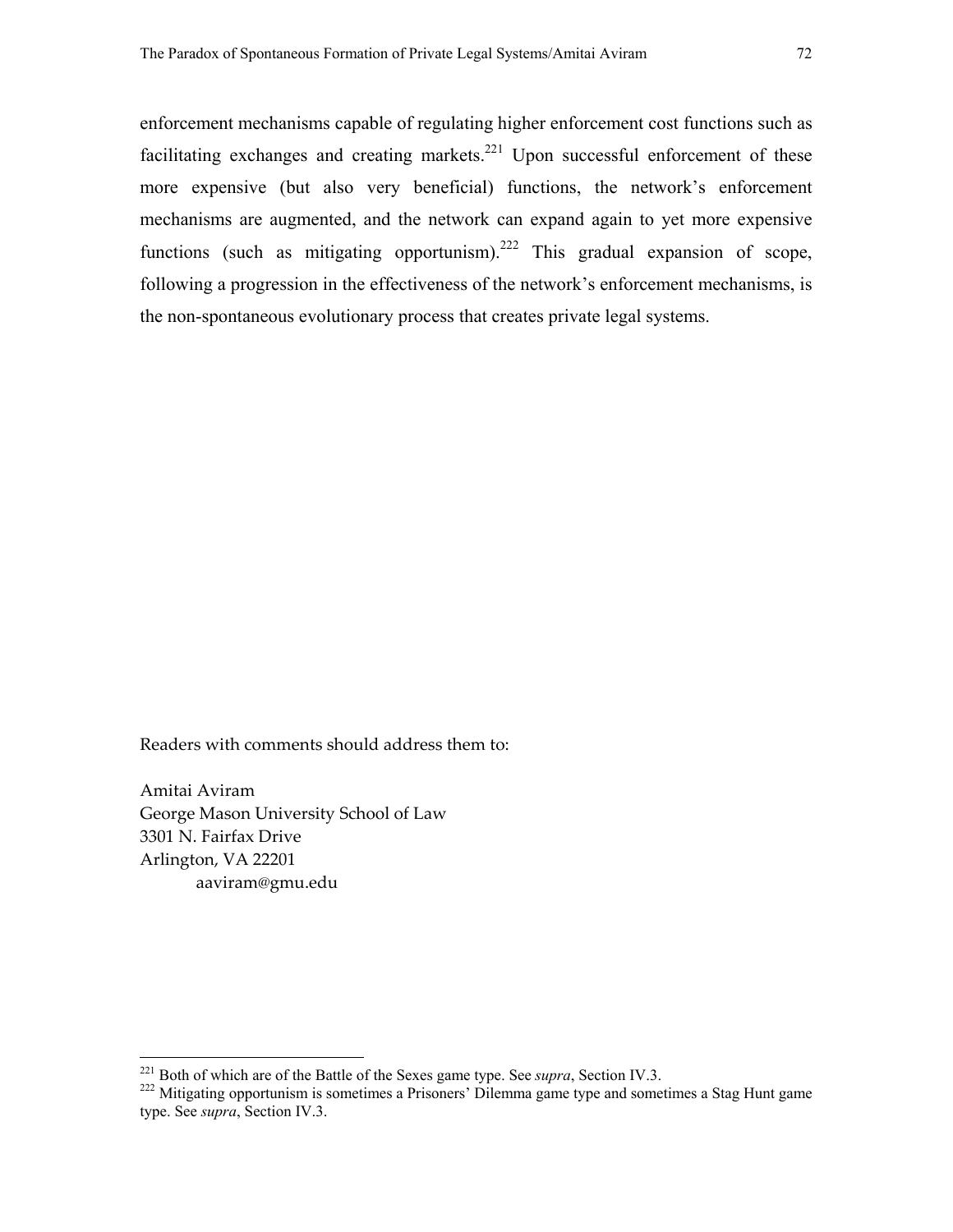enforcement mechanisms capable of regulating higher enforcement cost functions such as facilitating exchanges and creating markets.[221] Upon successful enforcement of these more expensive (but also very beneficial) functions, the network's enforcement mechanisms are augmented, and the network can expand again to yet more expensive functions (such as mitigating opportunism).[222] This gradual expansion of scope, following a progression in the effectiveness of the network's enforcement mechanisms, is the non-spontaneous evolutionary process that creates private legal systems.

Readers with comments should address them to:

Amitai Aviram
George Mason University School of Law
3301 N. Fairfax Drive
Arlington, VA 22201
aaviram@gmu.edu

---

[221] Both of which are of the Battle of the Sexes game type. See *supra*, Section IV.3.

[222] Mitigating opportunism is sometimes a Prisoners' Dilemma game type and sometimes a Stag Hunt game type. See *supra*, Section IV.3.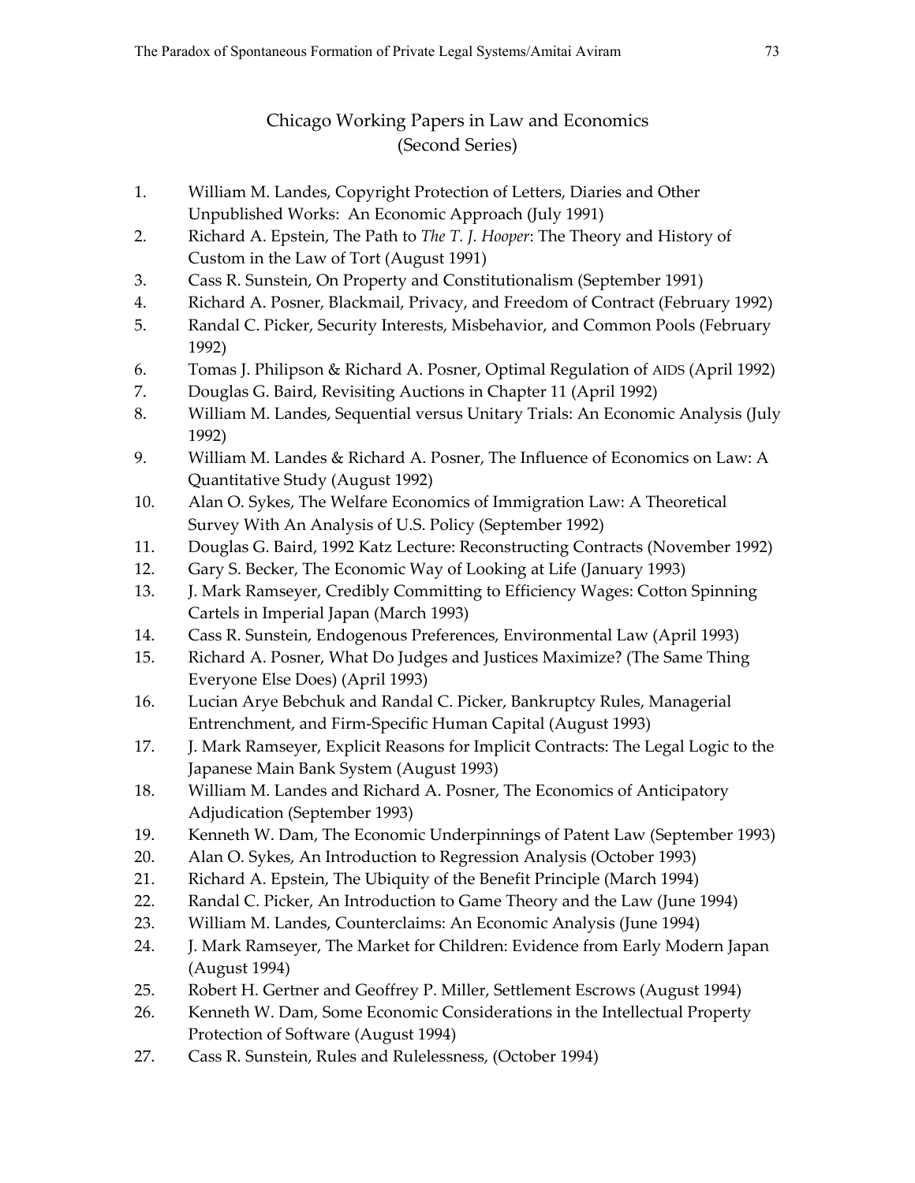## Chicago Working Papers in Law and Economics (Second Series)

1. William M. Landes, Copyright Protection of Letters, Diaries and Other Unpublished Works: An Economic Approach (July 1991)
2. Richard A. Epstein, The Path to *The T. J. Hooper*: The Theory and History of Custom in the Law of Tort (August 1991)
3. Cass R. Sunstein, On Property and Constitutionalism (September 1991)
4. Richard A. Posner, Blackmail, Privacy, and Freedom of Contract (February 1992)
5. Randal C. Picker, Security Interests, Misbehavior, and Common Pools (February 1992)
6. Tomas J. Philipson & Richard A. Posner, Optimal Regulation of AIDS (April 1992)
7. Douglas G. Baird, Revisiting Auctions in Chapter 11 (April 1992)
8. William M. Landes, Sequential versus Unitary Trials: An Economic Analysis (July 1992)
9. William M. Landes & Richard A. Posner, The Influence of Economics on Law: A Quantitative Study (August 1992)
10. Alan O. Sykes, The Welfare Economics of Immigration Law: A Theoretical Survey With An Analysis of U.S. Policy (September 1992)
11. Douglas G. Baird, 1992 Katz Lecture: Reconstructing Contracts (November 1992)
12. Gary S. Becker, The Economic Way of Looking at Life (January 1993)
13. J. Mark Ramseyer, Credibly Committing to Efficiency Wages: Cotton Spinning Cartels in Imperial Japan (March 1993)
14. Cass R. Sunstein, Endogenous Preferences, Environmental Law (April 1993)
15. Richard A. Posner, What Do Judges and Justices Maximize? (The Same Thing Everyone Else Does) (April 1993)
16. Lucian Arye Bebchuk and Randal C. Picker, Bankruptcy Rules, Managerial Entrenchment, and Firm-Specific Human Capital (August 1993)
17. J. Mark Ramseyer, Explicit Reasons for Implicit Contracts: The Legal Logic to the Japanese Main Bank System (August 1993)
18. William M. Landes and Richard A. Posner, The Economics of Anticipatory Adjudication (September 1993)
19. Kenneth W. Dam, The Economic Underpinnings of Patent Law (September 1993)
20. Alan O. Sykes, An Introduction to Regression Analysis (October 1993)
21. Richard A. Epstein, The Ubiquity of the Benefit Principle (March 1994)
22. Randal C. Picker, An Introduction to Game Theory and the Law (June 1994)
23. William M. Landes, Counterclaims: An Economic Analysis (June 1994)
24. J. Mark Ramseyer, The Market for Children: Evidence from Early Modern Japan (August 1994)
25. Robert H. Gertner and Geoffrey P. Miller, Settlement Escrows (August 1994)
26. Kenneth W. Dam, Some Economic Considerations in the Intellectual Property Protection of Software (August 1994)
27. Cass R. Sunstein, Rules and Rulelessness, (October 1994)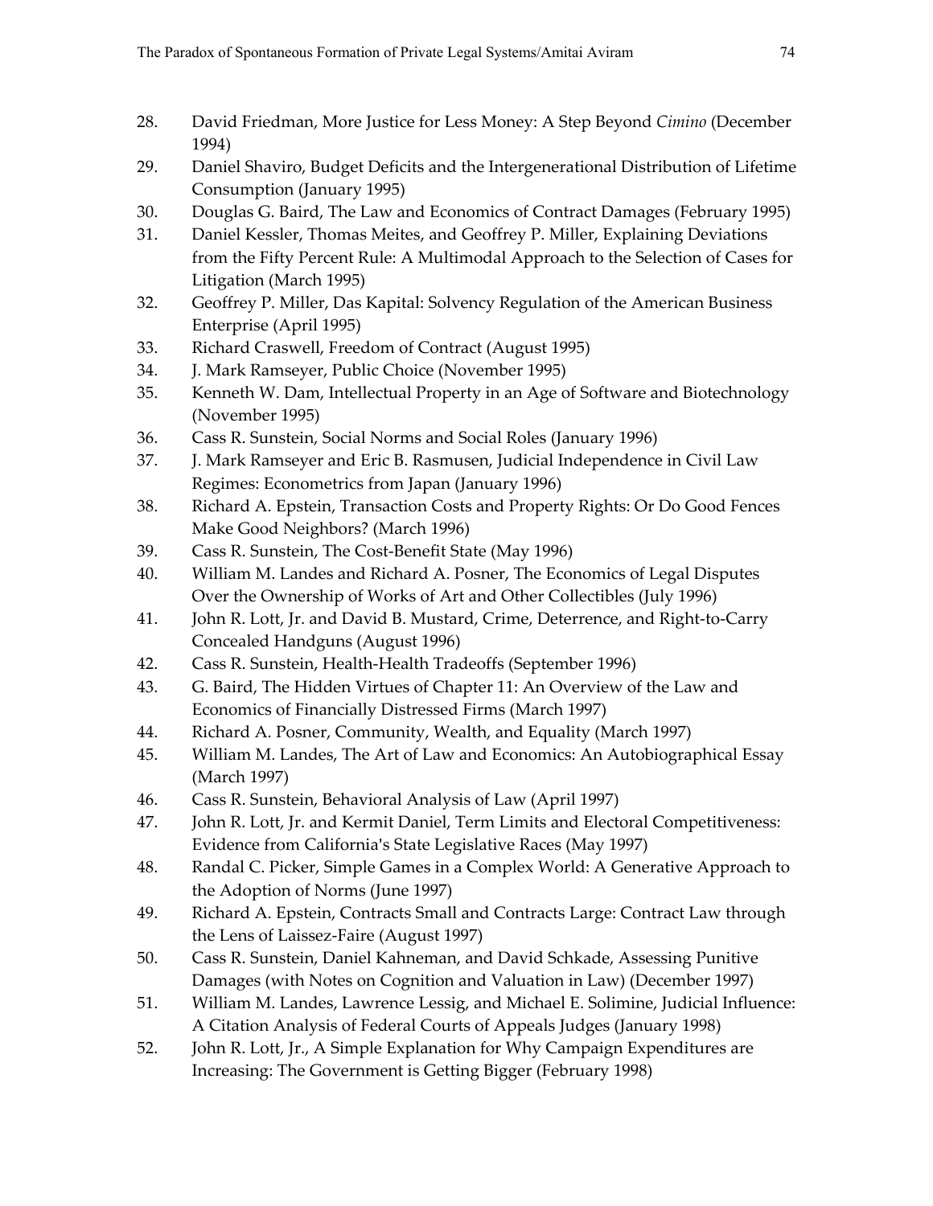28. David Friedman, More Justice for Less Money: A Step Beyond *Cimino* (December 1994)
29. Daniel Shaviro, Budget Deficits and the Intergenerational Distribution of Lifetime Consumption (January 1995)
30. Douglas G. Baird, The Law and Economics of Contract Damages (February 1995)
31. Daniel Kessler, Thomas Meites, and Geoffrey P. Miller, Explaining Deviations from the Fifty Percent Rule: A Multimodal Approach to the Selection of Cases for Litigation (March 1995)
32. Geoffrey P. Miller, Das Kapital: Solvency Regulation of the American Business Enterprise (April 1995)
33. Richard Craswell, Freedom of Contract (August 1995)
34. J. Mark Ramseyer, Public Choice (November 1995)
35. Kenneth W. Dam, Intellectual Property in an Age of Software and Biotechnology (November 1995)
36. Cass R. Sunstein, Social Norms and Social Roles (January 1996)
37. J. Mark Ramseyer and Eric B. Rasmusen, Judicial Independence in Civil Law Regimes: Econometrics from Japan (January 1996)
38. Richard A. Epstein, Transaction Costs and Property Rights: Or Do Good Fences Make Good Neighbors? (March 1996)
39. Cass R. Sunstein, The Cost-Benefit State (May 1996)
40. William M. Landes and Richard A. Posner, The Economics of Legal Disputes Over the Ownership of Works of Art and Other Collectibles (July 1996)
41. John R. Lott, Jr. and David B. Mustard, Crime, Deterrence, and Right-to-Carry Concealed Handguns (August 1996)
42. Cass R. Sunstein, Health-Health Tradeoffs (September 1996)
43. G. Baird, The Hidden Virtues of Chapter 11: An Overview of the Law and Economics of Financially Distressed Firms (March 1997)
44. Richard A. Posner, Community, Wealth, and Equality (March 1997)
45. William M. Landes, The Art of Law and Economics: An Autobiographical Essay (March 1997)
46. Cass R. Sunstein, Behavioral Analysis of Law (April 1997)
47. John R. Lott, Jr. and Kermit Daniel, Term Limits and Electoral Competitiveness: Evidence from California's State Legislative Races (May 1997)
48. Randal C. Picker, Simple Games in a Complex World: A Generative Approach to the Adoption of Norms (June 1997)
49. Richard A. Epstein, Contracts Small and Contracts Large: Contract Law through the Lens of Laissez-Faire (August 1997)
50. Cass R. Sunstein, Daniel Kahneman, and David Schkade, Assessing Punitive Damages (with Notes on Cognition and Valuation in Law) (December 1997)
51. William M. Landes, Lawrence Lessig, and Michael E. Solimine, Judicial Influence: A Citation Analysis of Federal Courts of Appeals Judges (January 1998)
52. John R. Lott, Jr., A Simple Explanation for Why Campaign Expenditures are Increasing: The Government is Getting Bigger (February 1998)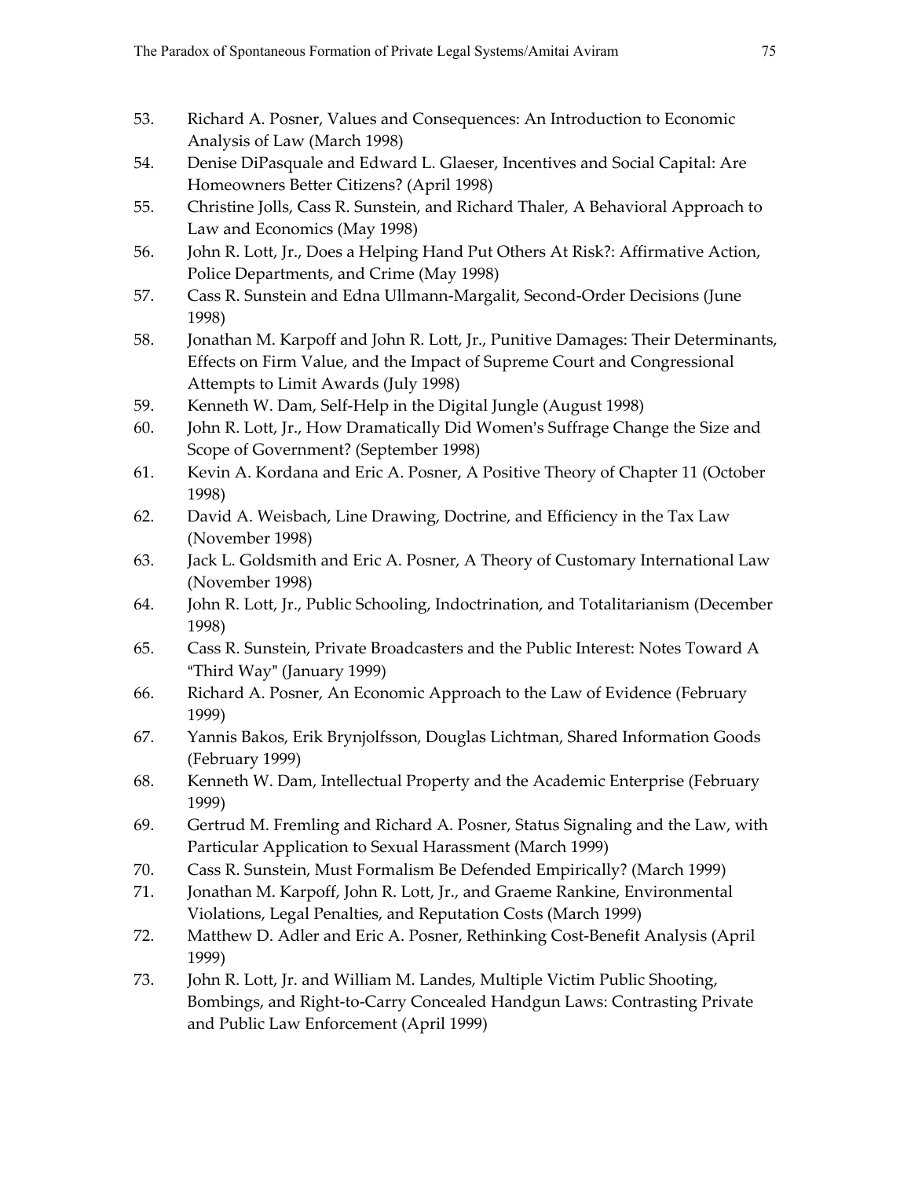53. Richard A. Posner, Values and Consequences: An Introduction to Economic Analysis of Law (March 1998)
54. Denise DiPasquale and Edward L. Glaeser, Incentives and Social Capital: Are Homeowners Better Citizens? (April 1998)
55. Christine Jolls, Cass R. Sunstein, and Richard Thaler, A Behavioral Approach to Law and Economics (May 1998)
56. John R. Lott, Jr., Does a Helping Hand Put Others At Risk?: Affirmative Action, Police Departments, and Crime (May 1998)
57. Cass R. Sunstein and Edna Ullmann-Margalit, Second-Order Decisions (June 1998)
58. Jonathan M. Karpoff and John R. Lott, Jr., Punitive Damages: Their Determinants, Effects on Firm Value, and the Impact of Supreme Court and Congressional Attempts to Limit Awards (July 1998)
59. Kenneth W. Dam, Self-Help in the Digital Jungle (August 1998)
60. John R. Lott, Jr., How Dramatically Did Women's Suffrage Change the Size and Scope of Government? (September 1998)
61. Kevin A. Kordana and Eric A. Posner, A Positive Theory of Chapter 11 (October 1998)
62. David A. Weisbach, Line Drawing, Doctrine, and Efficiency in the Tax Law (November 1998)
63. Jack L. Goldsmith and Eric A. Posner, A Theory of Customary International Law (November 1998)
64. John R. Lott, Jr., Public Schooling, Indoctrination, and Totalitarianism (December 1998)
65. Cass R. Sunstein, Private Broadcasters and the Public Interest: Notes Toward A "Third Way" (January 1999)
66. Richard A. Posner, An Economic Approach to the Law of Evidence (February 1999)
67. Yannis Bakos, Erik Brynjolfsson, Douglas Lichtman, Shared Information Goods (February 1999)
68. Kenneth W. Dam, Intellectual Property and the Academic Enterprise (February 1999)
69. Gertrud M. Fremling and Richard A. Posner, Status Signaling and the Law, with Particular Application to Sexual Harassment (March 1999)
70. Cass R. Sunstein, Must Formalism Be Defended Empirically? (March 1999)
71. Jonathan M. Karpoff, John R. Lott, Jr., and Graeme Rankine, Environmental Violations, Legal Penalties, and Reputation Costs (March 1999)
72. Matthew D. Adler and Eric A. Posner, Rethinking Cost-Benefit Analysis (April 1999)
73. John R. Lott, Jr. and William M. Landes, Multiple Victim Public Shooting, Bombings, and Right-to-Carry Concealed Handgun Laws: Contrasting Private and Public Law Enforcement (April 1999)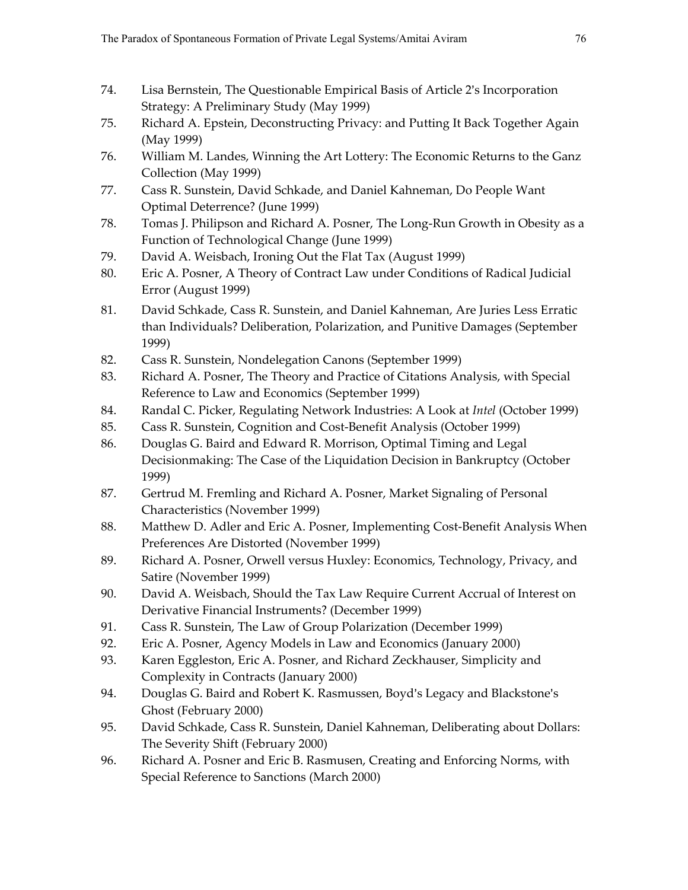74. Lisa Bernstein, The Questionable Empirical Basis of Article 2's Incorporation Strategy: A Preliminary Study (May 1999)
75. Richard A. Epstein, Deconstructing Privacy: and Putting It Back Together Again (May 1999)
76. William M. Landes, Winning the Art Lottery: The Economic Returns to the Ganz Collection (May 1999)
77. Cass R. Sunstein, David Schkade, and Daniel Kahneman, Do People Want Optimal Deterrence? (June 1999)
78. Tomas J. Philipson and Richard A. Posner, The Long-Run Growth in Obesity as a Function of Technological Change (June 1999)
79. David A. Weisbach, Ironing Out the Flat Tax (August 1999)
80. Eric A. Posner, A Theory of Contract Law under Conditions of Radical Judicial Error (August 1999)
81. David Schkade, Cass R. Sunstein, and Daniel Kahneman, Are Juries Less Erratic than Individuals? Deliberation, Polarization, and Punitive Damages (September 1999)
82. Cass R. Sunstein, Nondelegation Canons (September 1999)
83. Richard A. Posner, The Theory and Practice of Citations Analysis, with Special Reference to Law and Economics (September 1999)
84. Randal C. Picker, Regulating Network Industries: A Look at *Intel* (October 1999)
85. Cass R. Sunstein, Cognition and Cost-Benefit Analysis (October 1999)
86. Douglas G. Baird and Edward R. Morrison, Optimal Timing and Legal Decisionmaking: The Case of the Liquidation Decision in Bankruptcy (October 1999)
87. Gertrud M. Fremling and Richard A. Posner, Market Signaling of Personal Characteristics (November 1999)
88. Matthew D. Adler and Eric A. Posner, Implementing Cost-Benefit Analysis When Preferences Are Distorted (November 1999)
89. Richard A. Posner, Orwell versus Huxley: Economics, Technology, Privacy, and Satire (November 1999)
90. David A. Weisbach, Should the Tax Law Require Current Accrual of Interest on Derivative Financial Instruments? (December 1999)
91. Cass R. Sunstein, The Law of Group Polarization (December 1999)
92. Eric A. Posner, Agency Models in Law and Economics (January 2000)
93. Karen Eggleston, Eric A. Posner, and Richard Zeckhauser, Simplicity and Complexity in Contracts (January 2000)
94. Douglas G. Baird and Robert K. Rasmussen, Boyd's Legacy and Blackstone's Ghost (February 2000)
95. David Schkade, Cass R. Sunstein, Daniel Kahneman, Deliberating about Dollars: The Severity Shift (February 2000)
96. Richard A. Posner and Eric B. Rasmusen, Creating and Enforcing Norms, with Special Reference to Sanctions (March 2000)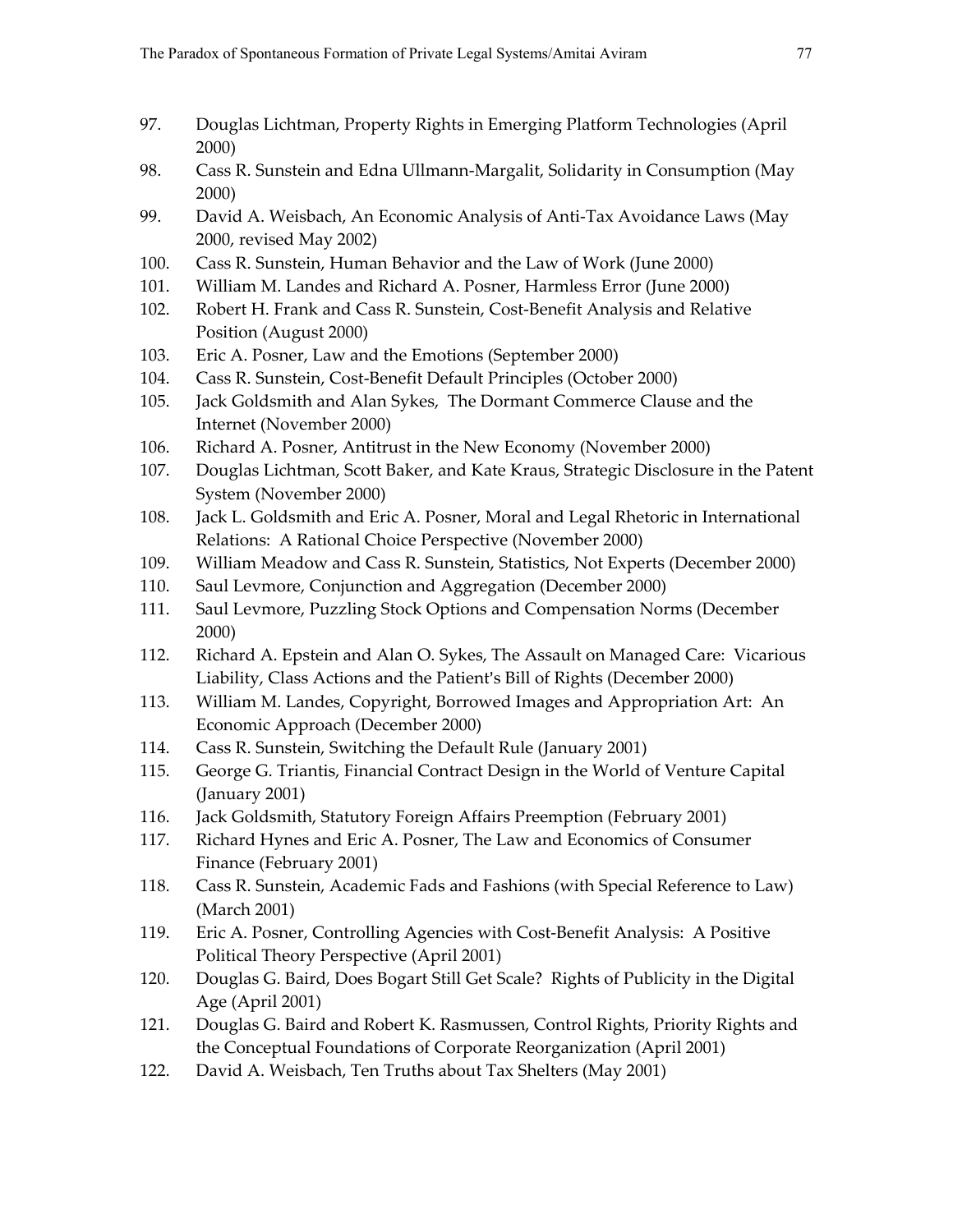97. Douglas Lichtman, Property Rights in Emerging Platform Technologies (April 2000)
98. Cass R. Sunstein and Edna Ullmann-Margalit, Solidarity in Consumption (May 2000)
99. David A. Weisbach, An Economic Analysis of Anti-Tax Avoidance Laws (May 2000, revised May 2002)
100. Cass R. Sunstein, Human Behavior and the Law of Work (June 2000)
101. William M. Landes and Richard A. Posner, Harmless Error (June 2000)
102. Robert H. Frank and Cass R. Sunstein, Cost-Benefit Analysis and Relative Position (August 2000)
103. Eric A. Posner, Law and the Emotions (September 2000)
104. Cass R. Sunstein, Cost-Benefit Default Principles (October 2000)
105. Jack Goldsmith and Alan Sykes, The Dormant Commerce Clause and the Internet (November 2000)
106. Richard A. Posner, Antitrust in the New Economy (November 2000)
107. Douglas Lichtman, Scott Baker, and Kate Kraus, Strategic Disclosure in the Patent System (November 2000)
108. Jack L. Goldsmith and Eric A. Posner, Moral and Legal Rhetoric in International Relations: A Rational Choice Perspective (November 2000)
109. William Meadow and Cass R. Sunstein, Statistics, Not Experts (December 2000)
110. Saul Levmore, Conjunction and Aggregation (December 2000)
111. Saul Levmore, Puzzling Stock Options and Compensation Norms (December 2000)
112. Richard A. Epstein and Alan O. Sykes, The Assault on Managed Care: Vicarious Liability, Class Actions and the Patient's Bill of Rights (December 2000)
113. William M. Landes, Copyright, Borrowed Images and Appropriation Art: An Economic Approach (December 2000)
114. Cass R. Sunstein, Switching the Default Rule (January 2001)
115. George G. Triantis, Financial Contract Design in the World of Venture Capital (January 2001)
116. Jack Goldsmith, Statutory Foreign Affairs Preemption (February 2001)
117. Richard Hynes and Eric A. Posner, The Law and Economics of Consumer Finance (February 2001)
118. Cass R. Sunstein, Academic Fads and Fashions (with Special Reference to Law) (March 2001)
119. Eric A. Posner, Controlling Agencies with Cost-Benefit Analysis: A Positive Political Theory Perspective (April 2001)
120. Douglas G. Baird, Does Bogart Still Get Scale? Rights of Publicity in the Digital Age (April 2001)
121. Douglas G. Baird and Robert K. Rasmussen, Control Rights, Priority Rights and the Conceptual Foundations of Corporate Reorganization (April 2001)
122. David A. Weisbach, Ten Truths about Tax Shelters (May 2001)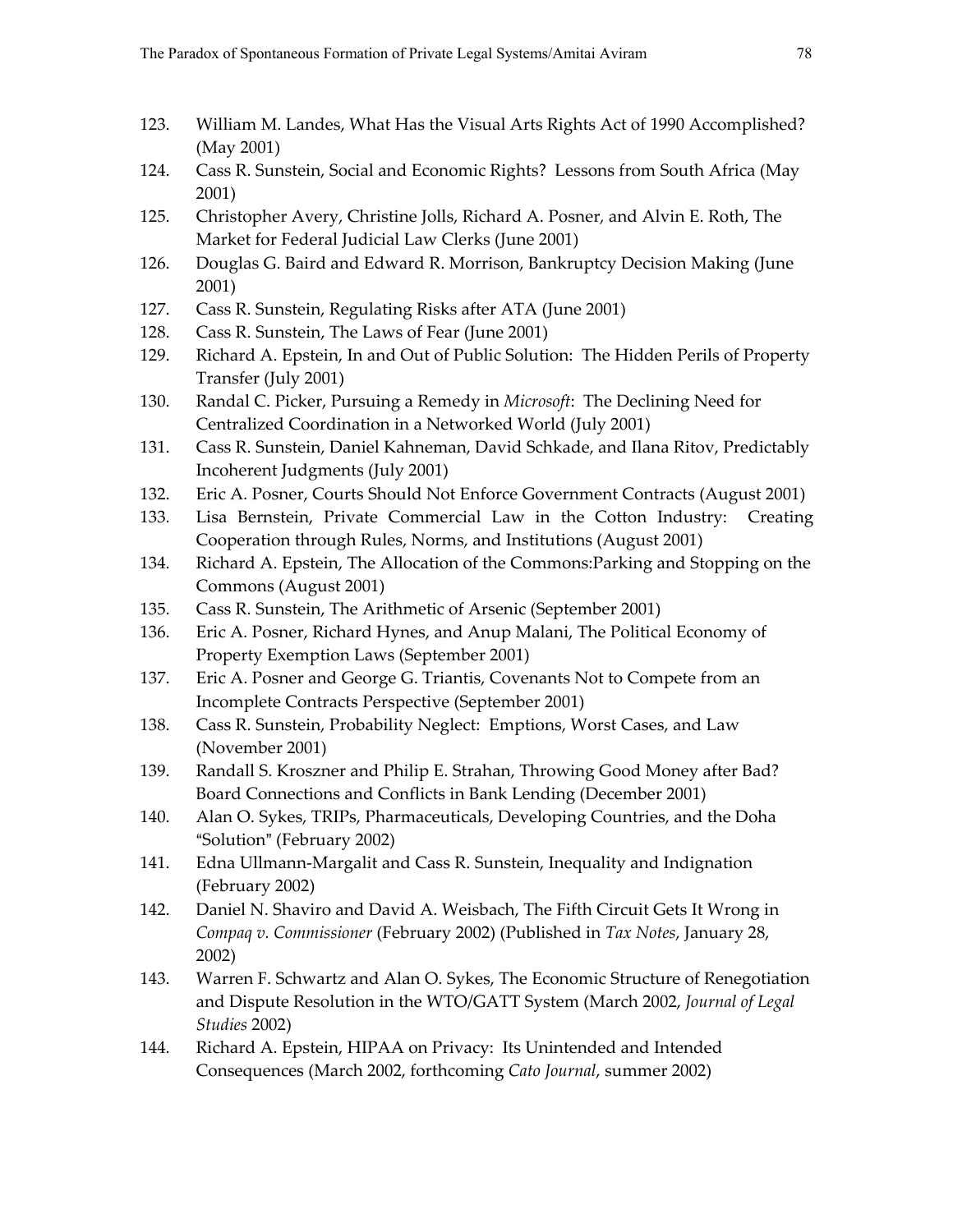123. William M. Landes, What Has the Visual Arts Rights Act of 1990 Accomplished? (May 2001)
124. Cass R. Sunstein, Social and Economic Rights? Lessons from South Africa (May 2001)
125. Christopher Avery, Christine Jolls, Richard A. Posner, and Alvin E. Roth, The Market for Federal Judicial Law Clerks (June 2001)
126. Douglas G. Baird and Edward R. Morrison, Bankruptcy Decision Making (June 2001)
127. Cass R. Sunstein, Regulating Risks after ATA (June 2001)
128. Cass R. Sunstein, The Laws of Fear (June 2001)
129. Richard A. Epstein, In and Out of Public Solution: The Hidden Perils of Property Transfer (July 2001)
130. Randal C. Picker, Pursuing a Remedy in *Microsoft*: The Declining Need for Centralized Coordination in a Networked World (July 2001)
131. Cass R. Sunstein, Daniel Kahneman, David Schkade, and Ilana Ritov, Predictably Incoherent Judgments (July 2001)
132. Eric A. Posner, Courts Should Not Enforce Government Contracts (August 2001)
133. Lisa Bernstein, Private Commercial Law in the Cotton Industry: Creating Cooperation through Rules, Norms, and Institutions (August 2001)
134. Richard A. Epstein, The Allocation of the Commons:Parking and Stopping on the Commons (August 2001)
135. Cass R. Sunstein, The Arithmetic of Arsenic (September 2001)
136. Eric A. Posner, Richard Hynes, and Anup Malani, The Political Economy of Property Exemption Laws (September 2001)
137. Eric A. Posner and George G. Triantis, Covenants Not to Compete from an Incomplete Contracts Perspective (September 2001)
138. Cass R. Sunstein, Probability Neglect: Emptions, Worst Cases, and Law (November 2001)
139. Randall S. Kroszner and Philip E. Strahan, Throwing Good Money after Bad? Board Connections and Conflicts in Bank Lending (December 2001)
140. Alan O. Sykes, TRIPs, Pharmaceuticals, Developing Countries, and the Doha "Solution" (February 2002)
141. Edna Ullmann-Margalit and Cass R. Sunstein, Inequality and Indignation (February 2002)
142. Daniel N. Shaviro and David A. Weisbach, The Fifth Circuit Gets It Wrong in *Compaq v. Commissioner* (February 2002) (Published in *Tax Notes*, January 28, 2002)
143. Warren F. Schwartz and Alan O. Sykes, The Economic Structure of Renegotiation and Dispute Resolution in the WTO/GATT System (March 2002, *Journal of Legal Studies* 2002)
144. Richard A. Epstein, HIPAA on Privacy: Its Unintended and Intended Consequences (March 2002, forthcoming *Cato Journal*, summer 2002)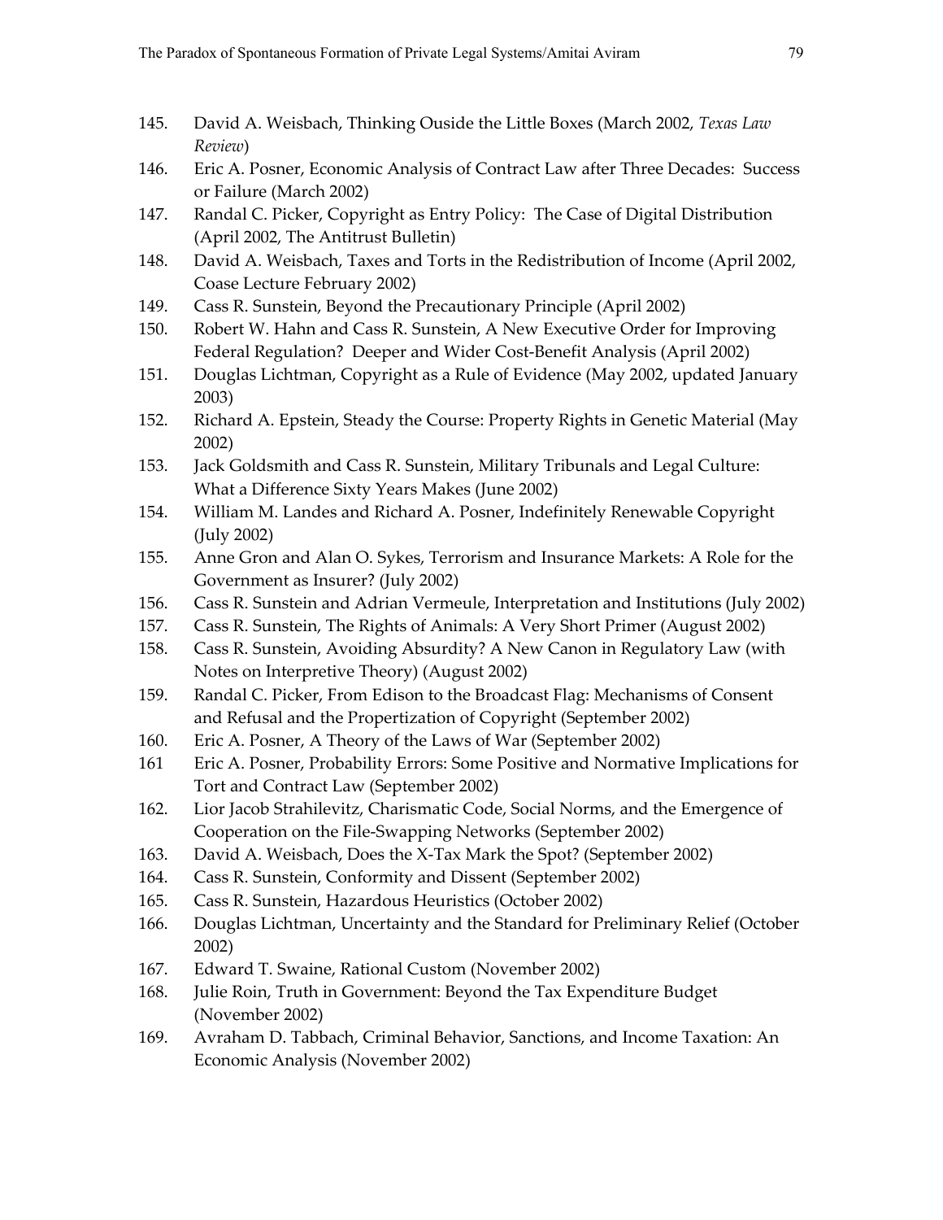145. David A. Weisbach, Thinking Ouside the Little Boxes (March 2002, *Texas Law Review*)
146. Eric A. Posner, Economic Analysis of Contract Law after Three Decades: Success or Failure (March 2002)
147. Randal C. Picker, Copyright as Entry Policy: The Case of Digital Distribution (April 2002, The Antitrust Bulletin)
148. David A. Weisbach, Taxes and Torts in the Redistribution of Income (April 2002, Coase Lecture February 2002)
149. Cass R. Sunstein, Beyond the Precautionary Principle (April 2002)
150. Robert W. Hahn and Cass R. Sunstein, A New Executive Order for Improving Federal Regulation? Deeper and Wider Cost-Benefit Analysis (April 2002)
151. Douglas Lichtman, Copyright as a Rule of Evidence (May 2002, updated January 2003)
152. Richard A. Epstein, Steady the Course: Property Rights in Genetic Material (May 2002)
153. Jack Goldsmith and Cass R. Sunstein, Military Tribunals and Legal Culture: What a Difference Sixty Years Makes (June 2002)
154. William M. Landes and Richard A. Posner, Indefinitely Renewable Copyright (July 2002)
155. Anne Gron and Alan O. Sykes, Terrorism and Insurance Markets: A Role for the Government as Insurer? (July 2002)
156. Cass R. Sunstein and Adrian Vermeule, Interpretation and Institutions (July 2002)
157. Cass R. Sunstein, The Rights of Animals: A Very Short Primer (August 2002)
158. Cass R. Sunstein, Avoiding Absurdity? A New Canon in Regulatory Law (with Notes on Interpretive Theory) (August 2002)
159. Randal C. Picker, From Edison to the Broadcast Flag: Mechanisms of Consent and Refusal and the Propertization of Copyright (September 2002)
160. Eric A. Posner, A Theory of the Laws of War (September 2002)
161 Eric A. Posner, Probability Errors: Some Positive and Normative Implications for Tort and Contract Law (September 2002)
162. Lior Jacob Strahilevitz, Charismatic Code, Social Norms, and the Emergence of Cooperation on the File-Swapping Networks (September 2002)
163. David A. Weisbach, Does the X-Tax Mark the Spot? (September 2002)
164. Cass R. Sunstein, Conformity and Dissent (September 2002)
165. Cass R. Sunstein, Hazardous Heuristics (October 2002)
166. Douglas Lichtman, Uncertainty and the Standard for Preliminary Relief (October 2002)
167. Edward T. Swaine, Rational Custom (November 2002)
168. Julie Roin, Truth in Government: Beyond the Tax Expenditure Budget (November 2002)
169. Avraham D. Tabbach, Criminal Behavior, Sanctions, and Income Taxation: An Economic Analysis (November 2002)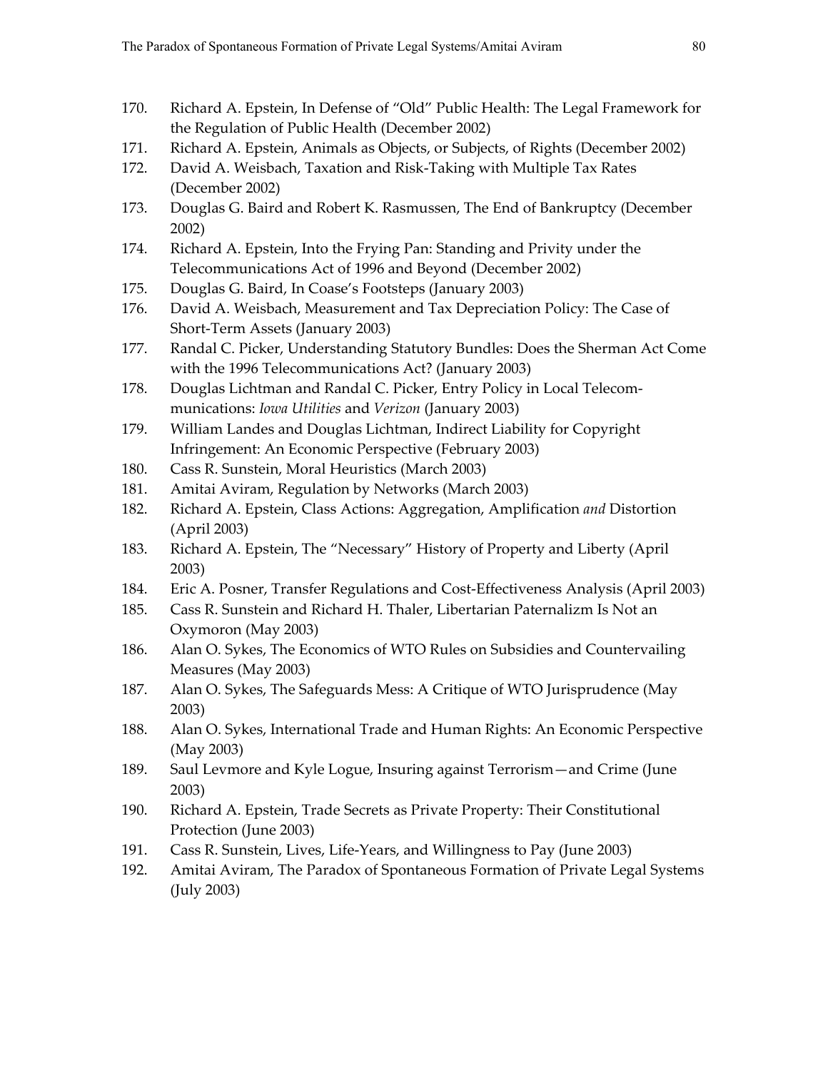170. Richard A. Epstein, In Defense of "Old" Public Health: The Legal Framework for the Regulation of Public Health (December 2002)
171. Richard A. Epstein, Animals as Objects, or Subjects, of Rights (December 2002)
172. David A. Weisbach, Taxation and Risk-Taking with Multiple Tax Rates (December 2002)
173. Douglas G. Baird and Robert K. Rasmussen, The End of Bankruptcy (December 2002)
174. Richard A. Epstein, Into the Frying Pan: Standing and Privity under the Telecommunications Act of 1996 and Beyond (December 2002)
175. Douglas G. Baird, In Coase's Footsteps (January 2003)
176. David A. Weisbach, Measurement and Tax Depreciation Policy: The Case of Short-Term Assets (January 2003)
177. Randal C. Picker, Understanding Statutory Bundles: Does the Sherman Act Come with the 1996 Telecommunications Act? (January 2003)
178. Douglas Lichtman and Randal C. Picker, Entry Policy in Local Telecommunications: *Iowa Utilities* and *Verizon* (January 2003)
179. William Landes and Douglas Lichtman, Indirect Liability for Copyright Infringement: An Economic Perspective (February 2003)
180. Cass R. Sunstein, Moral Heuristics (March 2003)
181. Amitai Aviram, Regulation by Networks (March 2003)
182. Richard A. Epstein, Class Actions: Aggregation, Amplification *and* Distortion (April 2003)
183. Richard A. Epstein, The "Necessary" History of Property and Liberty (April 2003)
184. Eric A. Posner, Transfer Regulations and Cost-Effectiveness Analysis (April 2003)
185. Cass R. Sunstein and Richard H. Thaler, Libertarian Paternalizm Is Not an Oxymoron (May 2003)
186. Alan O. Sykes, The Economics of WTO Rules on Subsidies and Countervailing Measures (May 2003)
187. Alan O. Sykes, The Safeguards Mess: A Critique of WTO Jurisprudence (May 2003)
188. Alan O. Sykes, International Trade and Human Rights: An Economic Perspective (May 2003)
189. Saul Levmore and Kyle Logue, Insuring against Terrorism—and Crime (June 2003)
190. Richard A. Epstein, Trade Secrets as Private Property: Their Constitutional Protection (June 2003)
191. Cass R. Sunstein, Lives, Life-Years, and Willingness to Pay (June 2003)
192. Amitai Aviram, The Paradox of Spontaneous Formation of Private Legal Systems (July 2003)